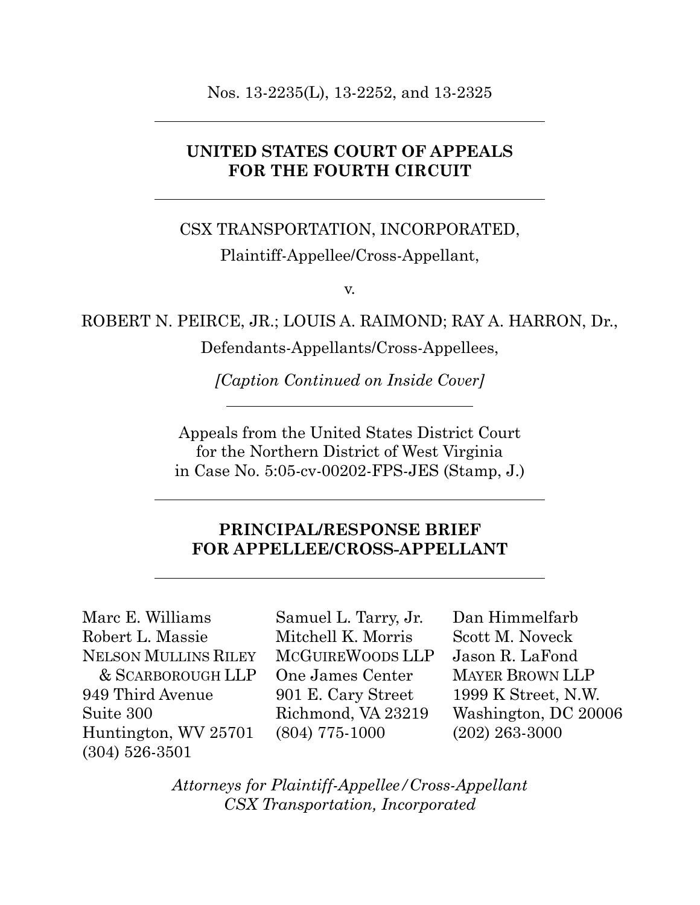Nos. 13-2235(L), 13-2252, and 13-2325

---

**UNITED STATES COURT OF APPEALS**
**FOR THE FOURTH CIRCUIT**

---

CSX TRANSPORTATION, INCORPORATED,

Plaintiff-Appellee/Cross-Appellant,

v.

ROBERT N. PEIRCE, JR.; LOUIS A. RAIMOND; RAY A. HARRON, Dr.,

Defendants-Appellants/Cross-Appellees,

*[Caption Continued on Inside Cover]*

---

Appeals from the United States District Court
for the Northern District of West Virginia
in Case No. 5:05-cv-00202-FPS-JES (Stamp, J.)

---

**PRINCIPAL/RESPONSE BRIEF**
**FOR APPELLEE/CROSS-APPELLANT**

---

Marc E. Williams
Robert L. Massie
NELSON MULLINS RILEY & SCARBOROUGH LLP
949 Third Avenue
Suite 300
Huntington, WV 25701
(304) 526-3501

Samuel L. Tarry, Jr.
Mitchell K. Morris
MCGUIREWOODS LLP
One James Center
901 E. Cary Street
Richmond, VA 23219
(804) 775-1000

Dan Himmelfarb
Scott M. Noveck
Jason R. LaFond
MAYER BROWN LLP
1999 K Street, N.W.
Washington, DC 20006
(202) 263-3000

*Attorneys for Plaintiff-Appellee/Cross-Appellant*
*CSX Transportation, Incorporated*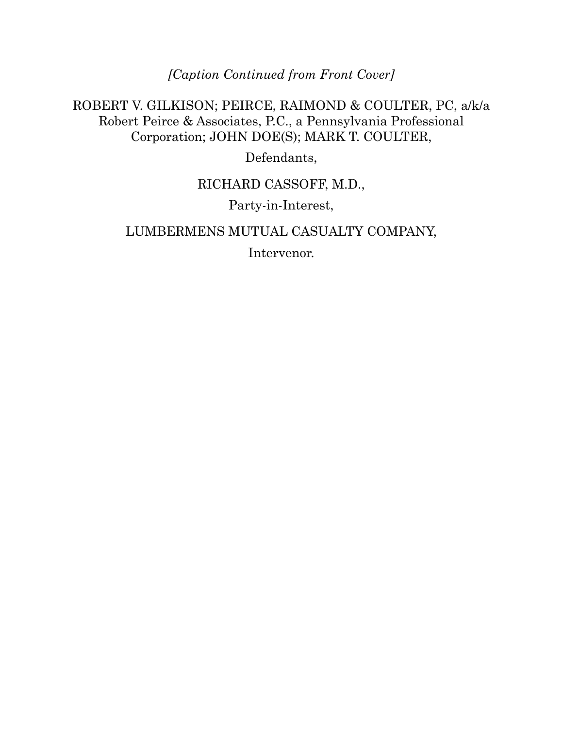*[Caption Continued from Front Cover]*

ROBERT V. GILKISON; PEIRCE, RAIMOND & COULTER, PC, a/k/a Robert Peirce & Associates, P.C., a Pennsylvania Professional Corporation; JOHN DOE(S); MARK T. COULTER,

Defendants,

RICHARD CASSOFF, M.D.,

Party-in-Interest,

LUMBERMENS MUTUAL CASUALTY COMPANY,

Intervenor.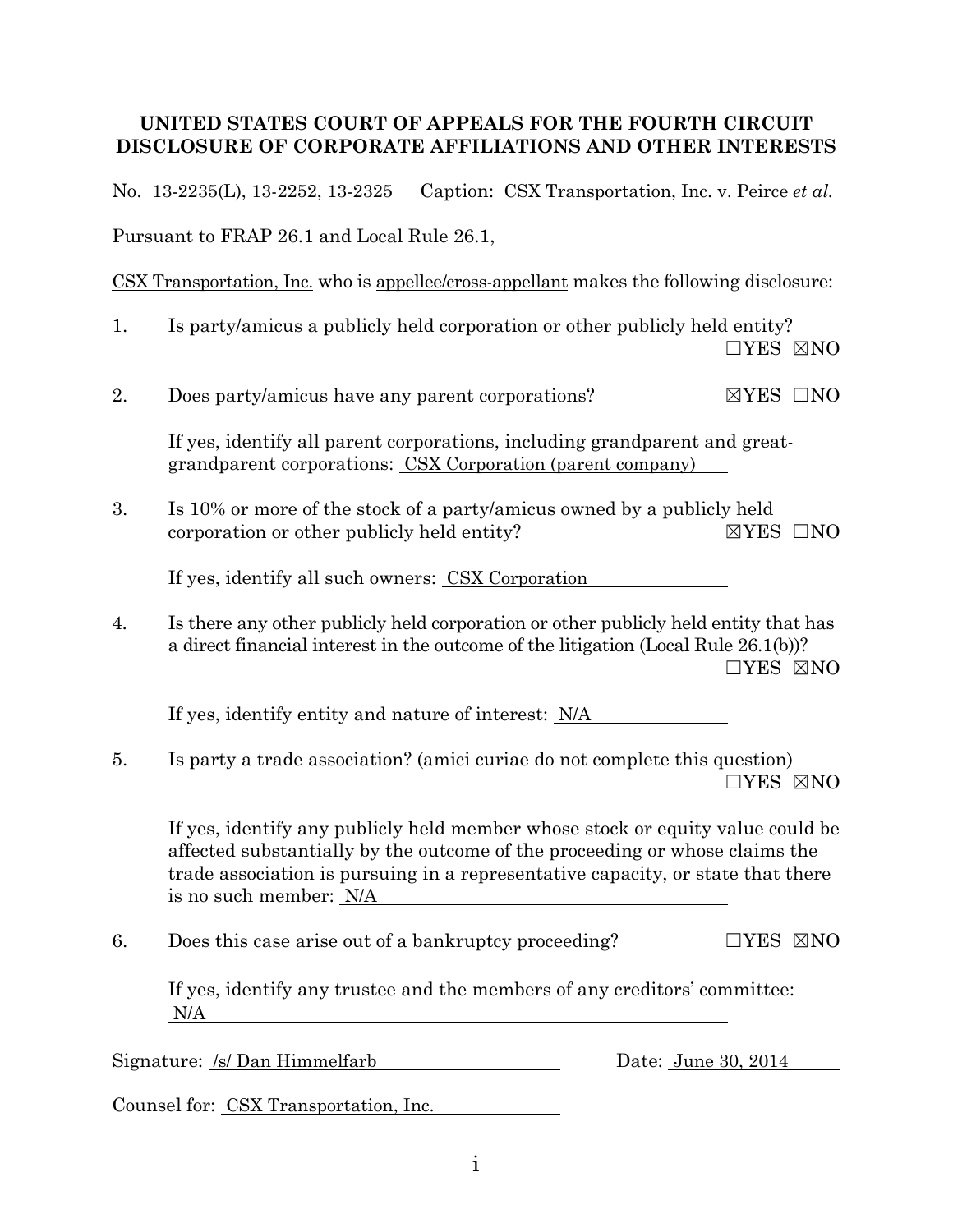**UNITED STATES COURT OF APPEALS FOR THE FOURTH CIRCUIT**
**DISCLOSURE OF CORPORATE AFFILIATIONS AND OTHER INTERESTS**

No. 13-2235(L), 13-2252, 13-2325 Caption: CSX Transportation, Inc. v. Peirce *et al.*

Pursuant to FRAP 26.1 and Local Rule 26.1,

CSX Transportation, Inc. who is appellee/cross-appellant makes the following disclosure:

1. Is party/amicus a publicly held corporation or other publicly held entity? ☐YES ☒NO

2. Does party/amicus have any parent corporations? ☒YES ☐NO

   If yes, identify all parent corporations, including grandparent and great-grandparent corporations: CSX Corporation (parent company)

3. Is 10% or more of the stock of a party/amicus owned by a publicly held corporation or other publicly held entity? ☒YES ☐NO

   If yes, identify all such owners: CSX Corporation

4. Is there any other publicly held corporation or other publicly held entity that has a direct financial interest in the outcome of the litigation (Local Rule 26.1(b))? ☐YES ☒NO

   If yes, identify entity and nature of interest: N/A

5. Is party a trade association? (amici curiae do not complete this question) ☐YES ☒NO

   If yes, identify any publicly held member whose stock or equity value could be affected substantially by the outcome of the proceeding or whose claims the trade association is pursuing in a representative capacity, or state that there is no such member: N/A

6. Does this case arise out of a bankruptcy proceeding? ☐YES ☒NO

   If yes, identify any trustee and the members of any creditors' committee: N/A

Signature: /s/ Dan Himmelfarb Date: June 30, 2014

Counsel for: CSX Transportation, Inc.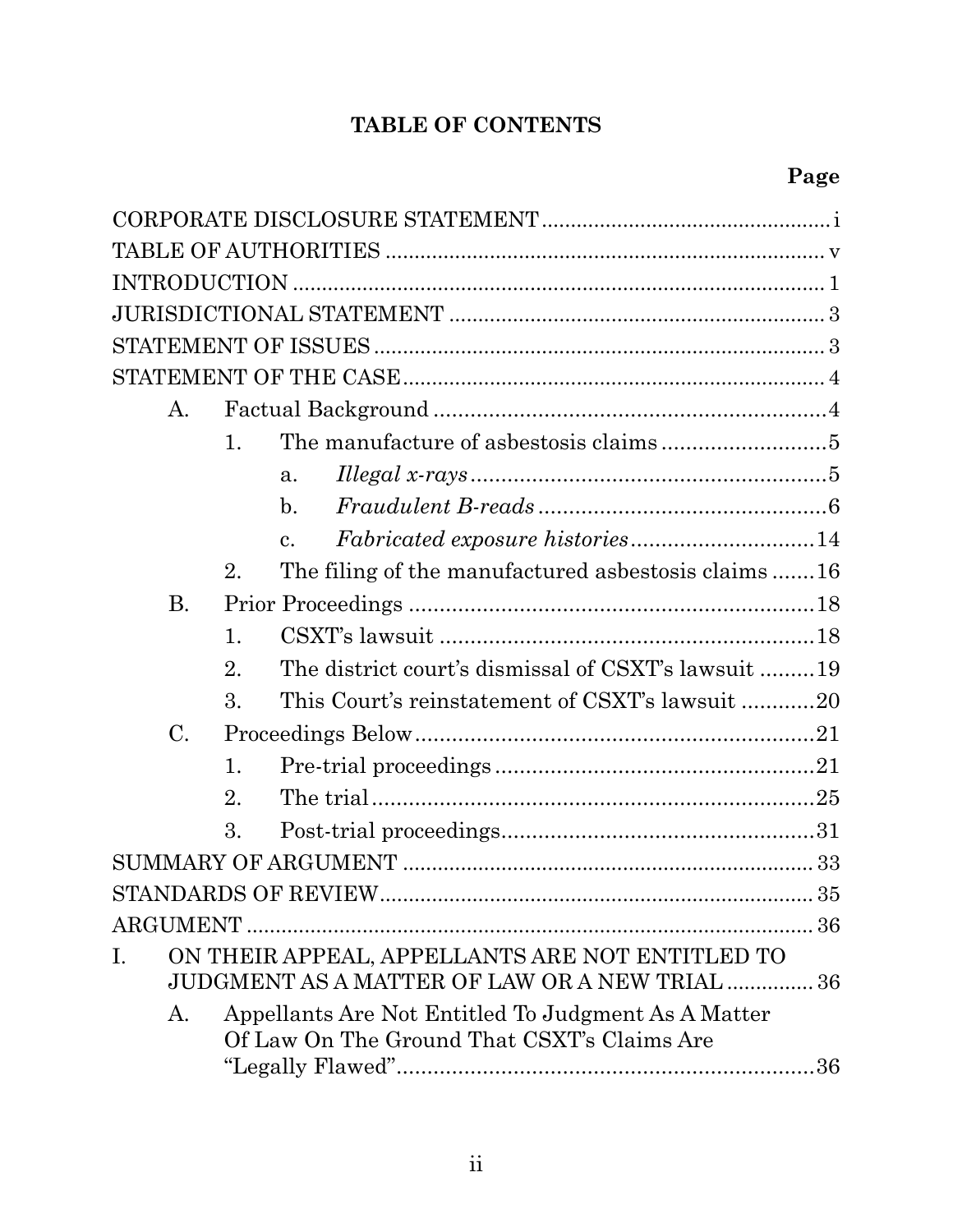# TABLE OF CONTENTS

| | Page |
|---|---|
| CORPORATE DISCLOSURE STATEMENT | i |
| TABLE OF AUTHORITIES | v |
| INTRODUCTION | 1 |
| JURISDICTIONAL STATEMENT | 3 |
| STATEMENT OF ISSUES | 3 |
| STATEMENT OF THE CASE | 4 |
| A. Factual Background | 4 |
| 1. The manufacture of asbestosis claims | 5 |
| a. *Illegal x-rays* | 5 |
| b. *Fraudulent B-reads* | 6 |
| c. *Fabricated exposure histories* | 14 |
| 2. The filing of the manufactured asbestosis claims | 16 |
| B. Prior Proceedings | 18 |
| 1. CSXT's lawsuit | 18 |
| 2. The district court's dismissal of CSXT's lawsuit | 19 |
| 3. This Court's reinstatement of CSXT's lawsuit | 20 |
| C. Proceedings Below | 21 |
| 1. Pre-trial proceedings | 21 |
| 2. The trial | 25 |
| 3. Post-trial proceedings | 31 |
| SUMMARY OF ARGUMENT | 33 |
| STANDARDS OF REVIEW | 35 |
| ARGUMENT | 36 |
| I. ON THEIR APPEAL, APPELLANTS ARE NOT ENTITLED TO JUDGMENT AS A MATTER OF LAW OR A NEW TRIAL | 36 |
| A. Appellants Are Not Entitled To Judgment As A Matter Of Law On The Ground That CSXT's Claims Are "Legally Flawed" | 36 |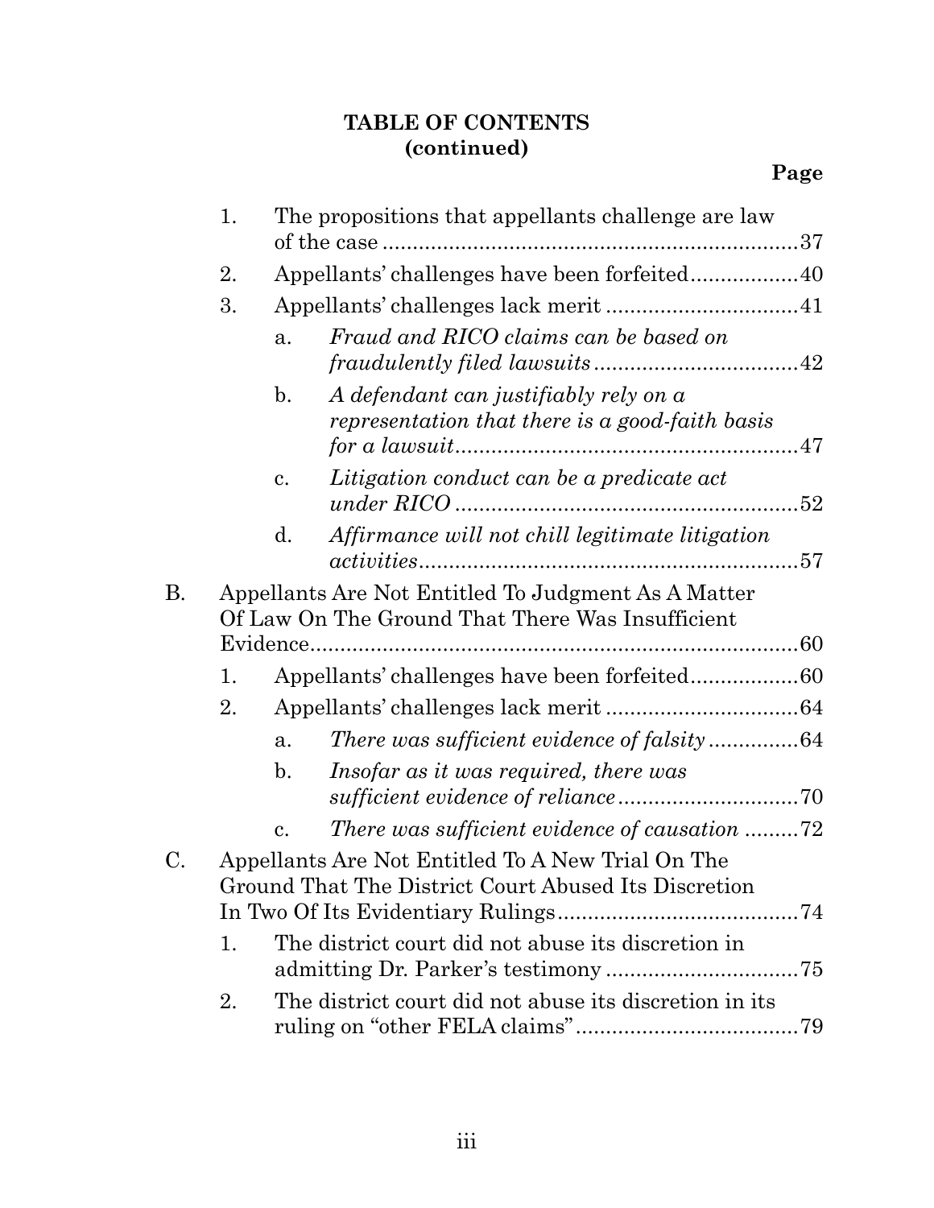**TABLE OF CONTENTS**
**(continued)**

**Page**

1. The propositions that appellants challenge are law of the case ....................37
2. Appellants' challenges have been forfeited....................40
3. Appellants' challenges lack merit ....................41
    a. *Fraud and RICO claims can be based on fraudulently filed lawsuits* ....................42
    b. *A defendant can justifiably rely on a representation that there is a good-faith basis for a lawsuit*....................47
    c. *Litigation conduct can be a predicate act under RICO* ....................52
    d. *Affirmance will not chill legitimate litigation activities*....................57

B. Appellants Are Not Entitled To Judgment As A Matter Of Law On The Ground That There Was Insufficient Evidence....................60

1. Appellants' challenges have been forfeited....................60
2. Appellants' challenges lack merit ....................64
    a. *There was sufficient evidence of falsity* ....................64
    b. *Insofar as it was required, there was sufficient evidence of reliance* ....................70
    c. *There was sufficient evidence of causation* ....................72

C. Appellants Are Not Entitled To A New Trial On The Ground That The District Court Abused Its Discretion In Two Of Its Evidentiary Rulings....................74

1. The district court did not abuse its discretion in admitting Dr. Parker's testimony ....................75
2. The district court did not abuse its discretion in its ruling on "other FELA claims" ....................79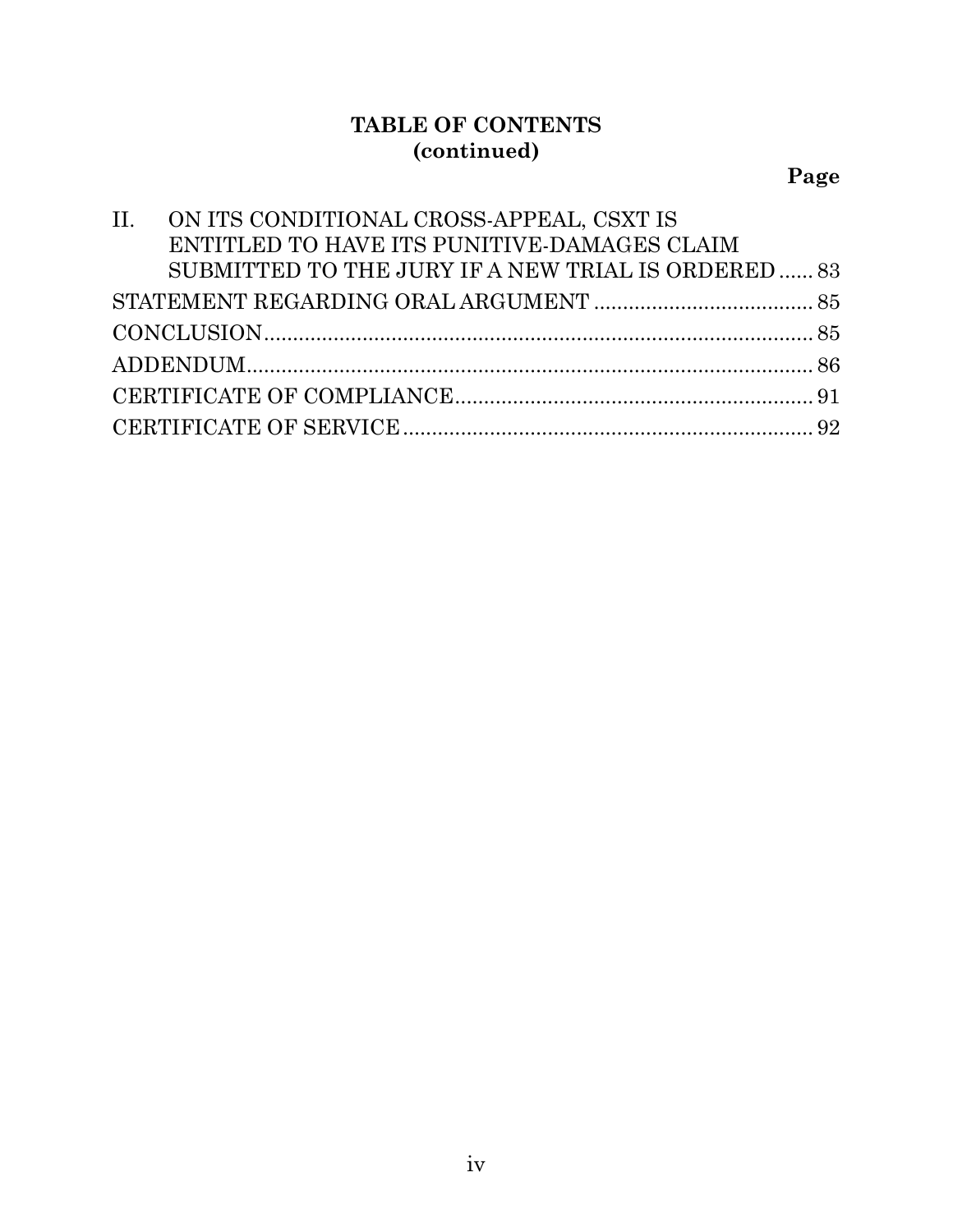**TABLE OF CONTENTS**
**(continued)**

| | Page |
|---|---|
| II. ON ITS CONDITIONAL CROSS-APPEAL, CSXT IS ENTITLED TO HAVE ITS PUNITIVE-DAMAGES CLAIM SUBMITTED TO THE JURY IF A NEW TRIAL IS ORDERED | 83 |
| STATEMENT REGARDING ORAL ARGUMENT | 85 |
| CONCLUSION | 85 |
| ADDENDUM | 86 |
| CERTIFICATE OF COMPLIANCE | 91 |
| CERTIFICATE OF SERVICE | 92 |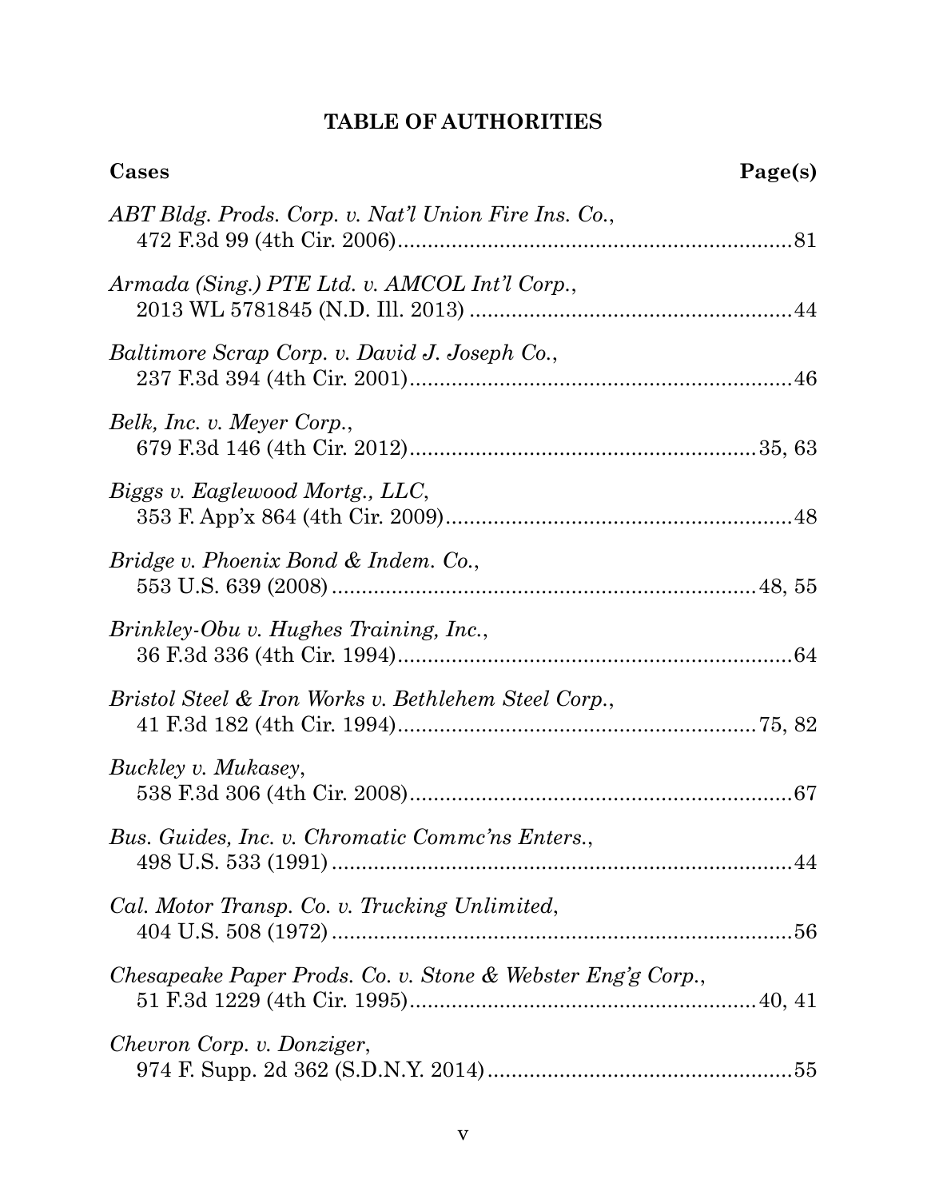## TABLE OF AUTHORITIES

**Cases** **Page(s)**

*ABT Bldg. Prods. Corp. v. Nat'l Union Fire Ins. Co.*,
472 F.3d 99 (4th Cir. 2006)....................................................................81

*Armada (Sing.) PTE Ltd. v. AMCOL Int'l Corp.*,
2013 WL 5781845 (N.D. Ill. 2013) .......................................................44

*Baltimore Scrap Corp. v. David J. Joseph Co.*,
237 F.3d 394 (4th Cir. 2001)..................................................................46

*Belk, Inc. v. Meyer Corp.*,
679 F.3d 146 (4th Cir. 2012)............................................................35, 63

*Biggs v. Eaglewood Mortg., LLC*,
353 F. App'x 864 (4th Cir. 2009)............................................................48

*Bridge v. Phoenix Bond & Indem. Co.*,
553 U.S. 639 (2008) ..........................................................................48, 55

*Brinkley-Obu v. Hughes Training, Inc.*,
36 F.3d 336 (4th Cir. 1994)....................................................................64

*Bristol Steel & Iron Works v. Bethlehem Steel Corp.*,
41 F.3d 182 (4th Cir. 1994)..............................................................75, 82

*Buckley v. Mukasey*,
538 F.3d 306 (4th Cir. 2008)..................................................................67

*Bus. Guides, Inc. v. Chromatic Commc'ns Enters.*,
498 U.S. 533 (1991) ...............................................................................44

*Cal. Motor Transp. Co. v. Trucking Unlimited*,
404 U.S. 508 (1972) ...............................................................................56

*Chesapeake Paper Prods. Co. v. Stone & Webster Eng'g Corp.*,
51 F.3d 1229 (4th Cir. 1995)............................................................40, 41

*Chevron Corp. v. Donziger*,
974 F. Supp. 2d 362 (S.D.N.Y. 2014) ....................................................55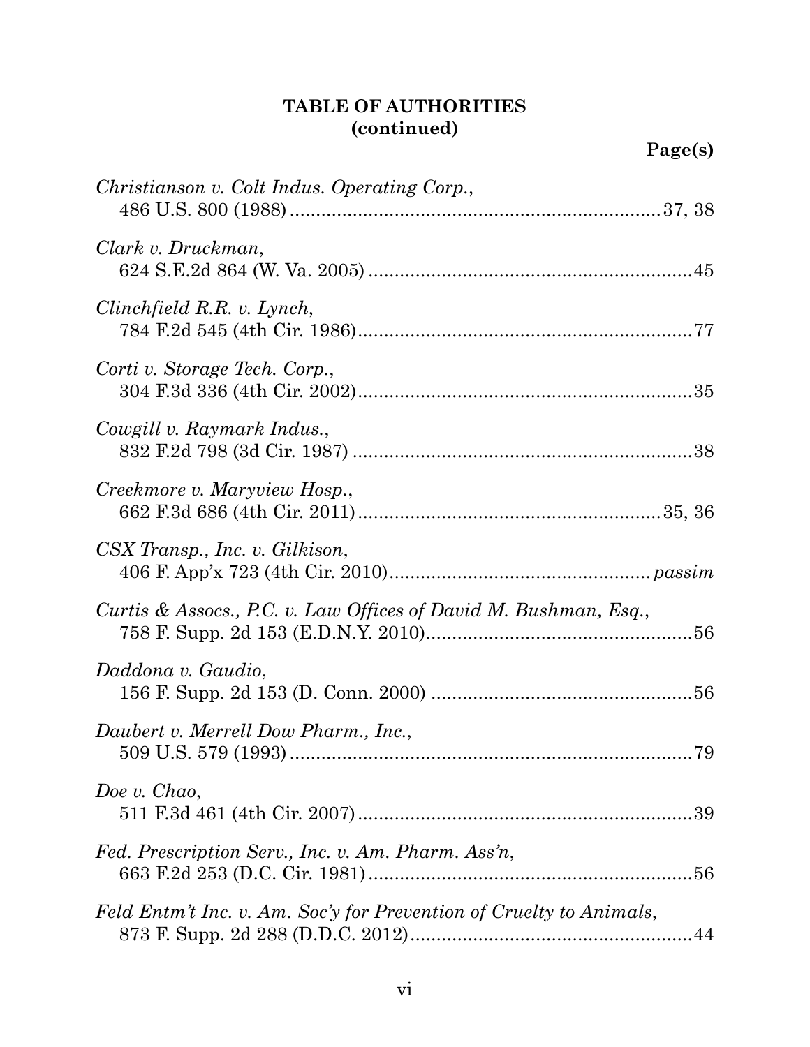**TABLE OF AUTHORITIES**
**(continued)**

**Page(s)**

*Christianson v. Colt Indus. Operating Corp.*,
486 U.S. 800 (1988) ........................................................................37, 38

*Clark v. Druckman*,
624 S.E.2d 864 (W. Va. 2005) ..............................................................45

*Clinchfield R.R. v. Lynch*,
784 F.2d 545 (4th Cir. 1986)................................................................77

*Corti v. Storage Tech. Corp.*,
304 F.3d 336 (4th Cir. 2002)................................................................35

*Cowgill v. Raymark Indus.*,
832 F.2d 798 (3d Cir. 1987) .................................................................38

*Creekmore v. Maryview Hosp.*,
662 F.3d 686 (4th Cir. 2011)...........................................................35, 36

*CSX Transp., Inc. v. Gilkison*,
406 F. App'x 723 (4th Cir. 2010).................................................*passim*

*Curtis & Assocs., P.C. v. Law Offices of David M. Bushman, Esq.*,
758 F. Supp. 2d 153 (E.D.N.Y. 2010)...................................................56

*Daddona v. Gaudio*,
156 F. Supp. 2d 153 (D. Conn. 2000) ..................................................56

*Daubert v. Merrell Dow Pharm., Inc.*,
509 U.S. 579 (1993) .............................................................................79

*Doe v. Chao*,
511 F.3d 461 (4th Cir. 2007)................................................................39

*Fed. Prescription Serv., Inc. v. Am. Pharm. Ass'n*,
663 F.2d 253 (D.C. Cir. 1981)...............................................................56

*Feld Entm't Inc. v. Am. Soc'y for Prevention of Cruelty to Animals*,
873 F. Supp. 2d 288 (D.D.C. 2012)......................................................44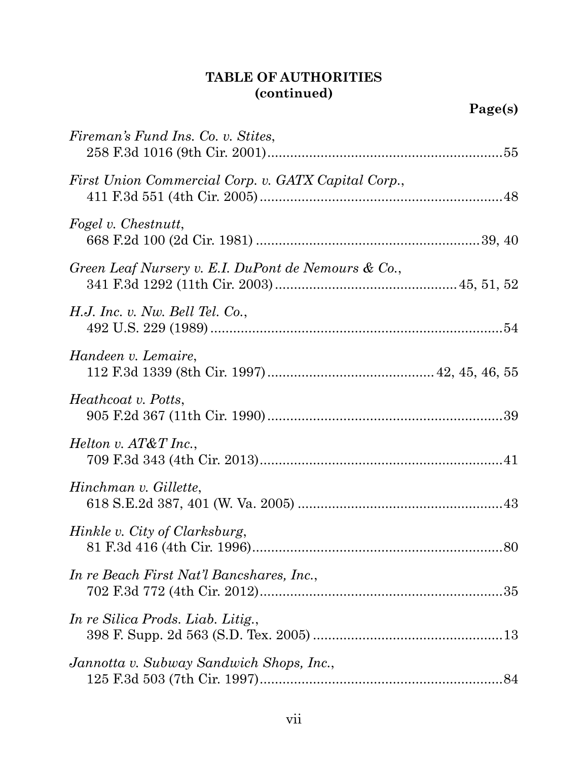**TABLE OF AUTHORITIES**
**(continued)**

**Page(s)**

*Fireman's Fund Ins. Co. v. Stites*,
258 F.3d 1016 (9th Cir. 2001) .............................................................. 55

*First Union Commercial Corp. v. GATX Capital Corp.*,
411 F.3d 551 (4th Cir. 2005) ................................................................ 48

*Fogel v. Chestnutt*,
668 F.2d 100 (2d Cir. 1981) ........................................................... 39, 40

*Green Leaf Nursery v. E.I. DuPont de Nemours & Co.*,
341 F.3d 1292 (11th Cir. 2003) .............................................. 45, 51, 52

*H.J. Inc. v. Nw. Bell Tel. Co.*,
492 U.S. 229 (1989) ............................................................................. 54

*Handeen v. Lemaire*,
112 F.3d 1339 (8th Cir. 1997) ............................................ 42, 45, 46, 55

*Heathcoat v. Potts*,
905 F.2d 367 (11th Cir. 1990) .............................................................. 39

*Helton v. AT&T Inc.*,
709 F.3d 343 (4th Cir. 2013) ................................................................ 41

*Hinchman v. Gillette*,
618 S.E.2d 387, 401 (W. Va. 2005) ...................................................... 43

*Hinkle v. City of Clarksburg*,
81 F.3d 416 (4th Cir. 1996) .................................................................. 80

*In re Beach First Nat'l Bancshares, Inc.*,
702 F.3d 772 (4th Cir. 2012) ................................................................ 35

*In re Silica Prods. Liab. Litig.*,
398 F. Supp. 2d 563 (S.D. Tex. 2005) .................................................. 13

*Jannotta v. Subway Sandwich Shops, Inc.*,
125 F.3d 503 (7th Cir. 1997) ................................................................ 84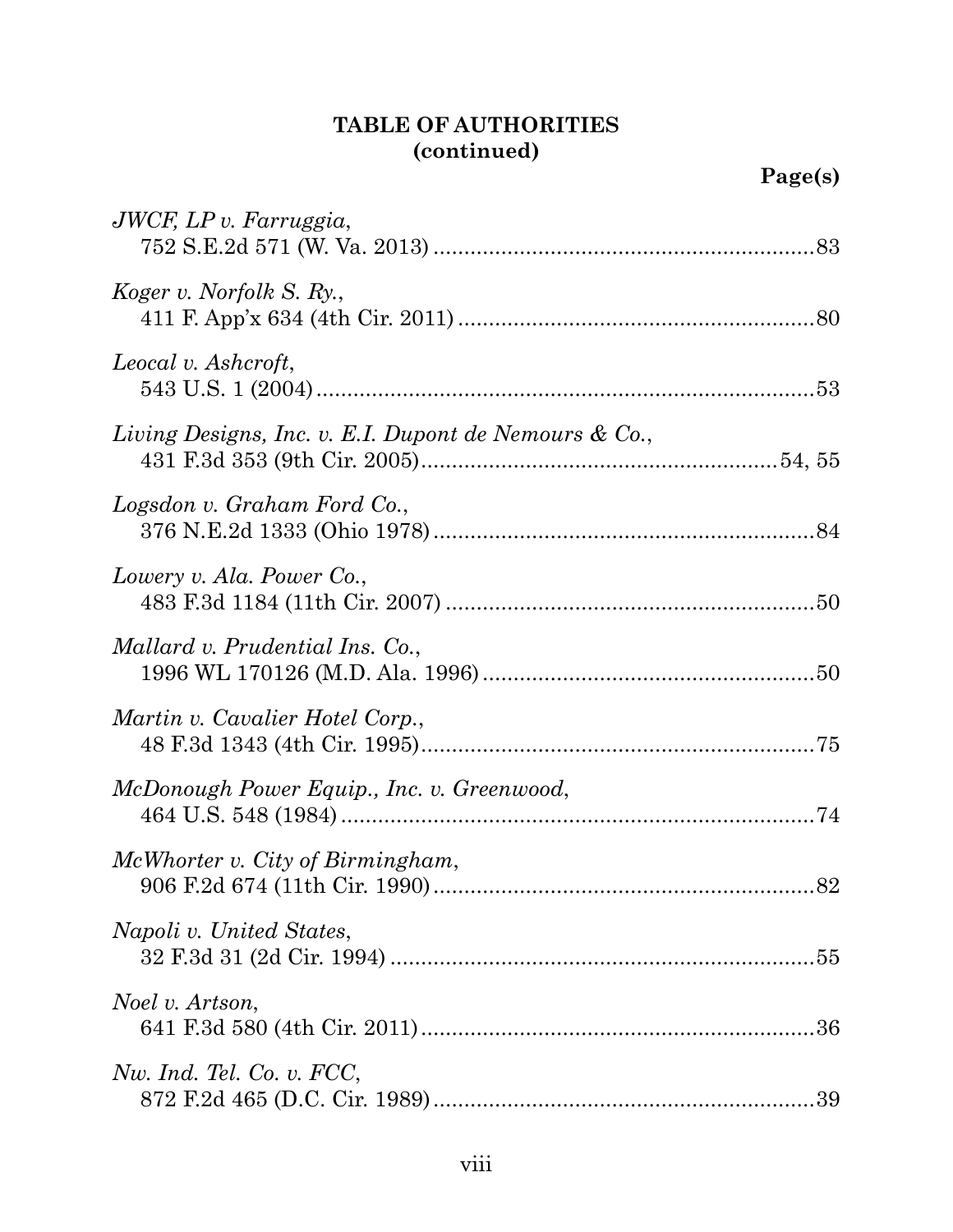**TABLE OF AUTHORITIES**
**(continued)**

**Page(s)**

*JWCF, LP v. Farruggia*,
752 S.E.2d 571 (W. Va. 2013) .............................................................83

*Koger v. Norfolk S. Ry.*,
411 F. App'x 634 (4th Cir. 2011) .........................................................80

*Leocal v. Ashcroft*,
543 U.S. 1 (2004) ...............................................................................53

*Living Designs, Inc. v. E.I. Dupont de Nemours & Co.*,
431 F.3d 353 (9th Cir. 2005)..........................................................54, 55

*Logsdon v. Graham Ford Co.*,
376 N.E.2d 1333 (Ohio 1978) .............................................................84

*Lowery v. Ala. Power Co.*,
483 F.3d 1184 (11th Cir. 2007) ...........................................................50

*Mallard v. Prudential Ins. Co.*,
1996 WL 170126 (M.D. Ala. 1996) .....................................................50

*Martin v. Cavalier Hotel Corp.*,
48 F.3d 1343 (4th Cir. 1995)...............................................................75

*McDonough Power Equip., Inc. v. Greenwood*,
464 U.S. 548 (1984) ...........................................................................74

*McWhorter v. City of Birmingham*,
906 F.2d 674 (11th Cir. 1990).............................................................82

*Napoli v. United States*,
32 F.3d 31 (2d Cir. 1994) ....................................................................55

*Noel v. Artson*,
641 F.3d 580 (4th Cir. 2011)...............................................................36

*Nw. Ind. Tel. Co. v. FCC*,
872 F.2d 465 (D.C. Cir. 1989).............................................................39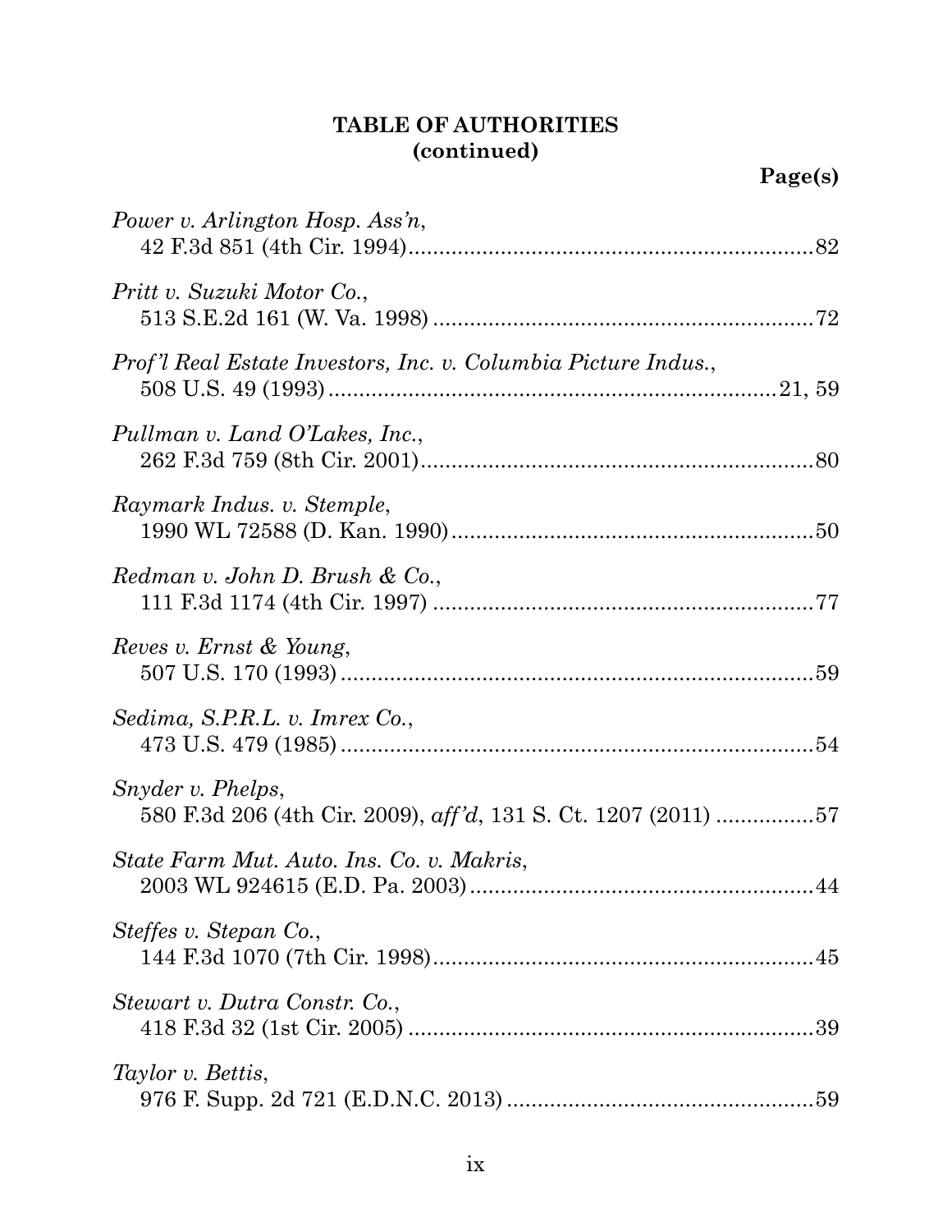**TABLE OF AUTHORITIES (continued)**

**Page(s)**

*Power v. Arlington Hosp. Ass'n*,
42 F.3d 851 (4th Cir. 1994)....................................................................82

*Pritt v. Suzuki Motor Co.*,
513 S.E.2d 161 (W. Va. 1998) ................................................................72

*Prof'l Real Estate Investors, Inc. v. Columbia Picture Indus.*,
508 U.S. 49 (1993)..............................................................................21, 59

*Pullman v. Land O'Lakes, Inc.*,
262 F.3d 759 (8th Cir. 2001)...................................................................80

*Raymark Indus. v. Stemple*,
1990 WL 72588 (D. Kan. 1990).............................................................50

*Redman v. John D. Brush & Co.*,
111 F.3d 1174 (4th Cir. 1997) ................................................................77

*Reves v. Ernst & Young*,
507 U.S. 170 (1993)...............................................................................59

*Sedima, S.P.R.L. v. Imrex Co.*,
473 U.S. 479 (1985)...............................................................................54

*Snyder v. Phelps*,
580 F.3d 206 (4th Cir. 2009), *aff'd*, 131 S. Ct. 1207 (2011) ................57

*State Farm Mut. Auto. Ins. Co. v. Makris*,
2003 WL 924615 (E.D. Pa. 2003)..........................................................44

*Steffes v. Stepan Co.*,
144 F.3d 1070 (7th Cir. 1998)................................................................45

*Stewart v. Dutra Constr. Co.*,
418 F.3d 32 (1st Cir. 2005) ....................................................................39

*Taylor v. Bettis*,
976 F. Supp. 2d 721 (E.D.N.C. 2013) ....................................................59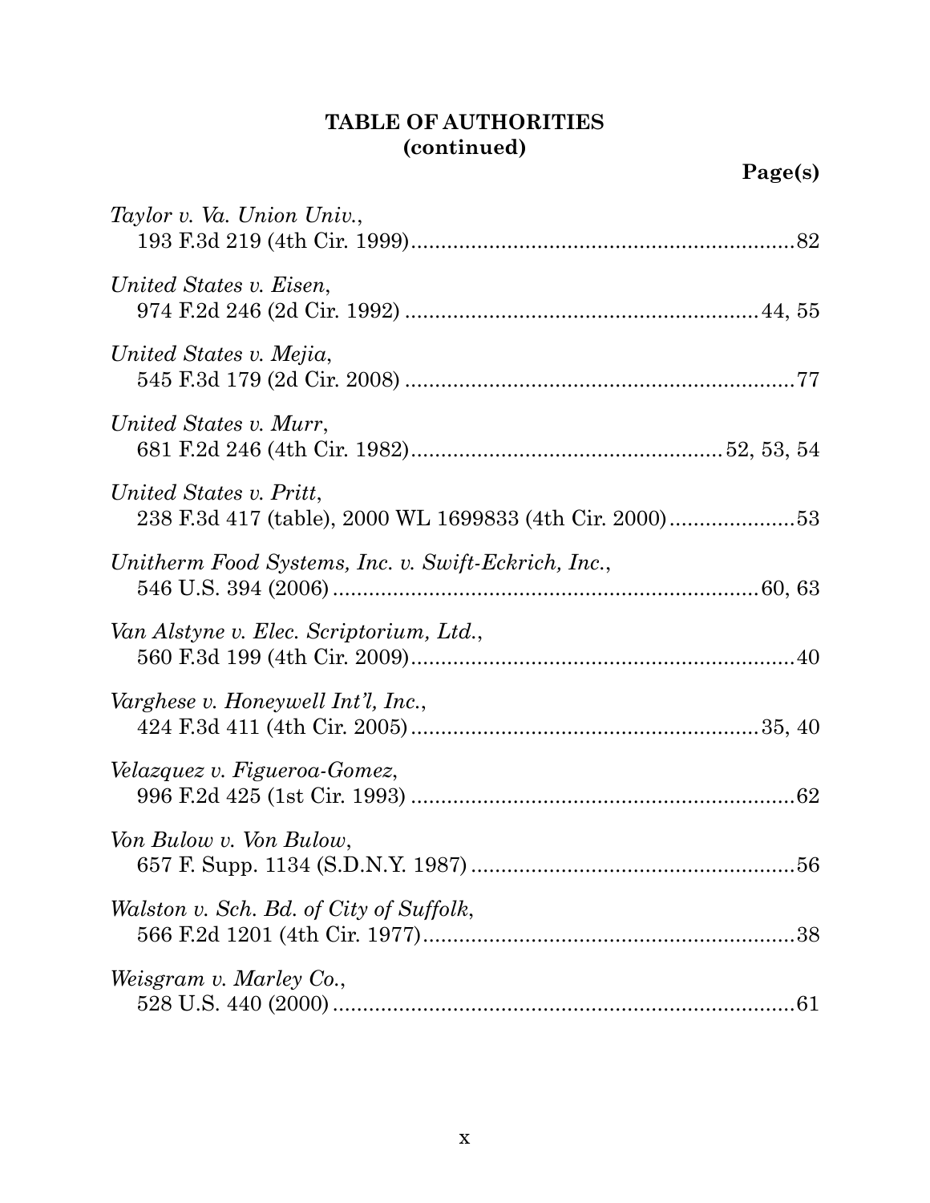# TABLE OF AUTHORITIES
## (continued)

**Page(s)**

*Taylor v. Va. Union Univ.*,
193 F.3d 219 (4th Cir. 1999)................................................................82

*United States v. Eisen*,
974 F.2d 246 (2d Cir. 1992) ..........................................................44, 55

*United States v. Mejia*,
545 F.3d 179 (2d Cir. 2008) ................................................................77

*United States v. Murr*,
681 F.2d 246 (4th Cir. 1982)..................................................52, 53, 54

*United States v. Pritt*,
238 F.3d 417 (table), 2000 WL 1699833 (4th Cir. 2000).....................53

*Unitherm Food Systems, Inc. v. Swift-Eckrich, Inc.*,
546 U.S. 394 (2006) .......................................................................60, 63

*Van Alstyne v. Elec. Scriptorium, Ltd.*,
560 F.3d 199 (4th Cir. 2009)................................................................40

*Varghese v. Honeywell Int'l, Inc.*,
424 F.3d 411 (4th Cir. 2005)..........................................................35, 40

*Velazquez v. Figueroa-Gomez*,
996 F.2d 425 (1st Cir. 1993) ................................................................62

*Von Bulow v. Von Bulow*,
657 F. Supp. 1134 (S.D.N.Y. 1987) .....................................................56

*Walston v. Sch. Bd. of City of Suffolk*,
566 F.2d 1201 (4th Cir. 1977)..............................................................38

*Weisgram v. Marley Co.*,
528 U.S. 440 (2000) .............................................................................61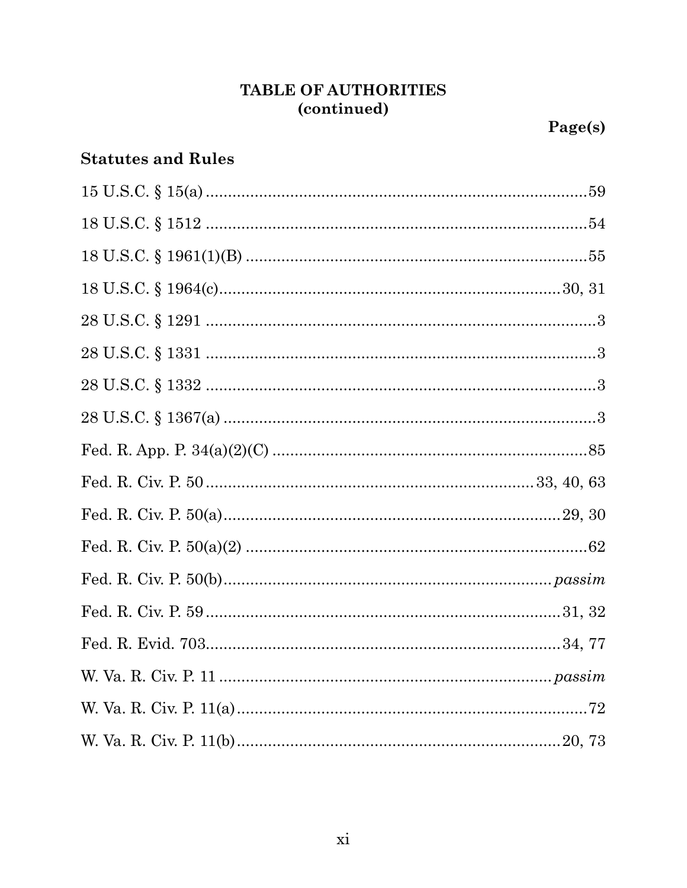# TABLE OF AUTHORITIES
## (continued)

**Page(s)**

### Statutes and Rules

15 U.S.C. § 15(a) ....................................................................................59

18 U.S.C. § 1512 ......................................................................................54

18 U.S.C. § 1961(1)(B) ............................................................................55

18 U.S.C. § 1964(c).........................................................................30, 31

28 U.S.C. § 1291 ........................................................................................3

28 U.S.C. § 1331 ........................................................................................3

28 U.S.C. § 1332 ........................................................................................3

28 U.S.C. § 1367(a) ....................................................................................3

Fed. R. App. P. 34(a)(2)(C) ......................................................................85

Fed. R. Civ. P. 50 ..........................................................................33, 40, 63

Fed. R. Civ. P. 50(a)...........................................................................29, 30

Fed. R. Civ. P. 50(a)(2) ............................................................................62

Fed. R. Civ. P. 50(b)..........................................................................*passim*

Fed. R. Civ. P. 59 ...............................................................................31, 32

Fed. R. Evid. 703.................................................................................34, 77

W. Va. R. Civ. P. 11 ...........................................................................*passim*

W. Va. R. Civ. P. 11(a)..............................................................................72

W. Va. R. Civ. P. 11(b)........................................................................20, 73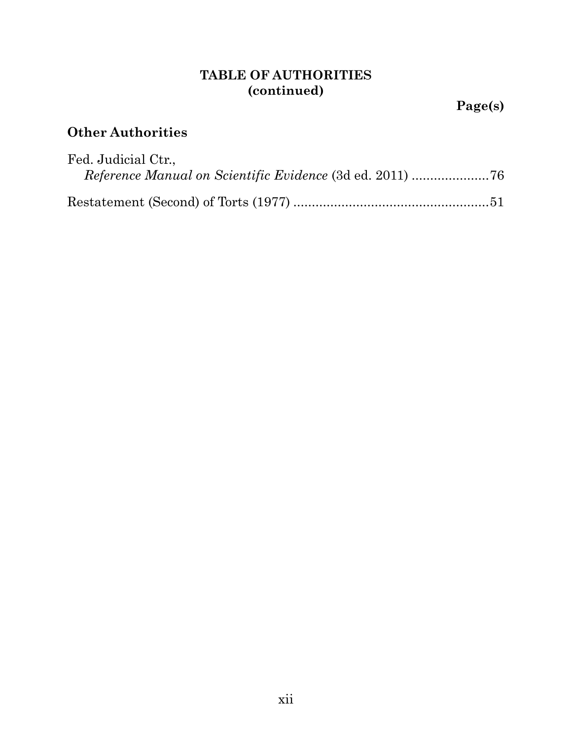**TABLE OF AUTHORITIES**
**(continued)**

**Page(s)**

## Other Authorities

Fed. Judicial Ctr.,
*Reference Manual on Scientific Evidence* (3d ed. 2011) .....................76

Restatement (Second) of Torts (1977) .....................................................51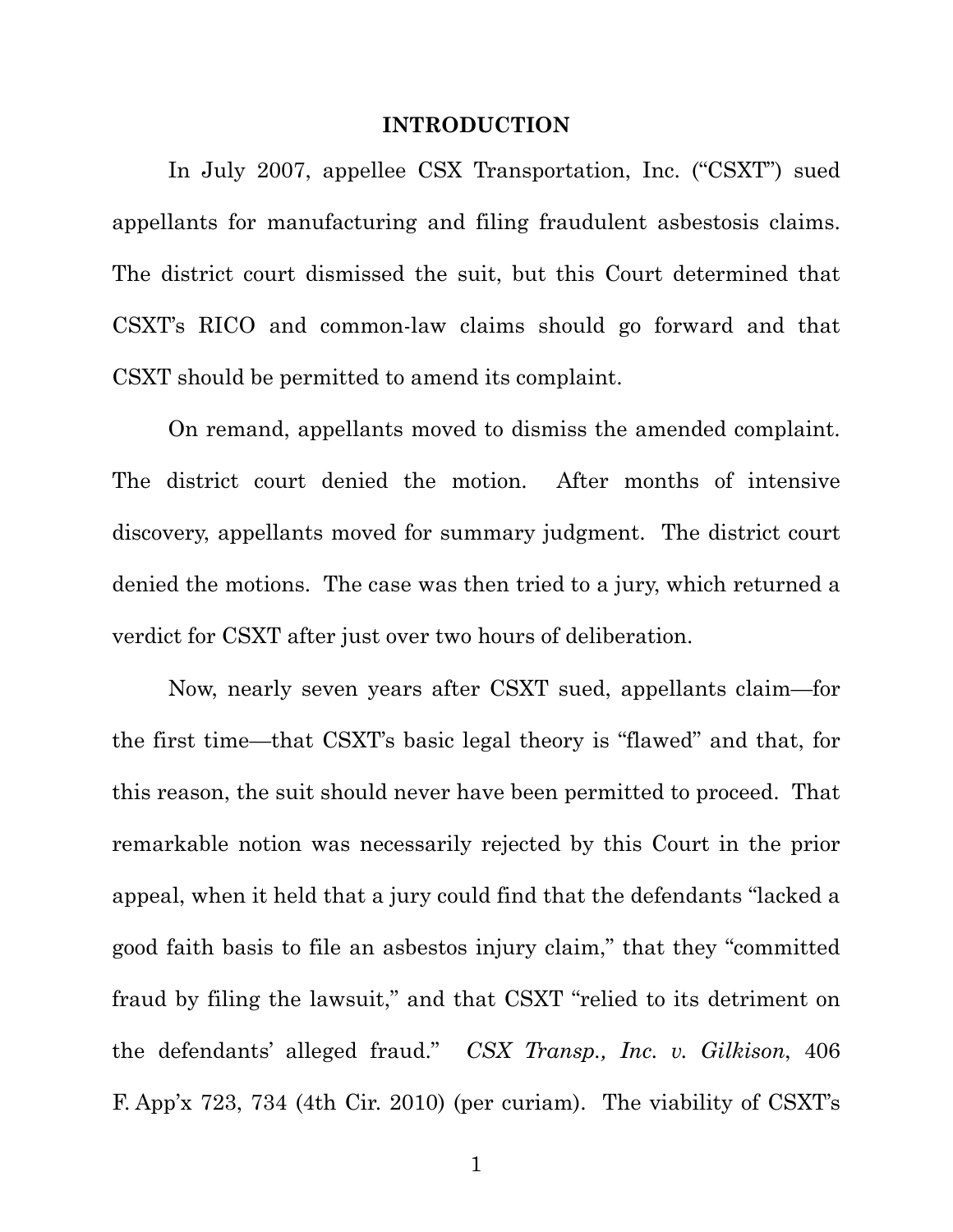## INTRODUCTION

In July 2007, appellee CSX Transportation, Inc. ("CSXT") sued appellants for manufacturing and filing fraudulent asbestosis claims. The district court dismissed the suit, but this Court determined that CSXT's RICO and common-law claims should go forward and that CSXT should be permitted to amend its complaint.

On remand, appellants moved to dismiss the amended complaint. The district court denied the motion. After months of intensive discovery, appellants moved for summary judgment. The district court denied the motions. The case was then tried to a jury, which returned a verdict for CSXT after just over two hours of deliberation.

Now, nearly seven years after CSXT sued, appellants claim—for the first time—that CSXT's basic legal theory is "flawed" and that, for this reason, the suit should never have been permitted to proceed. That remarkable notion was necessarily rejected by this Court in the prior appeal, when it held that a jury could find that the defendants "lacked a good faith basis to file an asbestos injury claim," that they "committed fraud by filing the lawsuit," and that CSXT "relied to its detriment on the defendants' alleged fraud." *CSX Transp., Inc. v. Gilkison*, 406 F. App'x 723, 734 (4th Cir. 2010) (per curiam). The viability of CSXT's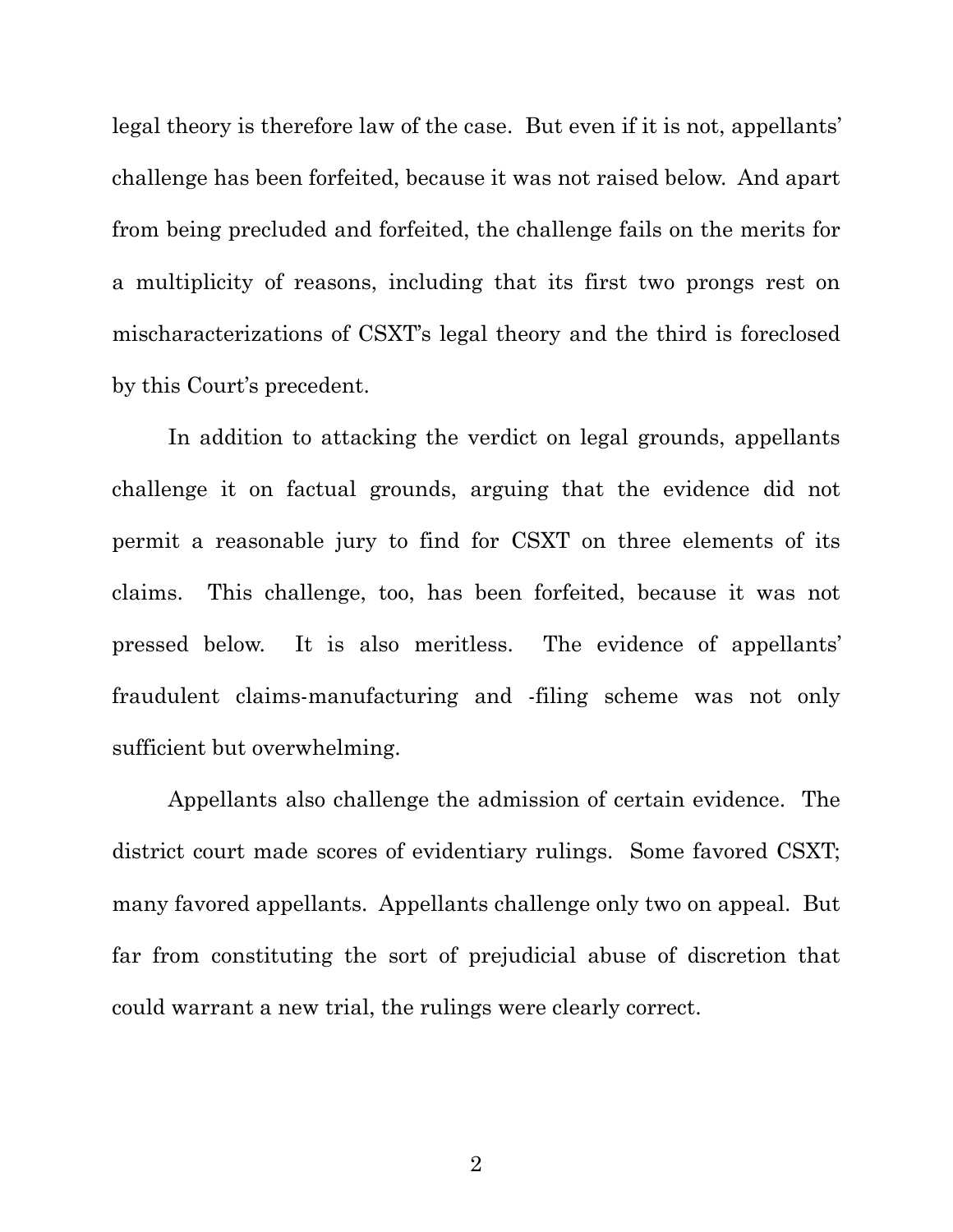legal theory is therefore law of the case. But even if it is not, appellants' challenge has been forfeited, because it was not raised below. And apart from being precluded and forfeited, the challenge fails on the merits for a multiplicity of reasons, including that its first two prongs rest on mischaracterizations of CSXT's legal theory and the third is foreclosed by this Court's precedent.

In addition to attacking the verdict on legal grounds, appellants challenge it on factual grounds, arguing that the evidence did not permit a reasonable jury to find for CSXT on three elements of its claims. This challenge, too, has been forfeited, because it was not pressed below. It is also meritless. The evidence of appellants' fraudulent claims-manufacturing and -filing scheme was not only sufficient but overwhelming.

Appellants also challenge the admission of certain evidence. The district court made scores of evidentiary rulings. Some favored CSXT; many favored appellants. Appellants challenge only two on appeal. But far from constituting the sort of prejudicial abuse of discretion that could warrant a new trial, the rulings were clearly correct.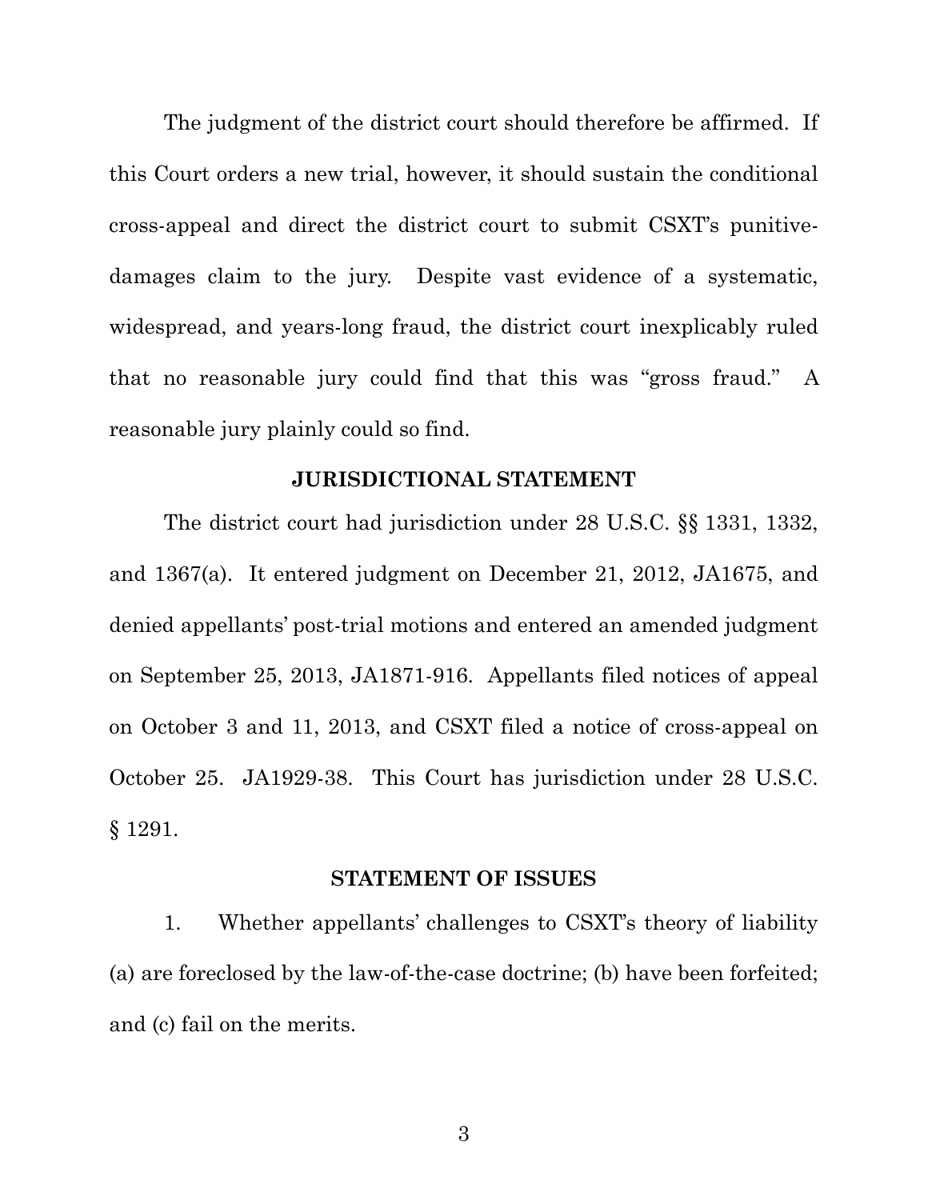The judgment of the district court should therefore be affirmed. If this Court orders a new trial, however, it should sustain the conditional cross-appeal and direct the district court to submit CSXT's punitive-damages claim to the jury. Despite vast evidence of a systematic, widespread, and years-long fraud, the district court inexplicably ruled that no reasonable jury could find that this was "gross fraud." A reasonable jury plainly could so find.

## JURISDICTIONAL STATEMENT

The district court had jurisdiction under 28 U.S.C. §§ 1331, 1332, and 1367(a). It entered judgment on December 21, 2012, JA1675, and denied appellants' post-trial motions and entered an amended judgment on September 25, 2013, JA1871-916. Appellants filed notices of appeal on October 3 and 11, 2013, and CSXT filed a notice of cross-appeal on October 25. JA1929-38. This Court has jurisdiction under 28 U.S.C. § 1291.

## STATEMENT OF ISSUES

1. Whether appellants' challenges to CSXT's theory of liability (a) are foreclosed by the law-of-the-case doctrine; (b) have been forfeited; and (c) fail on the merits.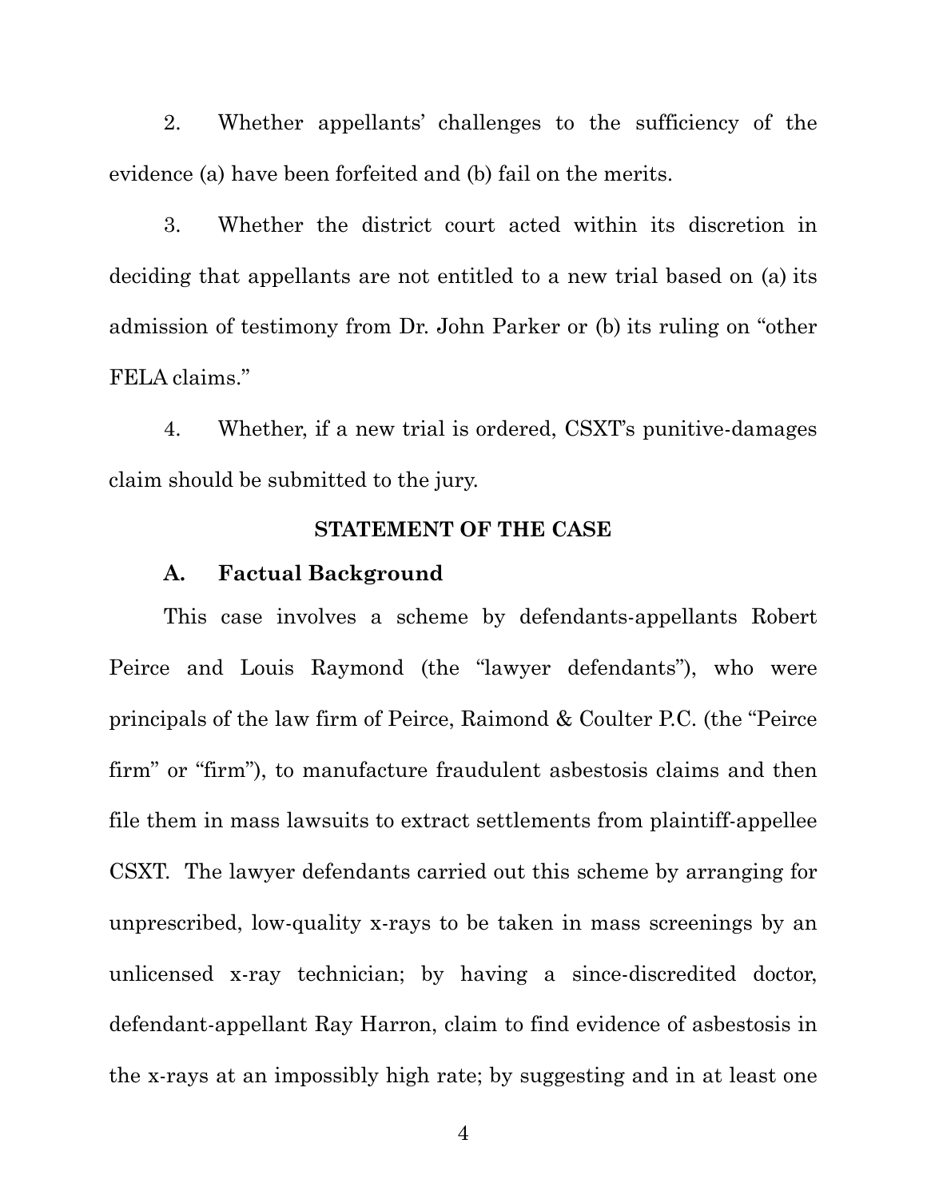2. Whether appellants' challenges to the sufficiency of the evidence (a) have been forfeited and (b) fail on the merits.

3. Whether the district court acted within its discretion in deciding that appellants are not entitled to a new trial based on (a) its admission of testimony from Dr. John Parker or (b) its ruling on "other FELA claims."

4. Whether, if a new trial is ordered, CSXT's punitive-damages claim should be submitted to the jury.

## STATEMENT OF THE CASE

### A. Factual Background

This case involves a scheme by defendants-appellants Robert Peirce and Louis Raymond (the "lawyer defendants"), who were principals of the law firm of Peirce, Raimond & Coulter P.C. (the "Peirce firm" or "firm"), to manufacture fraudulent asbestosis claims and then file them in mass lawsuits to extract settlements from plaintiff-appellee CSXT. The lawyer defendants carried out this scheme by arranging for unprescribed, low-quality x-rays to be taken in mass screenings by an unlicensed x-ray technician; by having a since-discredited doctor, defendant-appellant Ray Harron, claim to find evidence of asbestosis in the x-rays at an impossibly high rate; by suggesting and in at least one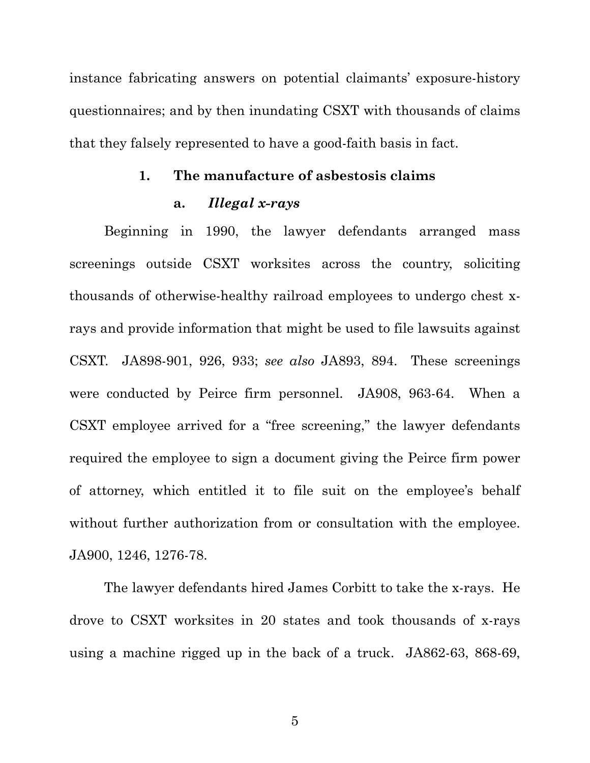instance fabricating answers on potential claimants' exposure-history questionnaires; and by then inundating CSXT with thousands of claims that they falsely represented to have a good-faith basis in fact.

### 1. The manufacture of asbestosis claims

#### a. *Illegal x-rays*

Beginning in 1990, the lawyer defendants arranged mass screenings outside CSXT worksites across the country, soliciting thousands of otherwise-healthy railroad employees to undergo chest x-rays and provide information that might be used to file lawsuits against CSXT. JA898-901, 926, 933; *see also* JA893, 894. These screenings were conducted by Peirce firm personnel. JA908, 963-64. When a CSXT employee arrived for a "free screening," the lawyer defendants required the employee to sign a document giving the Peirce firm power of attorney, which entitled it to file suit on the employee's behalf without further authorization from or consultation with the employee. JA900, 1246, 1276-78.

The lawyer defendants hired James Corbitt to take the x-rays. He drove to CSXT worksites in 20 states and took thousands of x-rays using a machine rigged up in the back of a truck. JA862-63, 868-69,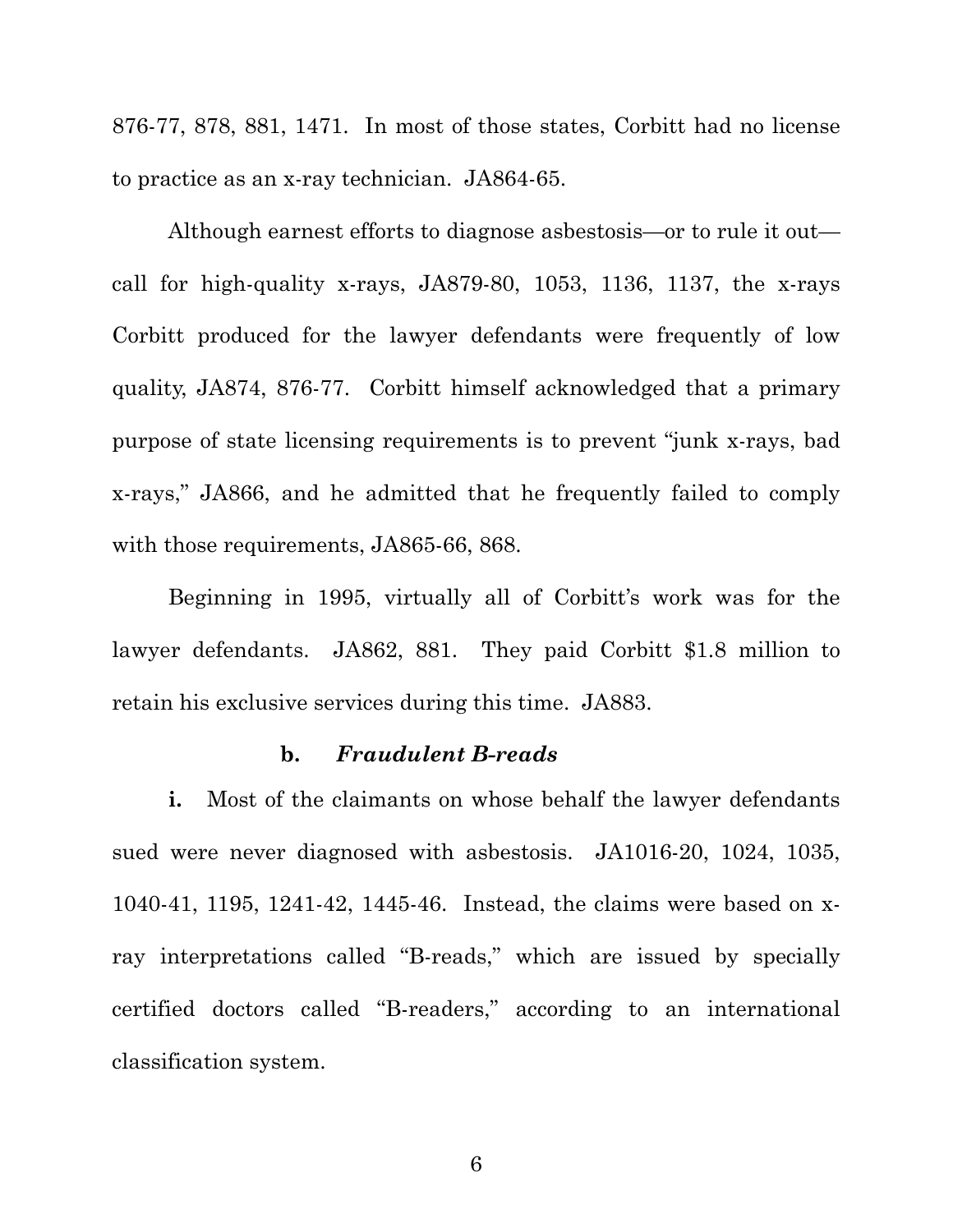876-77, 878, 881, 1471. In most of those states, Corbitt had no license to practice as an x-ray technician. JA864-65.

Although earnest efforts to diagnose asbestosis—or to rule it out—call for high-quality x-rays, JA879-80, 1053, 1136, 1137, the x-rays Corbitt produced for the lawyer defendants were frequently of low quality, JA874, 876-77. Corbitt himself acknowledged that a primary purpose of state licensing requirements is to prevent "junk x-rays, bad x-rays," JA866, and he admitted that he frequently failed to comply with those requirements, JA865-66, 868.

Beginning in 1995, virtually all of Corbitt's work was for the lawyer defendants. JA862, 881. They paid Corbitt $1.8 million to retain his exclusive services during this time. JA883.

#### b. *Fraudulent B-reads*

**i.** Most of the claimants on whose behalf the lawyer defendants sued were never diagnosed with asbestosis. JA1016-20, 1024, 1035, 1040-41, 1195, 1241-42, 1445-46. Instead, the claims were based on x-ray interpretations called "B-reads," which are issued by specially certified doctors called "B-readers," according to an international classification system.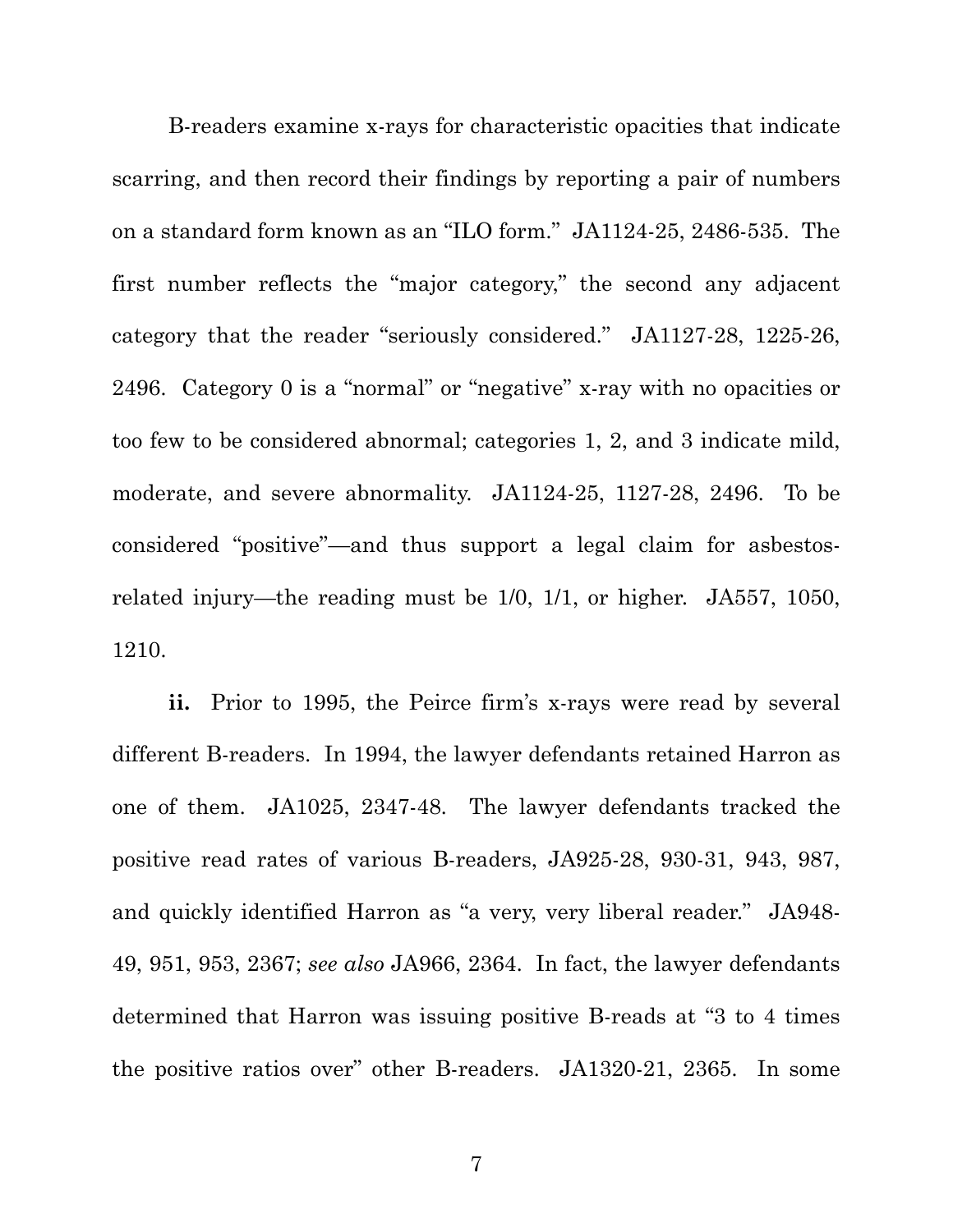B-readers examine x-rays for characteristic opacities that indicate scarring, and then record their findings by reporting a pair of numbers on a standard form known as an "ILO form." JA1124-25, 2486-535. The first number reflects the "major category," the second any adjacent category that the reader "seriously considered." JA1127-28, 1225-26, 2496. Category 0 is a "normal" or "negative" x-ray with no opacities or too few to be considered abnormal; categories 1, 2, and 3 indicate mild, moderate, and severe abnormality. JA1124-25, 1127-28, 2496. To be considered "positive"—and thus support a legal claim for asbestos-related injury—the reading must be 1/0, 1/1, or higher. JA557, 1050, 1210.

**ii.** Prior to 1995, the Peirce firm's x-rays were read by several different B-readers. In 1994, the lawyer defendants retained Harron as one of them. JA1025, 2347-48. The lawyer defendants tracked the positive read rates of various B-readers, JA925-28, 930-31, 943, 987, and quickly identified Harron as "a very, very liberal reader." JA948-49, 951, 953, 2367; *see also* JA966, 2364. In fact, the lawyer defendants determined that Harron was issuing positive B-reads at "3 to 4 times the positive ratios over" other B-readers. JA1320-21, 2365. In some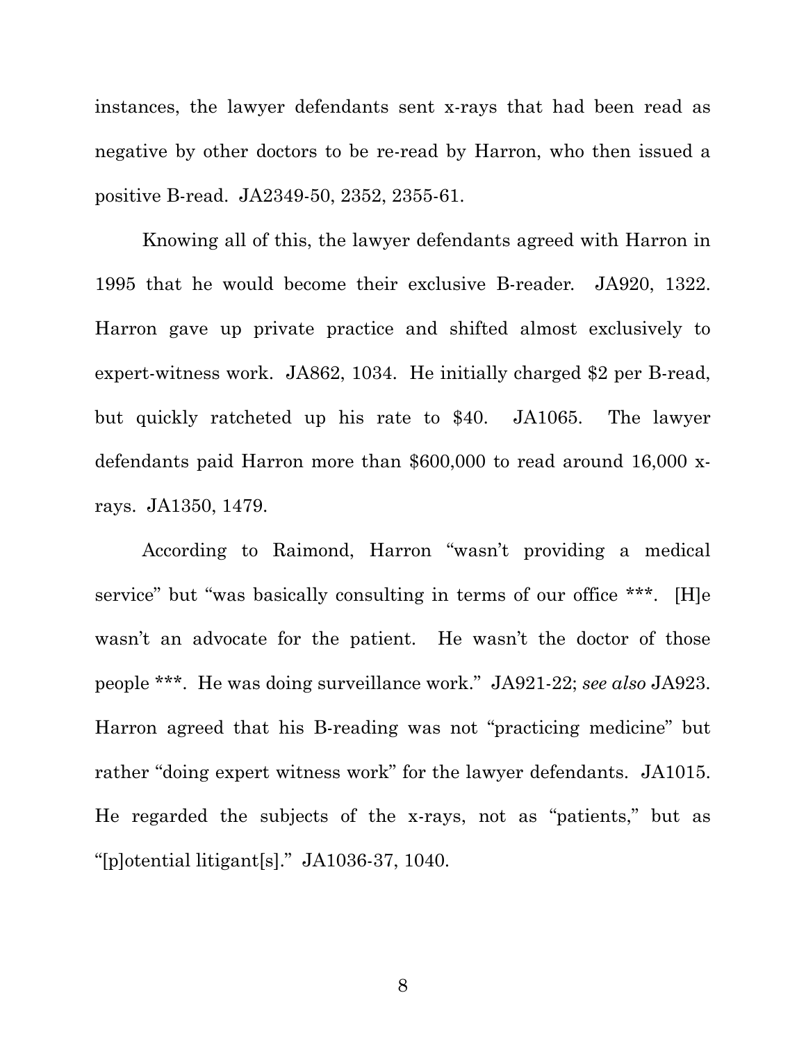instances, the lawyer defendants sent x-rays that had been read as negative by other doctors to be re-read by Harron, who then issued a positive B-read. JA2349-50, 2352, 2355-61.

Knowing all of this, the lawyer defendants agreed with Harron in 1995 that he would become their exclusive B-reader. JA920, 1322. Harron gave up private practice and shifted almost exclusively to expert-witness work. JA862, 1034. He initially charged $2 per B-read, but quickly ratcheted up his rate to $40. JA1065. The lawyer defendants paid Harron more than $600,000 to read around 16,000 x-rays. JA1350, 1479.

According to Raimond, Harron "wasn't providing a medical service" but "was basically consulting in terms of our office ***. [H]e wasn't an advocate for the patient. He wasn't the doctor of those people ***. He was doing surveillance work." JA921-22; *see also* JA923. Harron agreed that his B-reading was not "practicing medicine" but rather "doing expert witness work" for the lawyer defendants. JA1015. He regarded the subjects of the x-rays, not as "patients," but as "[p]otential litigant[s]." JA1036-37, 1040.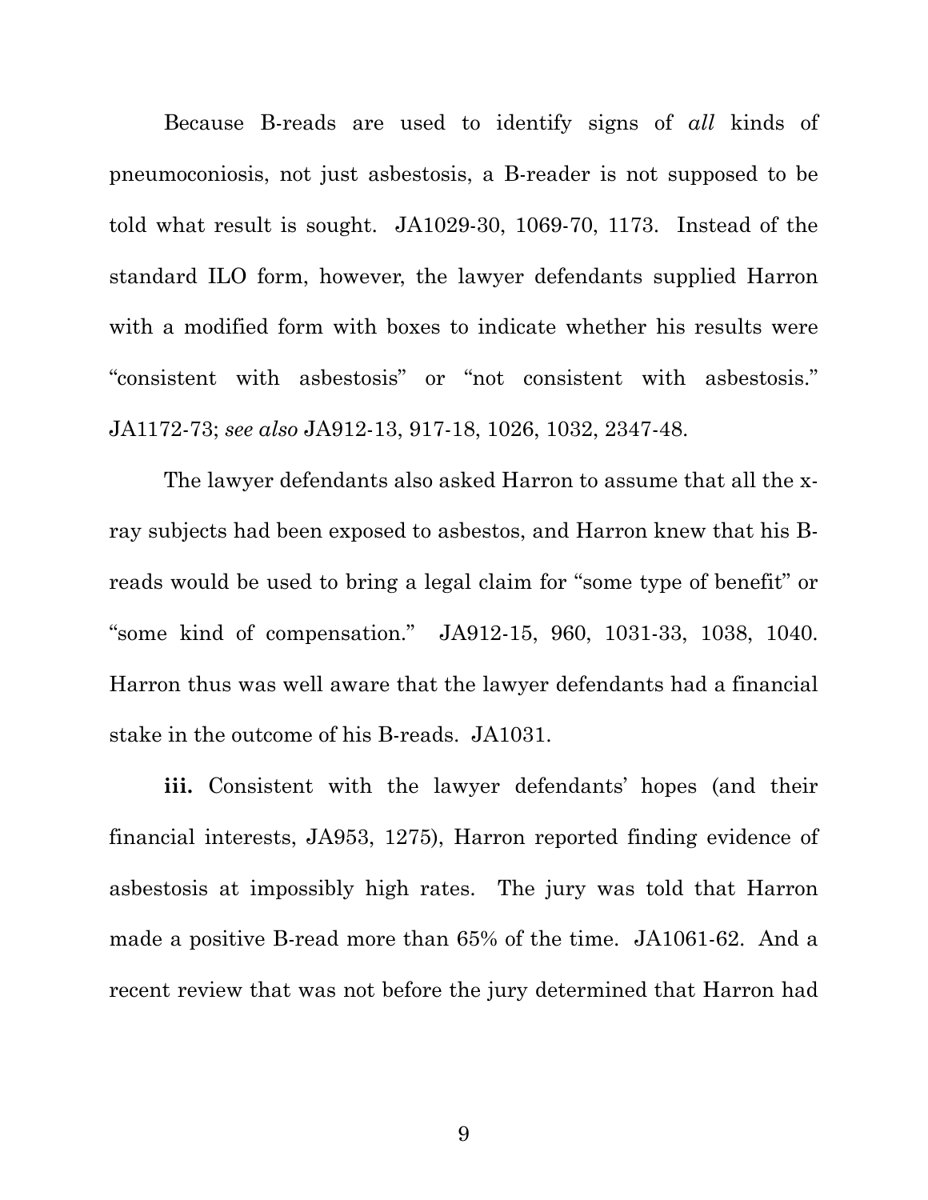Because B-reads are used to identify signs of *all* kinds of pneumoconiosis, not just asbestosis, a B-reader is not supposed to be told what result is sought. JA1029-30, 1069-70, 1173. Instead of the standard ILO form, however, the lawyer defendants supplied Harron with a modified form with boxes to indicate whether his results were "consistent with asbestosis" or "not consistent with asbestosis." JA1172-73; *see also* JA912-13, 917-18, 1026, 1032, 2347-48.

The lawyer defendants also asked Harron to assume that all the x-ray subjects had been exposed to asbestos, and Harron knew that his B-reads would be used to bring a legal claim for "some type of benefit" or "some kind of compensation." JA912-15, 960, 1031-33, 1038, 1040. Harron thus was well aware that the lawyer defendants had a financial stake in the outcome of his B-reads. JA1031.

**iii.** Consistent with the lawyer defendants' hopes (and their financial interests, JA953, 1275), Harron reported finding evidence of asbestosis at impossibly high rates. The jury was told that Harron made a positive B-read more than 65% of the time. JA1061-62. And a recent review that was not before the jury determined that Harron had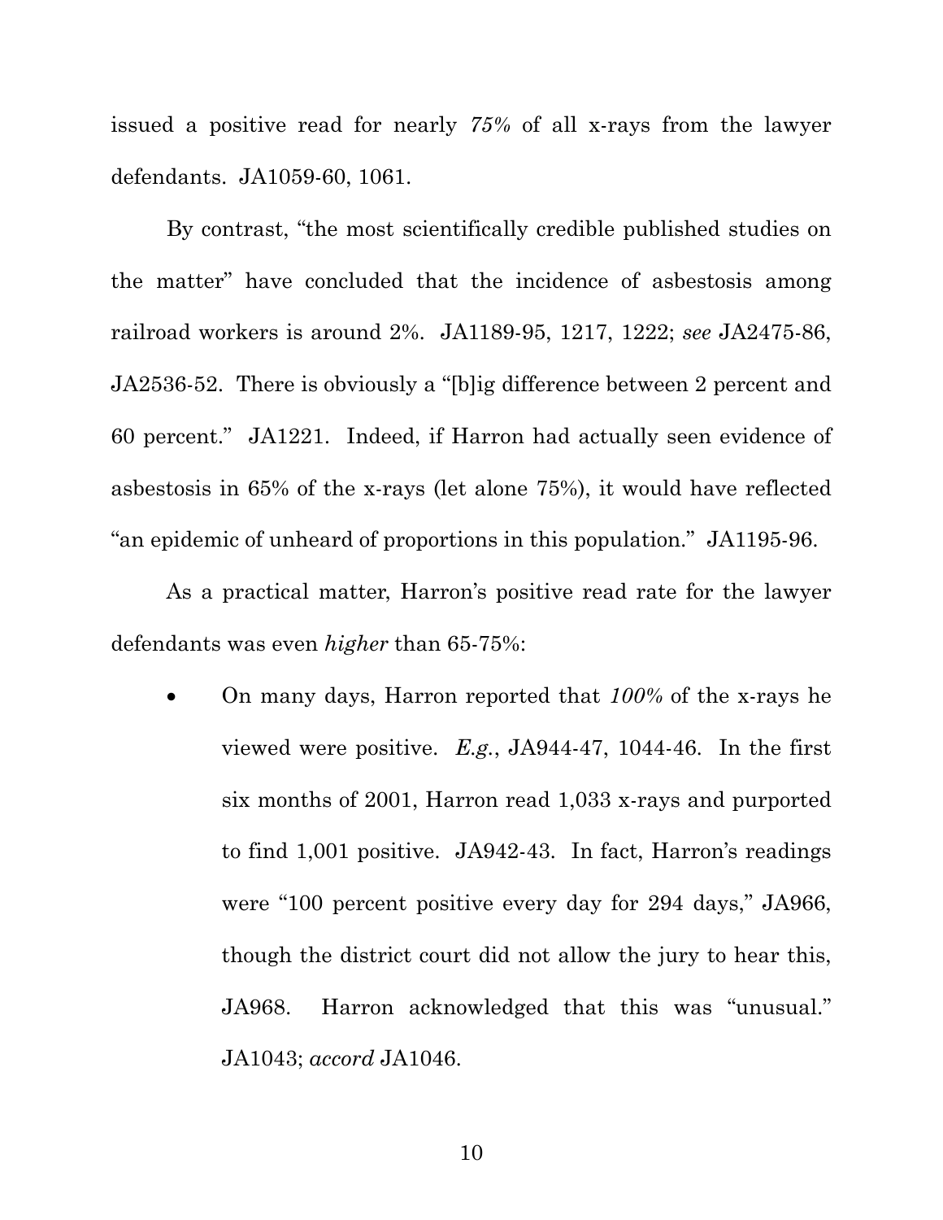issued a positive read for nearly *75%* of all x-rays from the lawyer defendants. JA1059-60, 1061.

By contrast, "the most scientifically credible published studies on the matter" have concluded that the incidence of asbestosis among railroad workers is around 2%. JA1189-95, 1217, 1222; *see* JA2475-86, JA2536-52. There is obviously a "[b]ig difference between 2 percent and 60 percent." JA1221. Indeed, if Harron had actually seen evidence of asbestosis in 65% of the x-rays (let alone 75%), it would have reflected "an epidemic of unheard of proportions in this population." JA1195-96.

As a practical matter, Harron's positive read rate for the lawyer defendants was even *higher* than 65-75%:

- On many days, Harron reported that *100%* of the x-rays he viewed were positive. *E.g.*, JA944-47, 1044-46. In the first six months of 2001, Harron read 1,033 x-rays and purported to find 1,001 positive. JA942-43. In fact, Harron's readings were "100 percent positive every day for 294 days," JA966, though the district court did not allow the jury to hear this, JA968. Harron acknowledged that this was "unusual." JA1043; *accord* JA1046.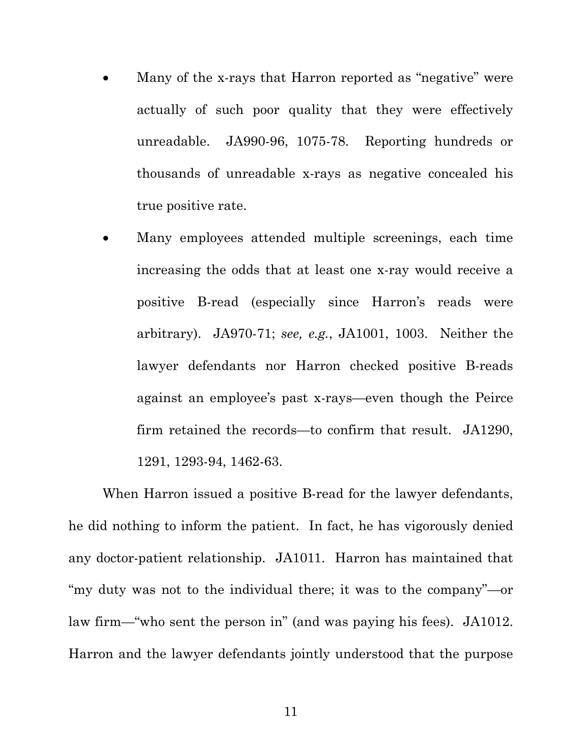- Many of the x-rays that Harron reported as "negative" were actually of such poor quality that they were effectively unreadable. JA990-96, 1075-78. Reporting hundreds or thousands of unreadable x-rays as negative concealed his true positive rate.
- Many employees attended multiple screenings, each time increasing the odds that at least one x-ray would receive a positive B-read (especially since Harron's reads were arbitrary). JA970-71; *see, e.g.*, JA1001, 1003. Neither the lawyer defendants nor Harron checked positive B-reads against an employee's past x-rays—even though the Peirce firm retained the records—to confirm that result. JA1290, 1291, 1293-94, 1462-63.

When Harron issued a positive B-read for the lawyer defendants, he did nothing to inform the patient. In fact, he has vigorously denied any doctor-patient relationship. JA1011. Harron has maintained that "my duty was not to the individual there; it was to the company"—or law firm—"who sent the person in" (and was paying his fees). JA1012. Harron and the lawyer defendants jointly understood that the purpose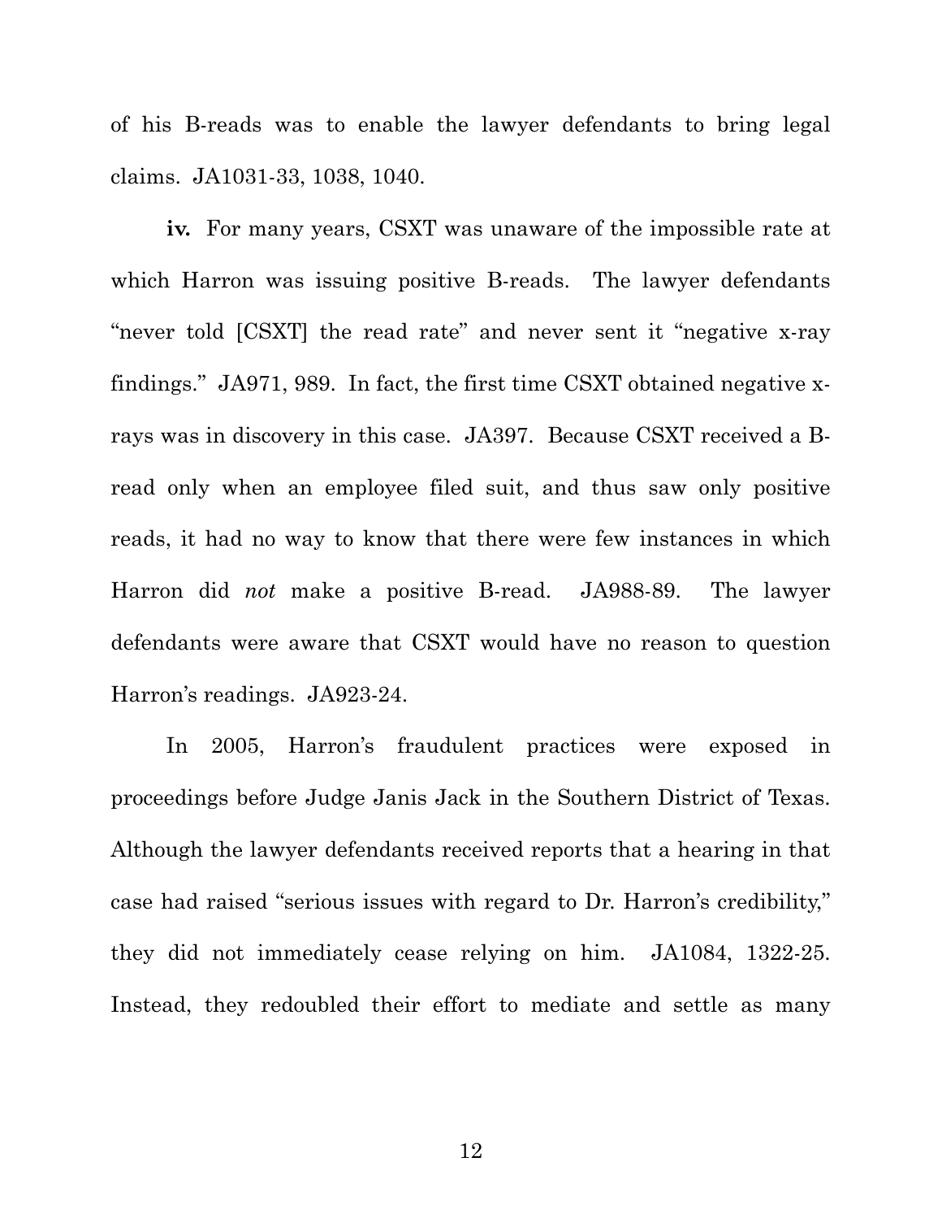of his B-reads was to enable the lawyer defendants to bring legal claims. JA1031-33, 1038, 1040.

**iv.** For many years, CSXT was unaware of the impossible rate at which Harron was issuing positive B-reads. The lawyer defendants "never told [CSXT] the read rate" and never sent it "negative x-ray findings." JA971, 989. In fact, the first time CSXT obtained negative x-rays was in discovery in this case. JA397. Because CSXT received a B-read only when an employee filed suit, and thus saw only positive reads, it had no way to know that there were few instances in which Harron did *not* make a positive B-read. JA988-89. The lawyer defendants were aware that CSXT would have no reason to question Harron's readings. JA923-24.

In 2005, Harron's fraudulent practices were exposed in proceedings before Judge Janis Jack in the Southern District of Texas. Although the lawyer defendants received reports that a hearing in that case had raised "serious issues with regard to Dr. Harron's credibility," they did not immediately cease relying on him. JA1084, 1322-25. Instead, they redoubled their effort to mediate and settle as many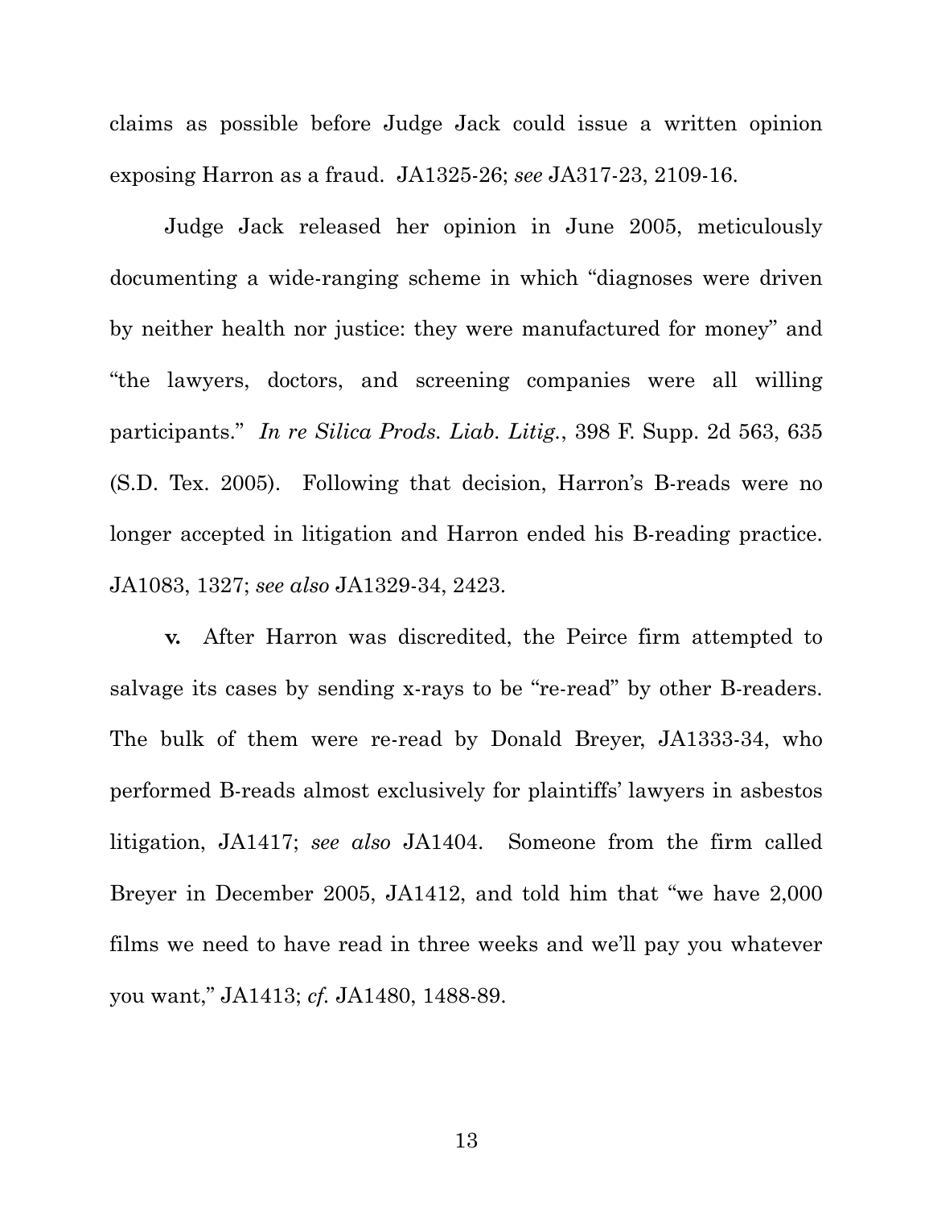claims as possible before Judge Jack could issue a written opinion exposing Harron as a fraud. JA1325-26; *see* JA317-23, 2109-16.

Judge Jack released her opinion in June 2005, meticulously documenting a wide-ranging scheme in which "diagnoses were driven by neither health nor justice: they were manufactured for money" and "the lawyers, doctors, and screening companies were all willing participants." *In re Silica Prods. Liab. Litig.*, 398 F. Supp. 2d 563, 635 (S.D. Tex. 2005). Following that decision, Harron's B-reads were no longer accepted in litigation and Harron ended his B-reading practice. JA1083, 1327; *see also* JA1329-34, 2423.

**v.** After Harron was discredited, the Peirce firm attempted to salvage its cases by sending x-rays to be "re-read" by other B-readers. The bulk of them were re-read by Donald Breyer, JA1333-34, who performed B-reads almost exclusively for plaintiffs' lawyers in asbestos litigation, JA1417; *see also* JA1404. Someone from the firm called Breyer in December 2005, JA1412, and told him that "we have 2,000 films we need to have read in three weeks and we'll pay you whatever you want," JA1413; *cf.* JA1480, 1488-89.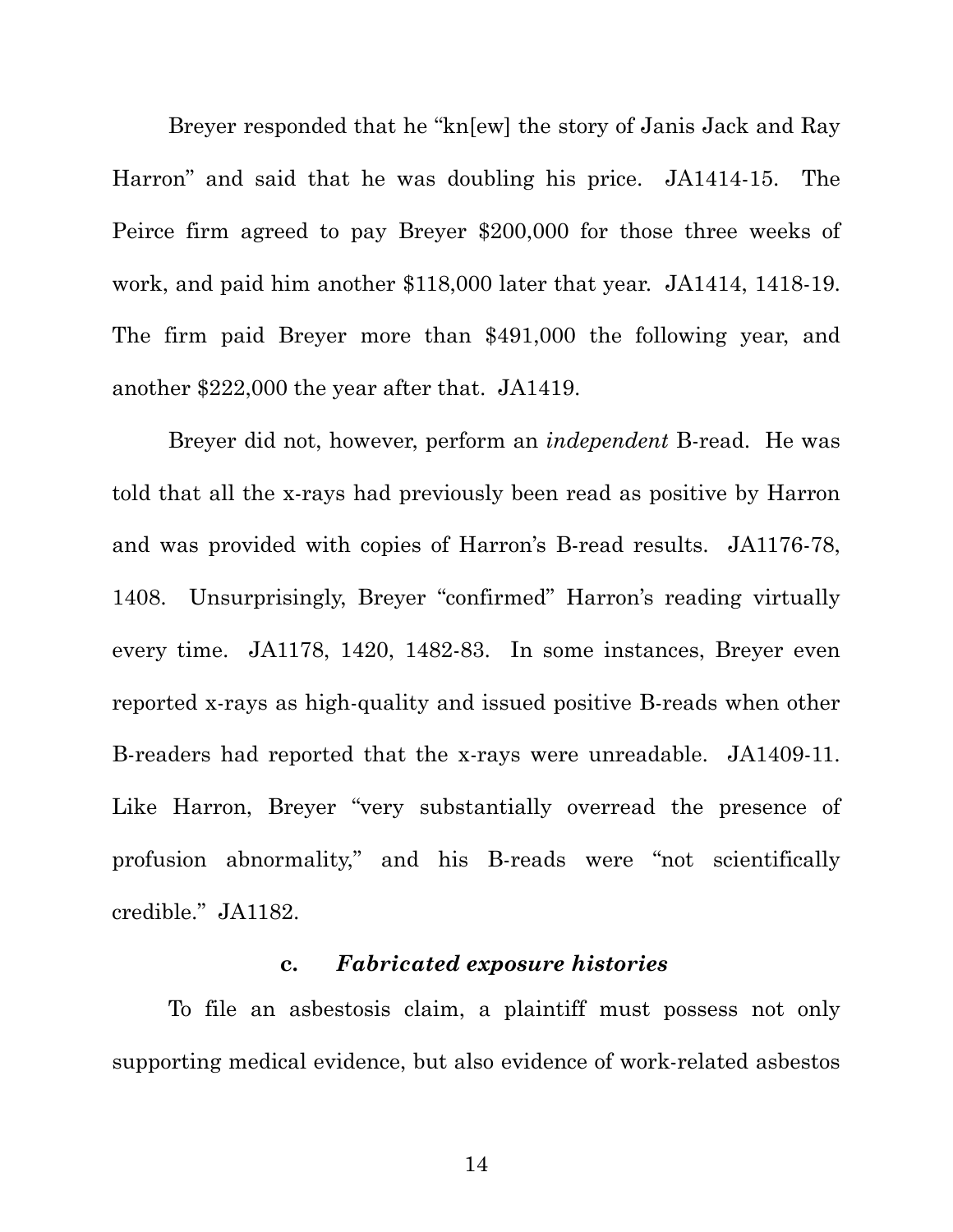Breyer responded that he "kn[ew] the story of Janis Jack and Ray Harron" and said that he was doubling his price. JA1414-15. The Peirce firm agreed to pay Breyer $200,000 for those three weeks of work, and paid him another $118,000 later that year. JA1414, 1418-19. The firm paid Breyer more than $491,000 the following year, and another $222,000 the year after that. JA1419.

Breyer did not, however, perform an *independent* B-read. He was told that all the x-rays had previously been read as positive by Harron and was provided with copies of Harron's B-read results. JA1176-78, 1408. Unsurprisingly, Breyer "confirmed" Harron's reading virtually every time. JA1178, 1420, 1482-83. In some instances, Breyer even reported x-rays as high-quality and issued positive B-reads when other B-readers had reported that the x-rays were unreadable. JA1409-11. Like Harron, Breyer "very substantially overread the presence of profusion abnormality," and his B-reads were "not scientifically credible." JA1182.

#### c. *Fabricated exposure histories*

To file an asbestosis claim, a plaintiff must possess not only supporting medical evidence, but also evidence of work-related asbestos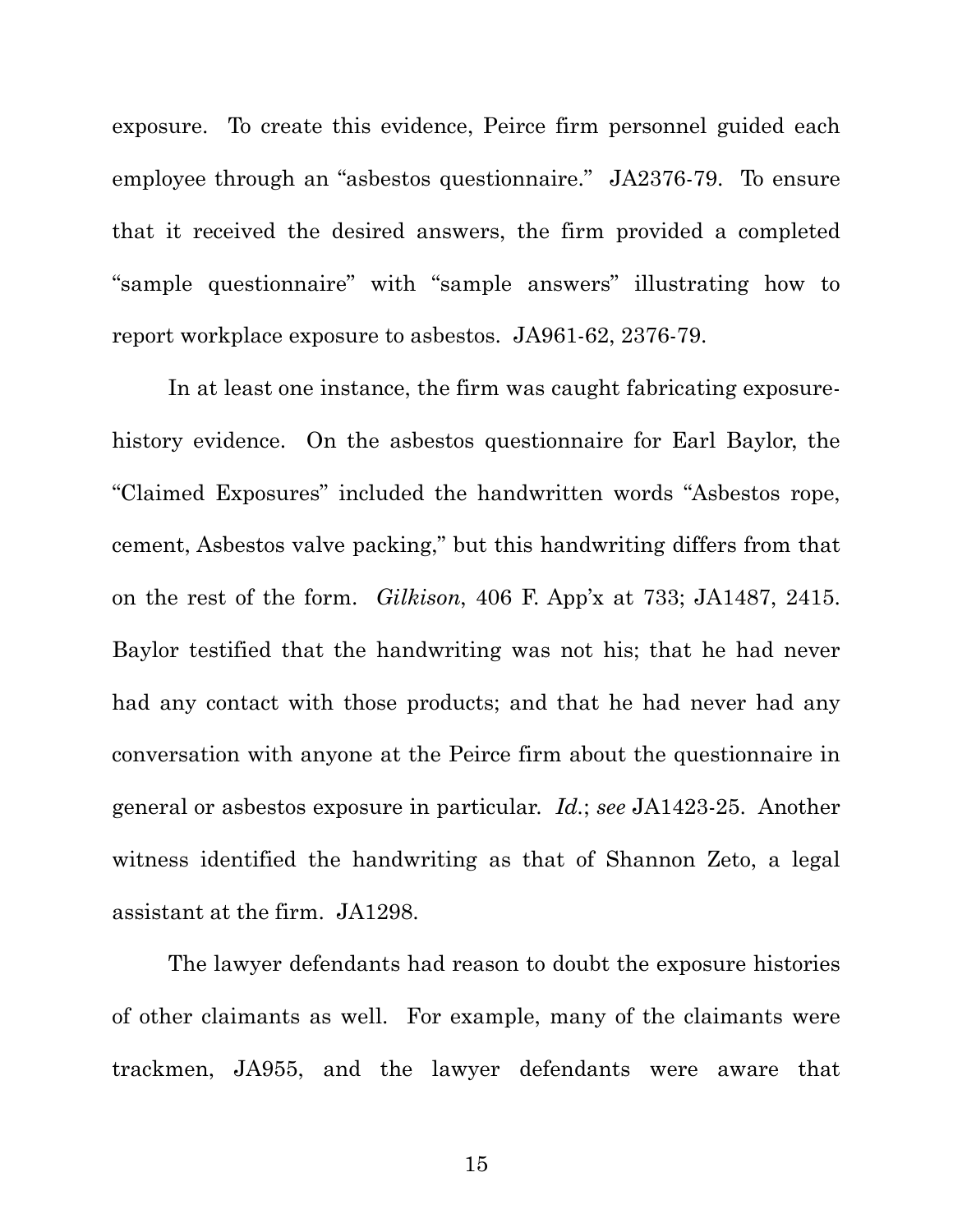exposure. To create this evidence, Peirce firm personnel guided each employee through an "asbestos questionnaire." JA2376-79. To ensure that it received the desired answers, the firm provided a completed "sample questionnaire" with "sample answers" illustrating how to report workplace exposure to asbestos. JA961-62, 2376-79.

In at least one instance, the firm was caught fabricating exposure-history evidence. On the asbestos questionnaire for Earl Baylor, the "Claimed Exposures" included the handwritten words "Asbestos rope, cement, Asbestos valve packing," but this handwriting differs from that on the rest of the form. *Gilkison*, 406 F. App'x at 733; JA1487, 2415. Baylor testified that the handwriting was not his; that he had never had any contact with those products; and that he had never had any conversation with anyone at the Peirce firm about the questionnaire in general or asbestos exposure in particular. *Id.*; *see* JA1423-25. Another witness identified the handwriting as that of Shannon Zeto, a legal assistant at the firm. JA1298.

The lawyer defendants had reason to doubt the exposure histories of other claimants as well. For example, many of the claimants were trackmen, JA955, and the lawyer defendants were aware that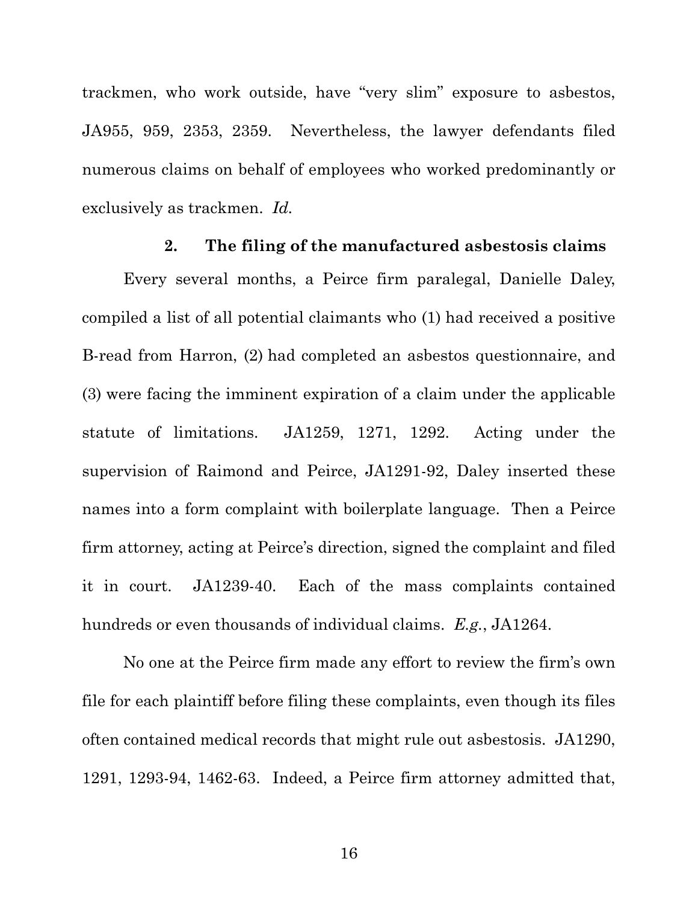trackmen, who work outside, have "very slim" exposure to asbestos, JA955, 959, 2353, 2359. Nevertheless, the lawyer defendants filed numerous claims on behalf of employees who worked predominantly or exclusively as trackmen. *Id.*

### 2. The filing of the manufactured asbestosis claims

Every several months, a Peirce firm paralegal, Danielle Daley, compiled a list of all potential claimants who (1) had received a positive B-read from Harron, (2) had completed an asbestos questionnaire, and (3) were facing the imminent expiration of a claim under the applicable statute of limitations. JA1259, 1271, 1292. Acting under the supervision of Raimond and Peirce, JA1291-92, Daley inserted these names into a form complaint with boilerplate language. Then a Peirce firm attorney, acting at Peirce's direction, signed the complaint and filed it in court. JA1239-40. Each of the mass complaints contained hundreds or even thousands of individual claims. *E.g.*, JA1264.

No one at the Peirce firm made any effort to review the firm's own file for each plaintiff before filing these complaints, even though its files often contained medical records that might rule out asbestosis. JA1290, 1291, 1293-94, 1462-63. Indeed, a Peirce firm attorney admitted that,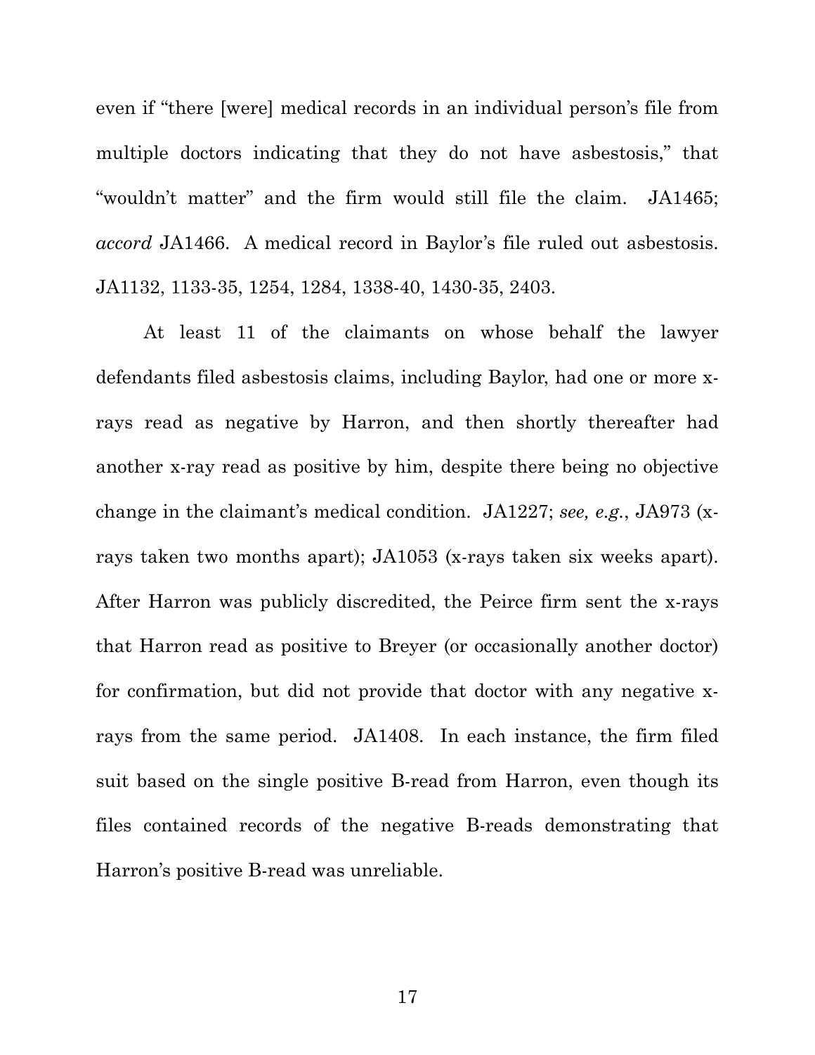even if "there [were] medical records in an individual person's file from multiple doctors indicating that they do not have asbestosis," that "wouldn't matter" and the firm would still file the claim. JA1465; *accord* JA1466. A medical record in Baylor's file ruled out asbestosis. JA1132, 1133-35, 1254, 1284, 1338-40, 1430-35, 2403.

At least 11 of the claimants on whose behalf the lawyer defendants filed asbestosis claims, including Baylor, had one or more x-rays read as negative by Harron, and then shortly thereafter had another x-ray read as positive by him, despite there being no objective change in the claimant's medical condition. JA1227; *see, e.g.*, JA973 (x-rays taken two months apart); JA1053 (x-rays taken six weeks apart). After Harron was publicly discredited, the Peirce firm sent the x-rays that Harron read as positive to Breyer (or occasionally another doctor) for confirmation, but did not provide that doctor with any negative x-rays from the same period. JA1408. In each instance, the firm filed suit based on the single positive B-read from Harron, even though its files contained records of the negative B-reads demonstrating that Harron's positive B-read was unreliable.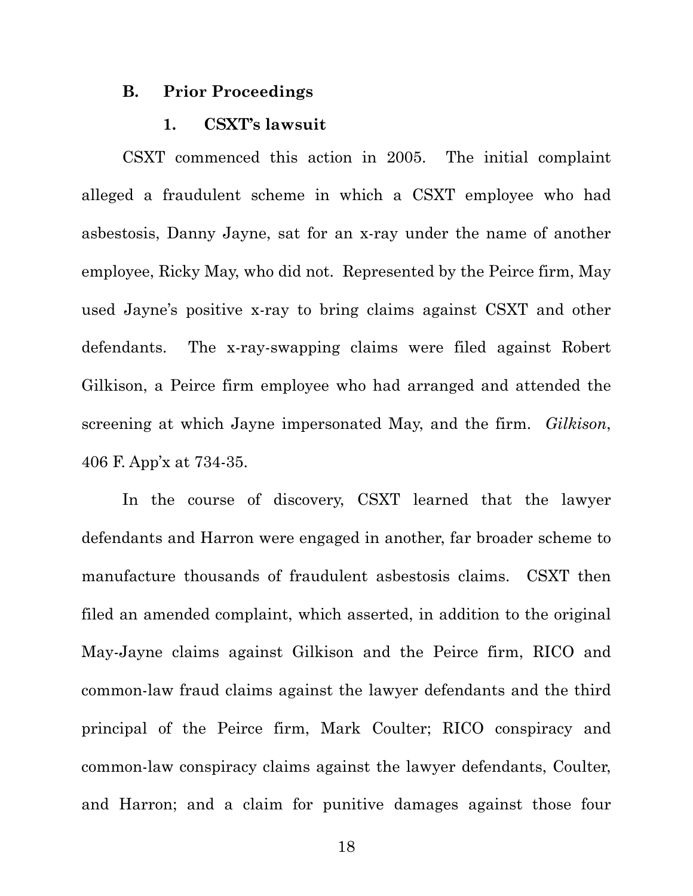### B. Prior Proceedings

#### 1. CSXT's lawsuit

CSXT commenced this action in 2005. The initial complaint alleged a fraudulent scheme in which a CSXT employee who had asbestosis, Danny Jayne, sat for an x-ray under the name of another employee, Ricky May, who did not. Represented by the Peirce firm, May used Jayne's positive x-ray to bring claims against CSXT and other defendants. The x-ray-swapping claims were filed against Robert Gilkison, a Peirce firm employee who had arranged and attended the screening at which Jayne impersonated May, and the firm. *Gilkison*, 406 F. App'x at 734-35.

In the course of discovery, CSXT learned that the lawyer defendants and Harron were engaged in another, far broader scheme to manufacture thousands of fraudulent asbestosis claims. CSXT then filed an amended complaint, which asserted, in addition to the original May-Jayne claims against Gilkison and the Peirce firm, RICO and common-law fraud claims against the lawyer defendants and the third principal of the Peirce firm, Mark Coulter; RICO conspiracy and common-law conspiracy claims against the lawyer defendants, Coulter, and Harron; and a claim for punitive damages against those four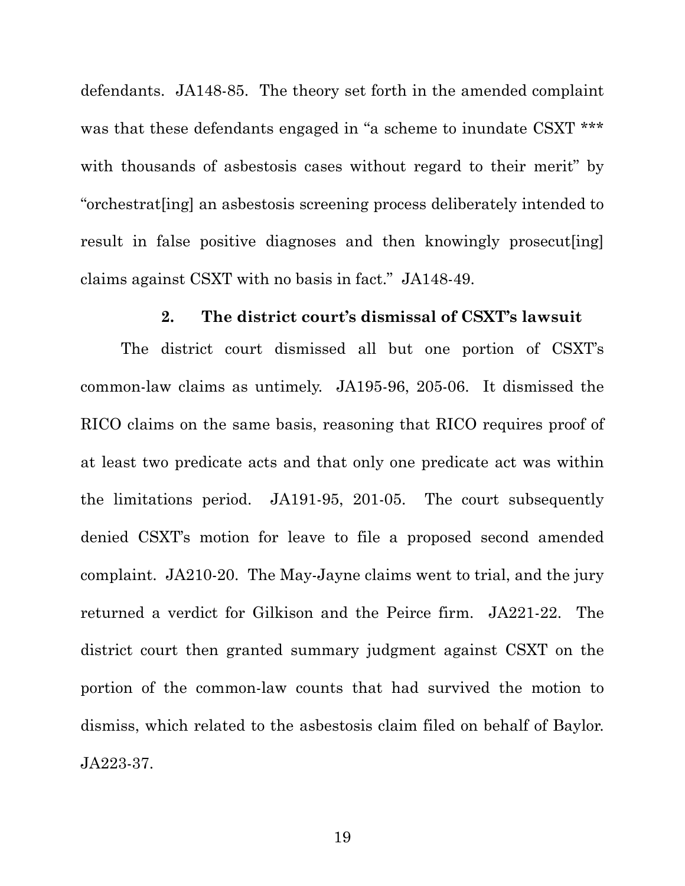defendants. JA148-85. The theory set forth in the amended complaint was that these defendants engaged in "a scheme to inundate CSXT *** with thousands of asbestosis cases without regard to their merit" by "orchestrat[ing] an asbestosis screening process deliberately intended to result in false positive diagnoses and then knowingly prosecut[ing] claims against CSXT with no basis in fact." JA148-49.

### 2. The district court's dismissal of CSXT's lawsuit

The district court dismissed all but one portion of CSXT's common-law claims as untimely. JA195-96, 205-06. It dismissed the RICO claims on the same basis, reasoning that RICO requires proof of at least two predicate acts and that only one predicate act was within the limitations period. JA191-95, 201-05. The court subsequently denied CSXT's motion for leave to file a proposed second amended complaint. JA210-20. The May-Jayne claims went to trial, and the jury returned a verdict for Gilkison and the Peirce firm. JA221-22. The district court then granted summary judgment against CSXT on the portion of the common-law counts that had survived the motion to dismiss, which related to the asbestosis claim filed on behalf of Baylor. JA223-37.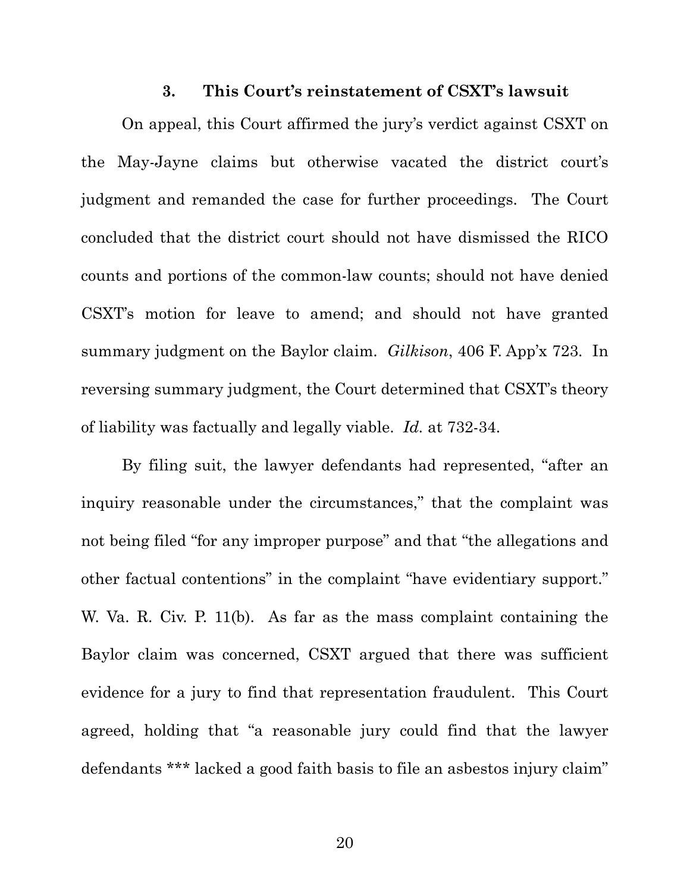### 3. This Court's reinstatement of CSXT's lawsuit

On appeal, this Court affirmed the jury's verdict against CSXT on the May-Jayne claims but otherwise vacated the district court's judgment and remanded the case for further proceedings. The Court concluded that the district court should not have dismissed the RICO counts and portions of the common-law counts; should not have denied CSXT's motion for leave to amend; and should not have granted summary judgment on the Baylor claim. *Gilkison*, 406 F. App'x 723. In reversing summary judgment, the Court determined that CSXT's theory of liability was factually and legally viable. *Id.* at 732-34.

By filing suit, the lawyer defendants had represented, "after an inquiry reasonable under the circumstances," that the complaint was not being filed "for any improper purpose" and that "the allegations and other factual contentions" in the complaint "have evidentiary support." W. Va. R. Civ. P. 11(b). As far as the mass complaint containing the Baylor claim was concerned, CSXT argued that there was sufficient evidence for a jury to find that representation fraudulent. This Court agreed, holding that "a reasonable jury could find that the lawyer defendants *** lacked a good faith basis to file an asbestos injury claim"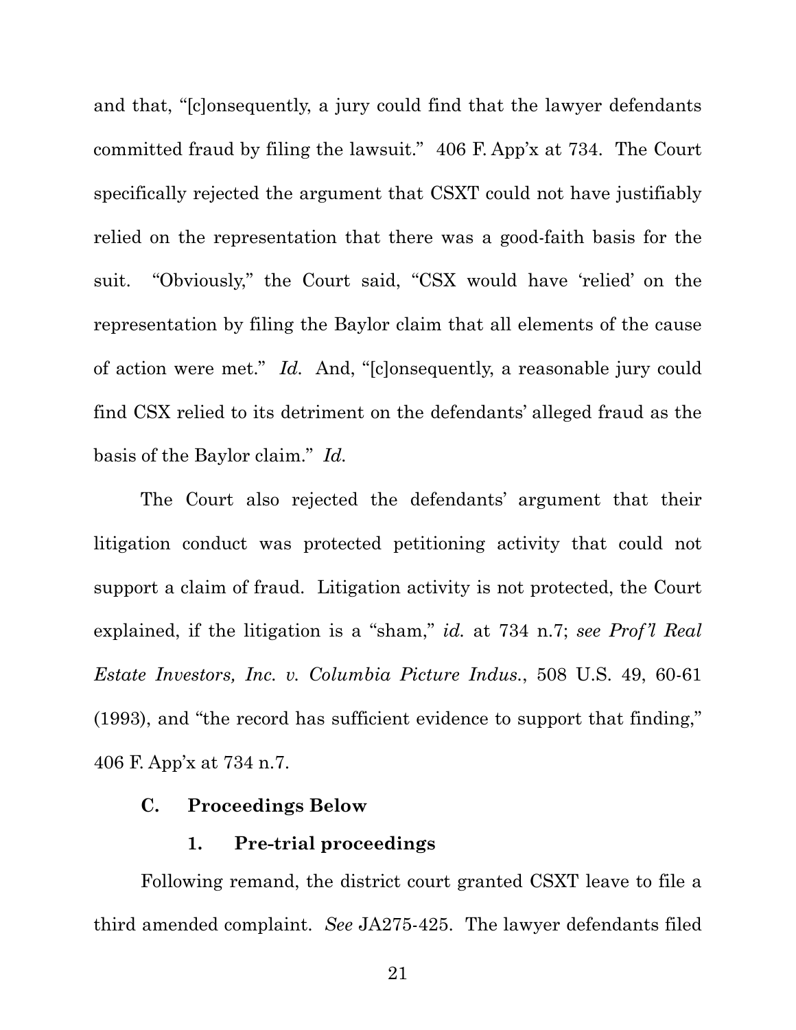and that, "[c]onsequently, a jury could find that the lawyer defendants committed fraud by filing the lawsuit." 406 F. App'x at 734. The Court specifically rejected the argument that CSXT could not have justifiably relied on the representation that there was a good-faith basis for the suit. "Obviously," the Court said, "CSX would have 'relied' on the representation by filing the Baylor claim that all elements of the cause of action were met." *Id.* And, "[c]onsequently, a reasonable jury could find CSX relied to its detriment on the defendants' alleged fraud as the basis of the Baylor claim." *Id.*

The Court also rejected the defendants' argument that their litigation conduct was protected petitioning activity that could not support a claim of fraud. Litigation activity is not protected, the Court explained, if the litigation is a "sham," *id.* at 734 n.7; *see Prof'l Real Estate Investors, Inc. v. Columbia Picture Indus.*, 508 U.S. 49, 60-61 (1993), and "the record has sufficient evidence to support that finding," 406 F. App'x at 734 n.7.

### C. Proceedings Below

#### 1. Pre-trial proceedings

Following remand, the district court granted CSXT leave to file a third amended complaint. *See* JA275-425. The lawyer defendants filed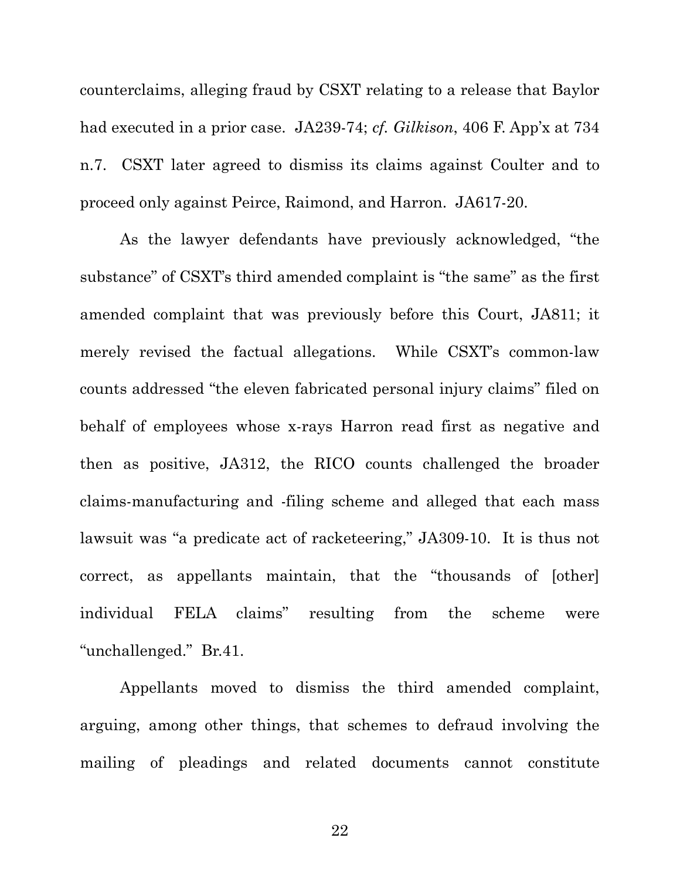counterclaims, alleging fraud by CSXT relating to a release that Baylor had executed in a prior case. JA239-74; *cf. Gilkison*, 406 F. App'x at 734 n.7. CSXT later agreed to dismiss its claims against Coulter and to proceed only against Peirce, Raimond, and Harron. JA617-20.

As the lawyer defendants have previously acknowledged, "the substance" of CSXT's third amended complaint is "the same" as the first amended complaint that was previously before this Court, JA811; it merely revised the factual allegations. While CSXT's common-law counts addressed "the eleven fabricated personal injury claims" filed on behalf of employees whose x-rays Harron read first as negative and then as positive, JA312, the RICO counts challenged the broader claims-manufacturing and -filing scheme and alleged that each mass lawsuit was "a predicate act of racketeering," JA309-10. It is thus not correct, as appellants maintain, that the "thousands of [other] individual FELA claims" resulting from the scheme were "unchallenged." Br.41.

Appellants moved to dismiss the third amended complaint, arguing, among other things, that schemes to defraud involving the mailing of pleadings and related documents cannot constitute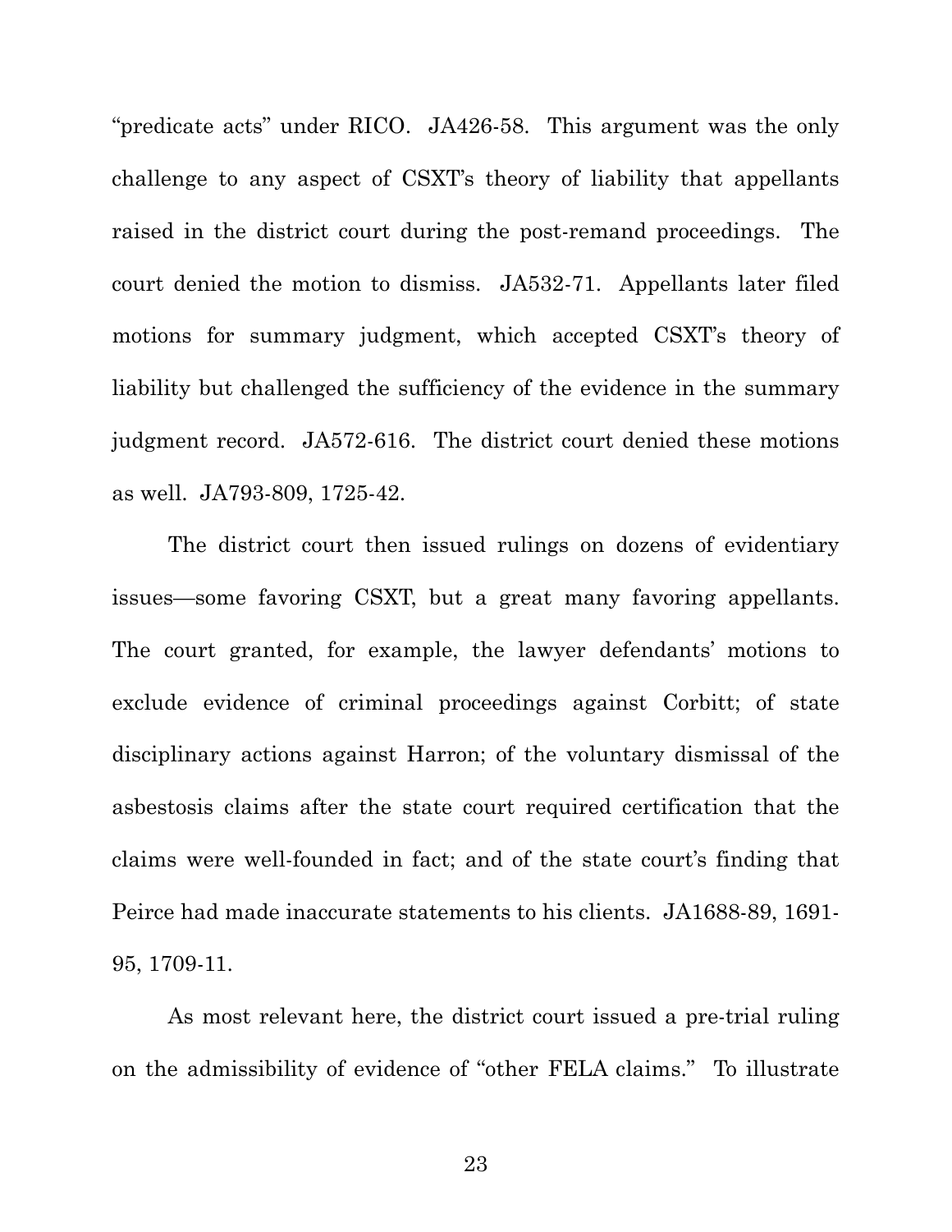"predicate acts" under RICO. JA426-58. This argument was the only challenge to any aspect of CSXT's theory of liability that appellants raised in the district court during the post-remand proceedings. The court denied the motion to dismiss. JA532-71. Appellants later filed motions for summary judgment, which accepted CSXT's theory of liability but challenged the sufficiency of the evidence in the summary judgment record. JA572-616. The district court denied these motions as well. JA793-809, 1725-42.

The district court then issued rulings on dozens of evidentiary issues—some favoring CSXT, but a great many favoring appellants. The court granted, for example, the lawyer defendants' motions to exclude evidence of criminal proceedings against Corbitt; of state disciplinary actions against Harron; of the voluntary dismissal of the asbestosis claims after the state court required certification that the claims were well-founded in fact; and of the state court's finding that Peirce had made inaccurate statements to his clients. JA1688-89, 1691-95, 1709-11.

As most relevant here, the district court issued a pre-trial ruling on the admissibility of evidence of "other FELA claims." To illustrate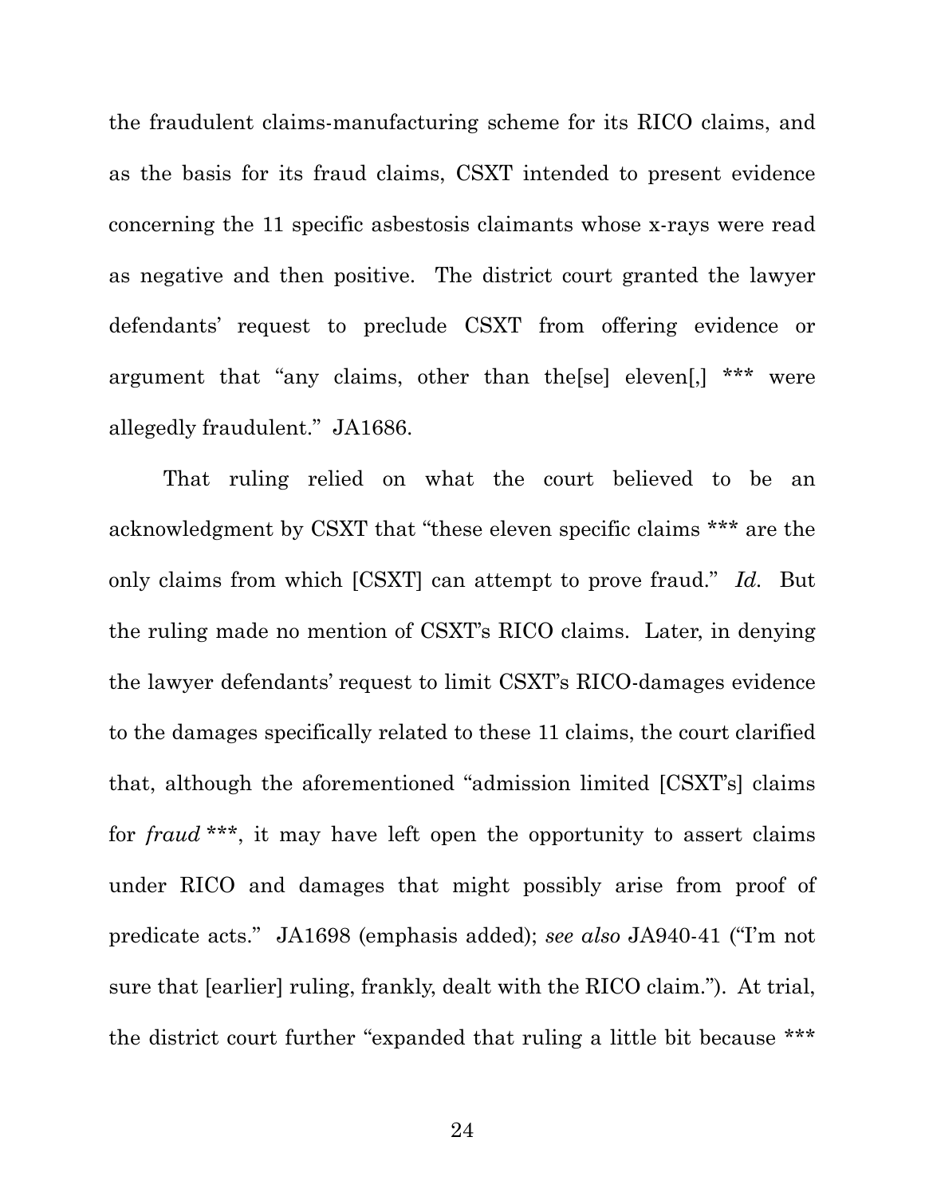the fraudulent claims-manufacturing scheme for its RICO claims, and as the basis for its fraud claims, CSXT intended to present evidence concerning the 11 specific asbestosis claimants whose x-rays were read as negative and then positive. The district court granted the lawyer defendants' request to preclude CSXT from offering evidence or argument that "any claims, other than the[se] eleven[,] *** were allegedly fraudulent." JA1686.

That ruling relied on what the court believed to be an acknowledgment by CSXT that "these eleven specific claims *** are the only claims from which [CSXT] can attempt to prove fraud." *Id.* But the ruling made no mention of CSXT's RICO claims. Later, in denying the lawyer defendants' request to limit CSXT's RICO-damages evidence to the damages specifically related to these 11 claims, the court clarified that, although the aforementioned "admission limited [CSXT's] claims for *fraud* ***, it may have left open the opportunity to assert claims under RICO and damages that might possibly arise from proof of predicate acts." JA1698 (emphasis added); *see also* JA940-41 ("I'm not sure that [earlier] ruling, frankly, dealt with the RICO claim."). At trial, the district court further "expanded that ruling a little bit because ***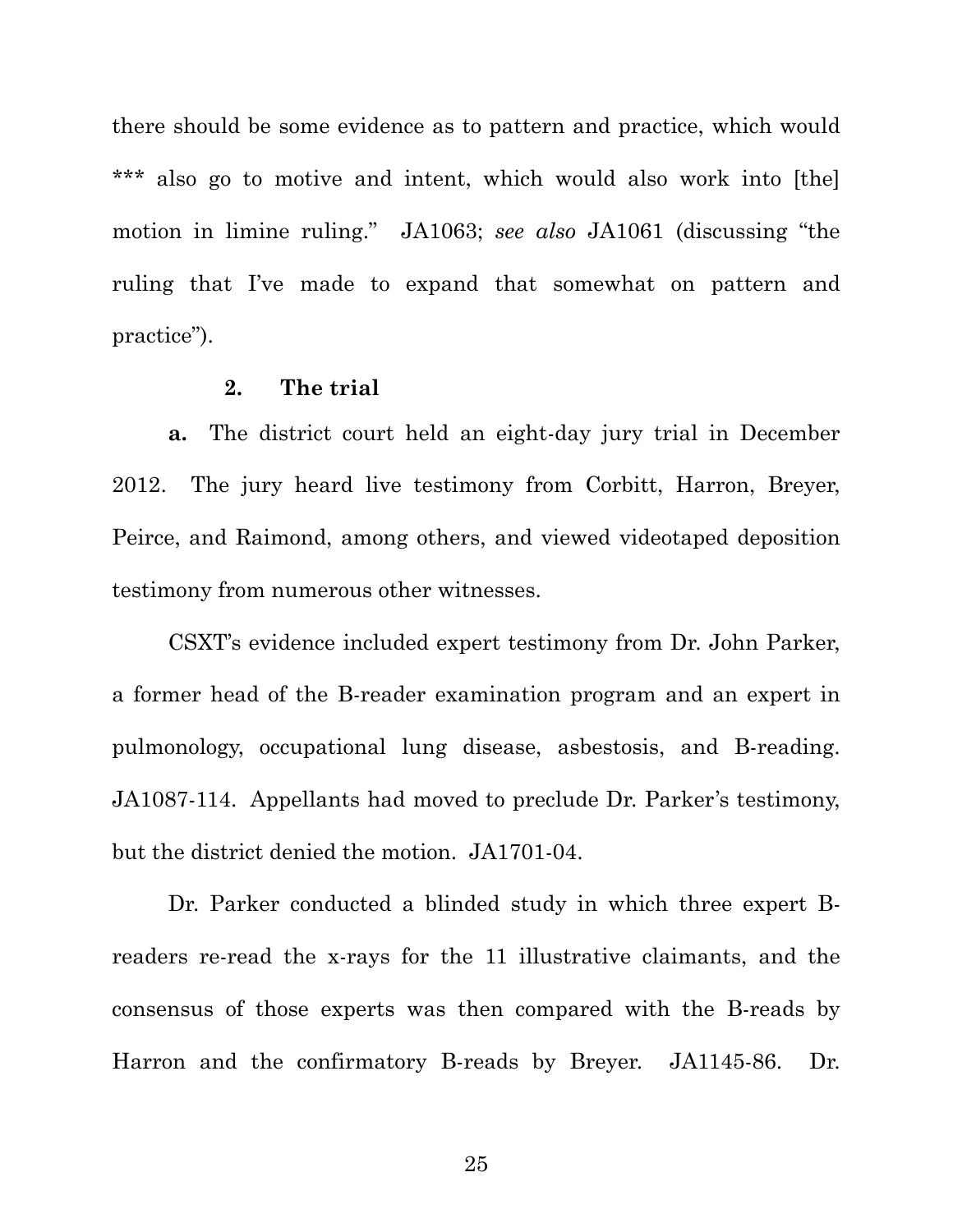there should be some evidence as to pattern and practice, which would *** also go to motive and intent, which would also work into [the] motion in limine ruling." JA1063; *see also* JA1061 (discussing "the ruling that I've made to expand that somewhat on pattern and practice").

**2. The trial**

**a.** The district court held an eight-day jury trial in December 2012. The jury heard live testimony from Corbitt, Harron, Breyer, Peirce, and Raimond, among others, and viewed videotaped deposition testimony from numerous other witnesses.

CSXT's evidence included expert testimony from Dr. John Parker, a former head of the B-reader examination program and an expert in pulmonology, occupational lung disease, asbestosis, and B-reading. JA1087-114. Appellants had moved to preclude Dr. Parker's testimony, but the district denied the motion. JA1701-04.

Dr. Parker conducted a blinded study in which three expert B-readers re-read the x-rays for the 11 illustrative claimants, and the consensus of those experts was then compared with the B-reads by Harron and the confirmatory B-reads by Breyer. JA1145-86. Dr.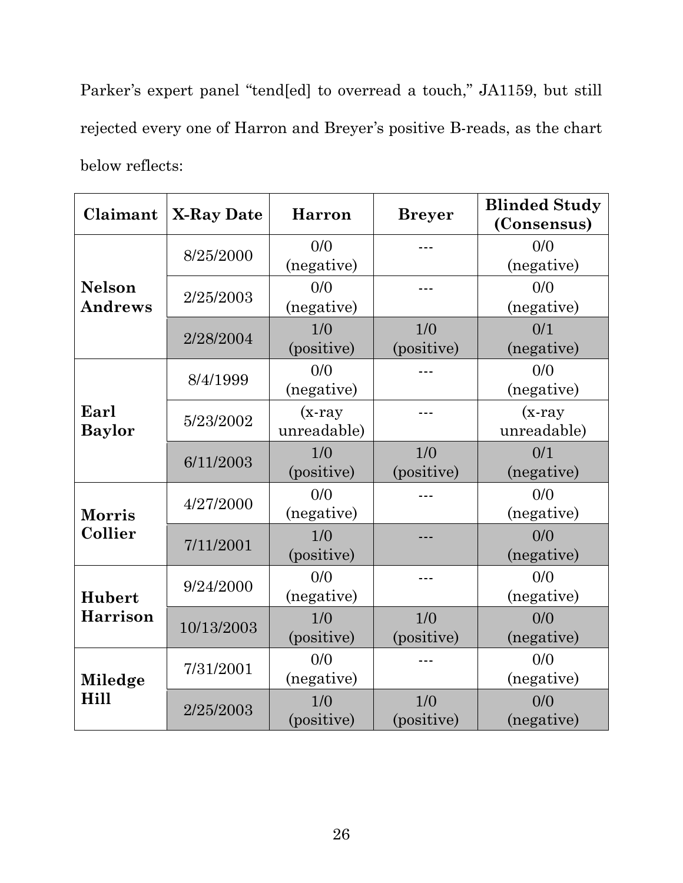Parker's expert panel "tend[ed] to overread a touch," JA1159, but still rejected every one of Harron and Breyer's positive B-reads, as the chart below reflects:

| Claimant | X-Ray Date | Harron | Breyer | Blinded Study (Consensus) |
|---|---|---|---|---|
| **Nelson Andrews** | 8/25/2000 | 0/0 (negative) | --- | 0/0 (negative) |
| | 2/25/2003 | 0/0 (negative) | --- | 0/0 (negative) |
| | 2/28/2004 | 1/0 (positive) | 1/0 (positive) | 0/1 (negative) |
| **Earl Baylor** | 8/4/1999 | 0/0 (negative) | --- | 0/0 (negative) |
| | 5/23/2002 | (x-ray unreadable) | --- | (x-ray unreadable) |
| | 6/11/2003 | 1/0 (positive) | 1/0 (positive) | 0/1 (negative) |
| **Morris Collier** | 4/27/2000 | 0/0 (negative) | --- | 0/0 (negative) |
| | 7/11/2001 | 1/0 (positive) | --- | 0/0 (negative) |
| **Hubert Harrison** | 9/24/2000 | 0/0 (negative) | --- | 0/0 (negative) |
| | 10/13/2003 | 1/0 (positive) | 1/0 (positive) | 0/0 (negative) |
| **Miledge Hill** | 7/31/2001 | 0/0 (negative) | --- | 0/0 (negative) |
| | 2/25/2003 | 1/0 (positive) | 1/0 (positive) | 0/0 (negative) |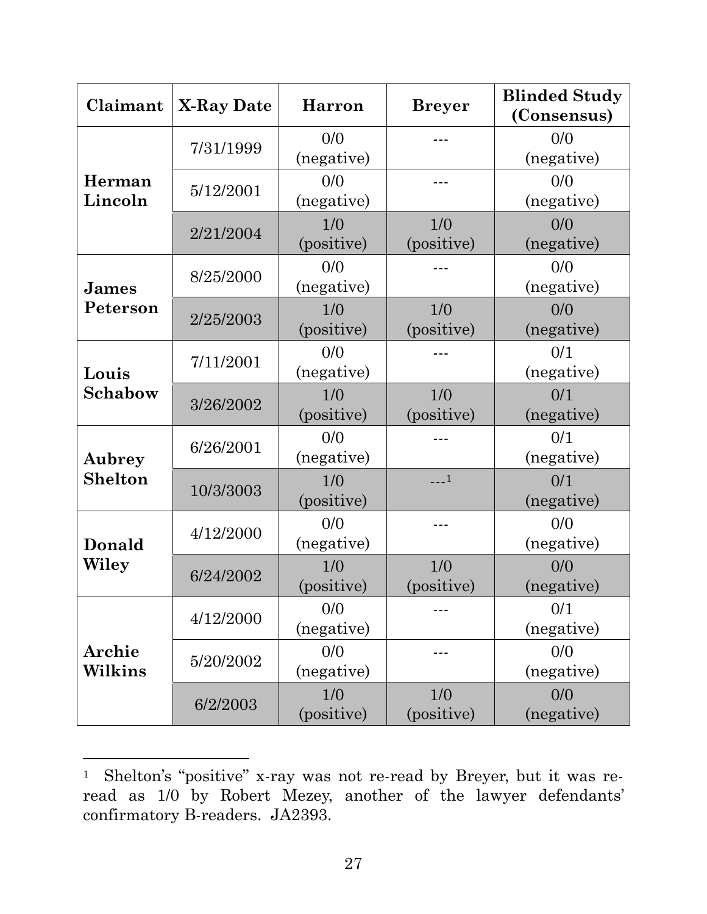| Claimant | X-Ray Date | Harron | Breyer | Blinded Study (Consensus) |
|---|---|---|---|---|
| **Herman Lincoln** | 7/31/1999 | 0/0 (negative) | --- | 0/0 (negative) |
| | 5/12/2001 | 0/0 (negative) | --- | 0/0 (negative) |
| | 2/21/2004 | 1/0 (positive) | 1/0 (positive) | 0/0 (negative) |
| **James Peterson** | 8/25/2000 | 0/0 (negative) | --- | 0/0 (negative) |
| | 2/25/2003 | 1/0 (positive) | 1/0 (positive) | 0/0 (negative) |
| **Louis Schabow** | 7/11/2001 | 0/0 (negative) | --- | 0/1 (negative) |
| | 3/26/2002 | 1/0 (positive) | 1/0 (positive) | 0/1 (negative) |
| **Aubrey Shelton** | 6/26/2001 | 0/0 (negative) | --- | 0/1 (negative) |
| | 10/3/3003 | 1/0 (positive) | ---[1] | 0/1 (negative) |
| **Donald Wiley** | 4/12/2000 | 0/0 (negative) | --- | 0/0 (negative) |
| | 6/24/2002 | 1/0 (positive) | 1/0 (positive) | 0/0 (negative) |
| **Archie Wilkins** | 4/12/2000 | 0/0 (negative) | --- | 0/1 (negative) |
| | 5/20/2002 | 0/0 (negative) | --- | 0/0 (negative) |
| | 6/2/2003 | 1/0 (positive) | 1/0 (positive) | 0/0 (negative) |

[1] Shelton's "positive" x-ray was not re-read by Breyer, but it was re-read as 1/0 by Robert Mezey, another of the lawyer defendants' confirmatory B-readers. JA2393.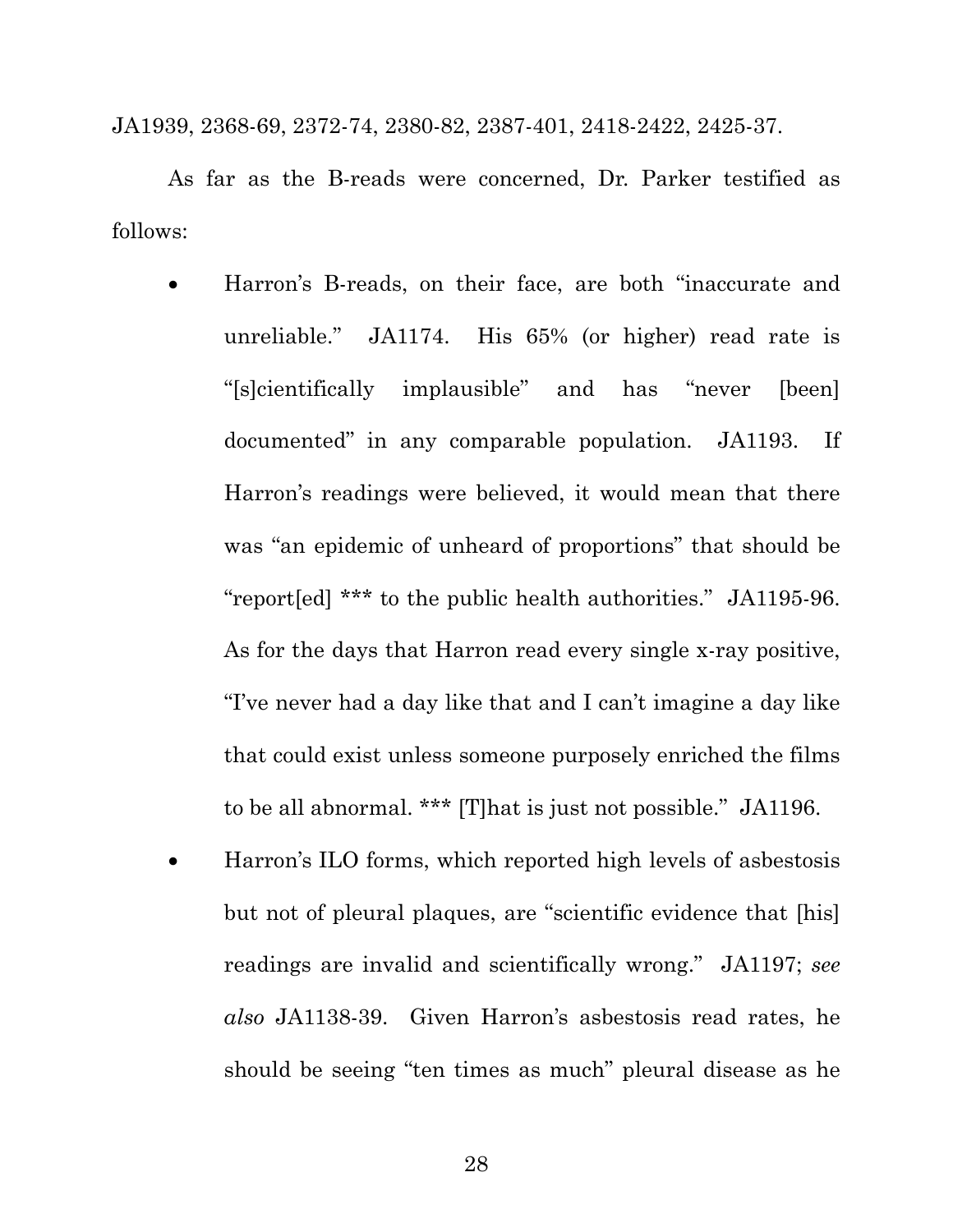JA1939, 2368-69, 2372-74, 2380-82, 2387-401, 2418-2422, 2425-37.

As far as the B-reads were concerned, Dr. Parker testified as follows:

- Harron's B-reads, on their face, are both "inaccurate and unreliable." JA1174. His 65% (or higher) read rate is "[s]cientifically implausible" and has "never [been] documented" in any comparable population. JA1193. If Harron's readings were believed, it would mean that there was "an epidemic of unheard of proportions" that should be "report[ed] *** to the public health authorities." JA1195-96. As for the days that Harron read every single x-ray positive, "I've never had a day like that and I can't imagine a day like that could exist unless someone purposely enriched the films to be all abnormal. *** [T]hat is just not possible." JA1196.
- Harron's ILO forms, which reported high levels of asbestosis but not of pleural plaques, are "scientific evidence that [his] readings are invalid and scientifically wrong." JA1197; *see also* JA1138-39. Given Harron's asbestosis read rates, he should be seeing "ten times as much" pleural disease as he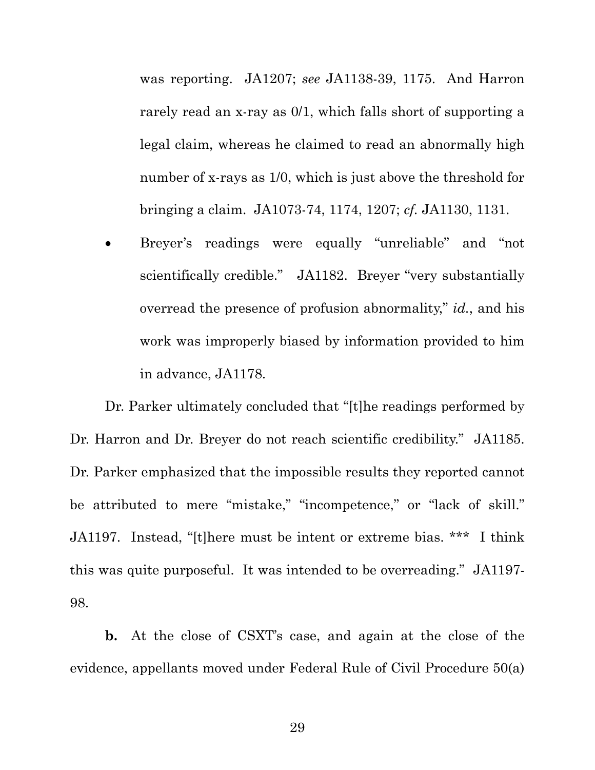was reporting. JA1207; *see* JA1138-39, 1175. And Harron rarely read an x-ray as 0/1, which falls short of supporting a legal claim, whereas he claimed to read an abnormally high number of x-rays as 1/0, which is just above the threshold for bringing a claim. JA1073-74, 1174, 1207; *cf.* JA1130, 1131.

- Breyer's readings were equally "unreliable" and "not scientifically credible." JA1182. Breyer "very substantially overread the presence of profusion abnormality," *id.*, and his work was improperly biased by information provided to him in advance, JA1178.

Dr. Parker ultimately concluded that "[t]he readings performed by Dr. Harron and Dr. Breyer do not reach scientific credibility." JA1185. Dr. Parker emphasized that the impossible results they reported cannot be attributed to mere "mistake," "incompetence," or "lack of skill." JA1197. Instead, "[t]here must be intent or extreme bias. *** I think this was quite purposeful. It was intended to be overreading." JA1197-98.

**b.** At the close of CSXT's case, and again at the close of the evidence, appellants moved under Federal Rule of Civil Procedure 50(a)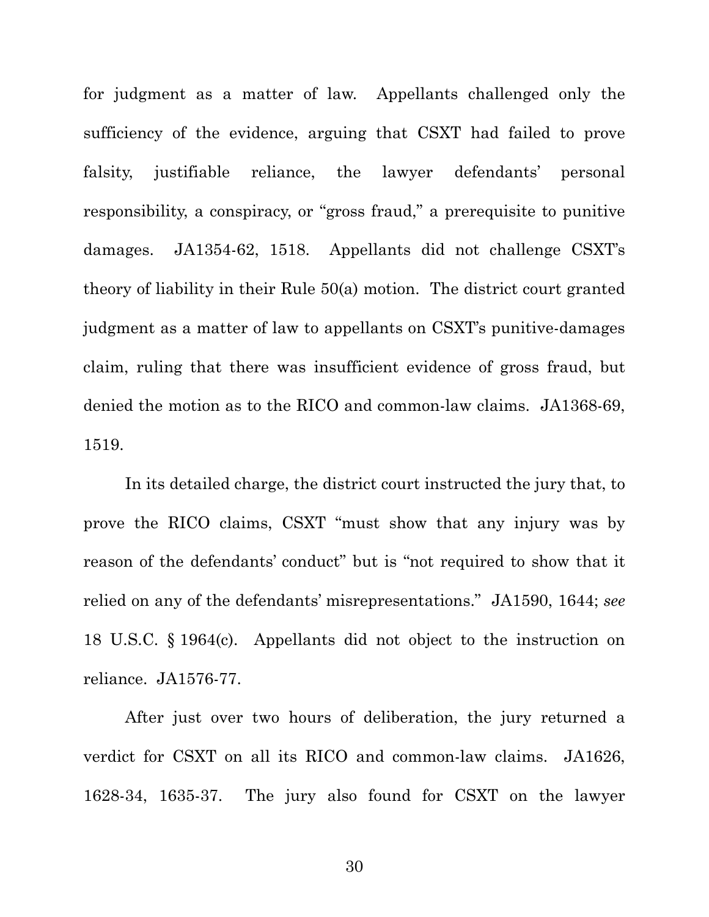for judgment as a matter of law. Appellants challenged only the sufficiency of the evidence, arguing that CSXT had failed to prove falsity, justifiable reliance, the lawyer defendants' personal responsibility, a conspiracy, or "gross fraud," a prerequisite to punitive damages. JA1354-62, 1518. Appellants did not challenge CSXT's theory of liability in their Rule 50(a) motion. The district court granted judgment as a matter of law to appellants on CSXT's punitive-damages claim, ruling that there was insufficient evidence of gross fraud, but denied the motion as to the RICO and common-law claims. JA1368-69, 1519.

In its detailed charge, the district court instructed the jury that, to prove the RICO claims, CSXT "must show that any injury was by reason of the defendants' conduct" but is "not required to show that it relied on any of the defendants' misrepresentations." JA1590, 1644; *see* 18 U.S.C. § 1964(c). Appellants did not object to the instruction on reliance. JA1576-77.

After just over two hours of deliberation, the jury returned a verdict for CSXT on all its RICO and common-law claims. JA1626, 1628-34, 1635-37. The jury also found for CSXT on the lawyer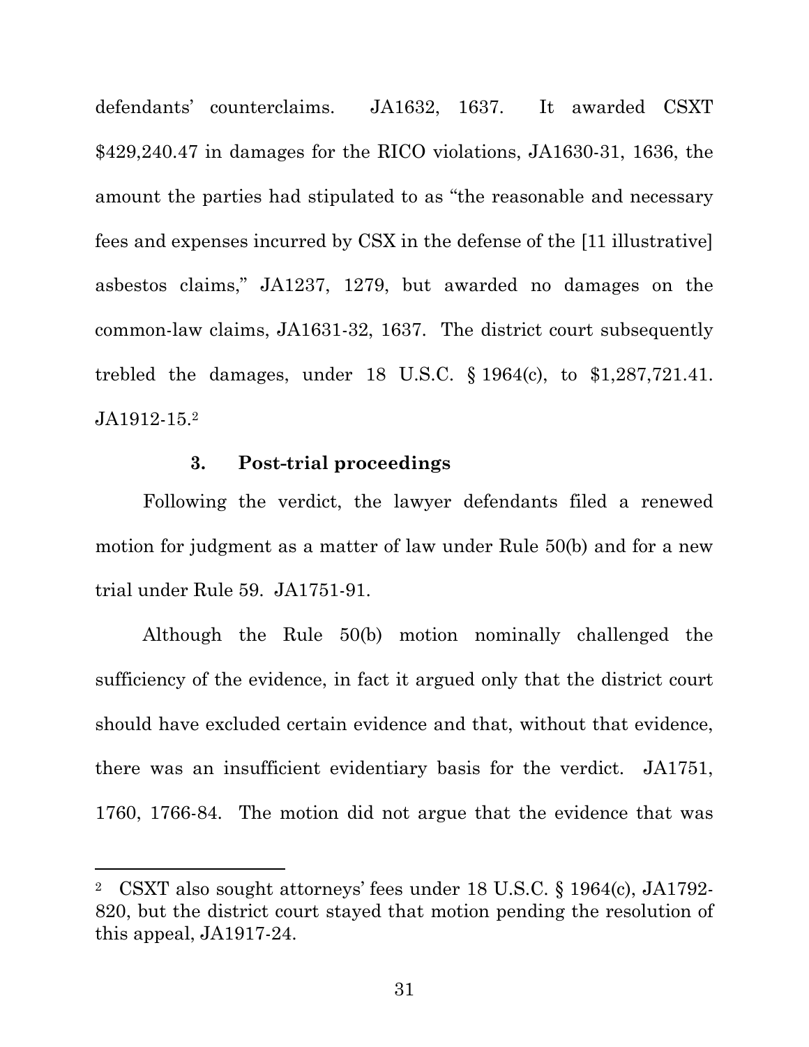defendants' counterclaims. JA1632, 1637. It awarded CSXT $429,240.47 in damages for the RICO violations, JA1630-31, 1636, the amount the parties had stipulated to as "the reasonable and necessary fees and expenses incurred by CSX in the defense of the [11 illustrative] asbestos claims," JA1237, 1279, but awarded no damages on the common-law claims, JA1631-32, 1637. The district court subsequently trebled the damages, under 18 U.S.C. § 1964(c), to $1,287,721.41. JA1912-15.[2]

### 3. Post-trial proceedings

Following the verdict, the lawyer defendants filed a renewed motion for judgment as a matter of law under Rule 50(b) and for a new trial under Rule 59. JA1751-91.

Although the Rule 50(b) motion nominally challenged the sufficiency of the evidence, in fact it argued only that the district court should have excluded certain evidence and that, without that evidence, there was an insufficient evidentiary basis for the verdict. JA1751, 1760, 1766-84. The motion did not argue that the evidence that was

---

[2] CSXT also sought attorneys' fees under 18 U.S.C. § 1964(c), JA1792-820, but the district court stayed that motion pending the resolution of this appeal, JA1917-24.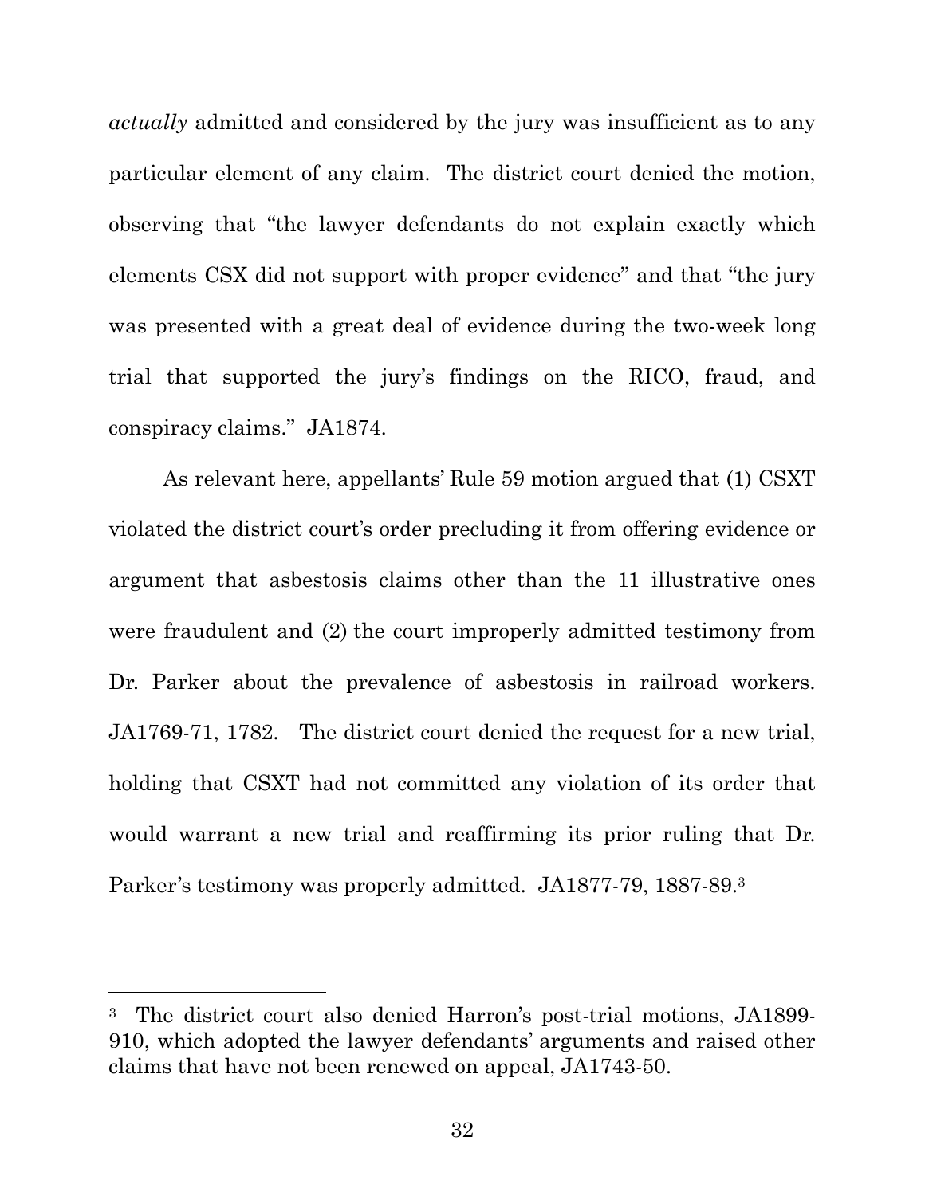*actually* admitted and considered by the jury was insufficient as to any particular element of any claim. The district court denied the motion, observing that "the lawyer defendants do not explain exactly which elements CSX did not support with proper evidence" and that "the jury was presented with a great deal of evidence during the two-week long trial that supported the jury's findings on the RICO, fraud, and conspiracy claims." JA1874.

As relevant here, appellants' Rule 59 motion argued that (1) CSXT violated the district court's order precluding it from offering evidence or argument that asbestosis claims other than the 11 illustrative ones were fraudulent and (2) the court improperly admitted testimony from Dr. Parker about the prevalence of asbestosis in railroad workers. JA1769-71, 1782. The district court denied the request for a new trial, holding that CSXT had not committed any violation of its order that would warrant a new trial and reaffirming its prior ruling that Dr. Parker's testimony was properly admitted. JA1877-79, 1887-89.[3]

---

[3] The district court also denied Harron's post-trial motions, JA1899-910, which adopted the lawyer defendants' arguments and raised other claims that have not been renewed on appeal, JA1743-50.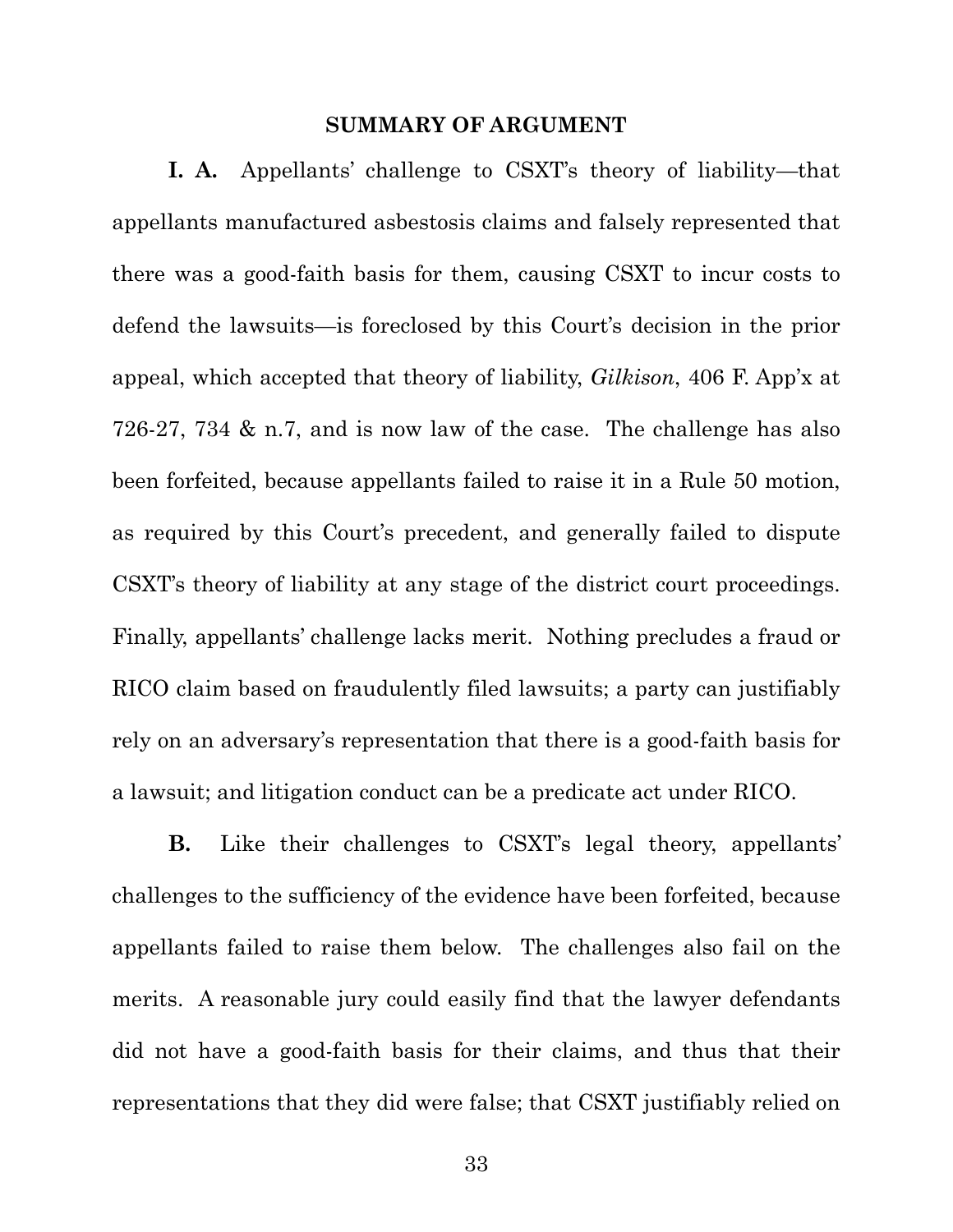## SUMMARY OF ARGUMENT

**I. A.** Appellants' challenge to CSXT's theory of liability—that appellants manufactured asbestosis claims and falsely represented that there was a good-faith basis for them, causing CSXT to incur costs to defend the lawsuits—is foreclosed by this Court's decision in the prior appeal, which accepted that theory of liability, *Gilkison*, 406 F. App'x at 726-27, 734 & n.7, and is now law of the case. The challenge has also been forfeited, because appellants failed to raise it in a Rule 50 motion, as required by this Court's precedent, and generally failed to dispute CSXT's theory of liability at any stage of the district court proceedings. Finally, appellants' challenge lacks merit. Nothing precludes a fraud or RICO claim based on fraudulently filed lawsuits; a party can justifiably rely on an adversary's representation that there is a good-faith basis for a lawsuit; and litigation conduct can be a predicate act under RICO.

**B.** Like their challenges to CSXT's legal theory, appellants' challenges to the sufficiency of the evidence have been forfeited, because appellants failed to raise them below. The challenges also fail on the merits. A reasonable jury could easily find that the lawyer defendants did not have a good-faith basis for their claims, and thus that their representations that they did were false; that CSXT justifiably relied on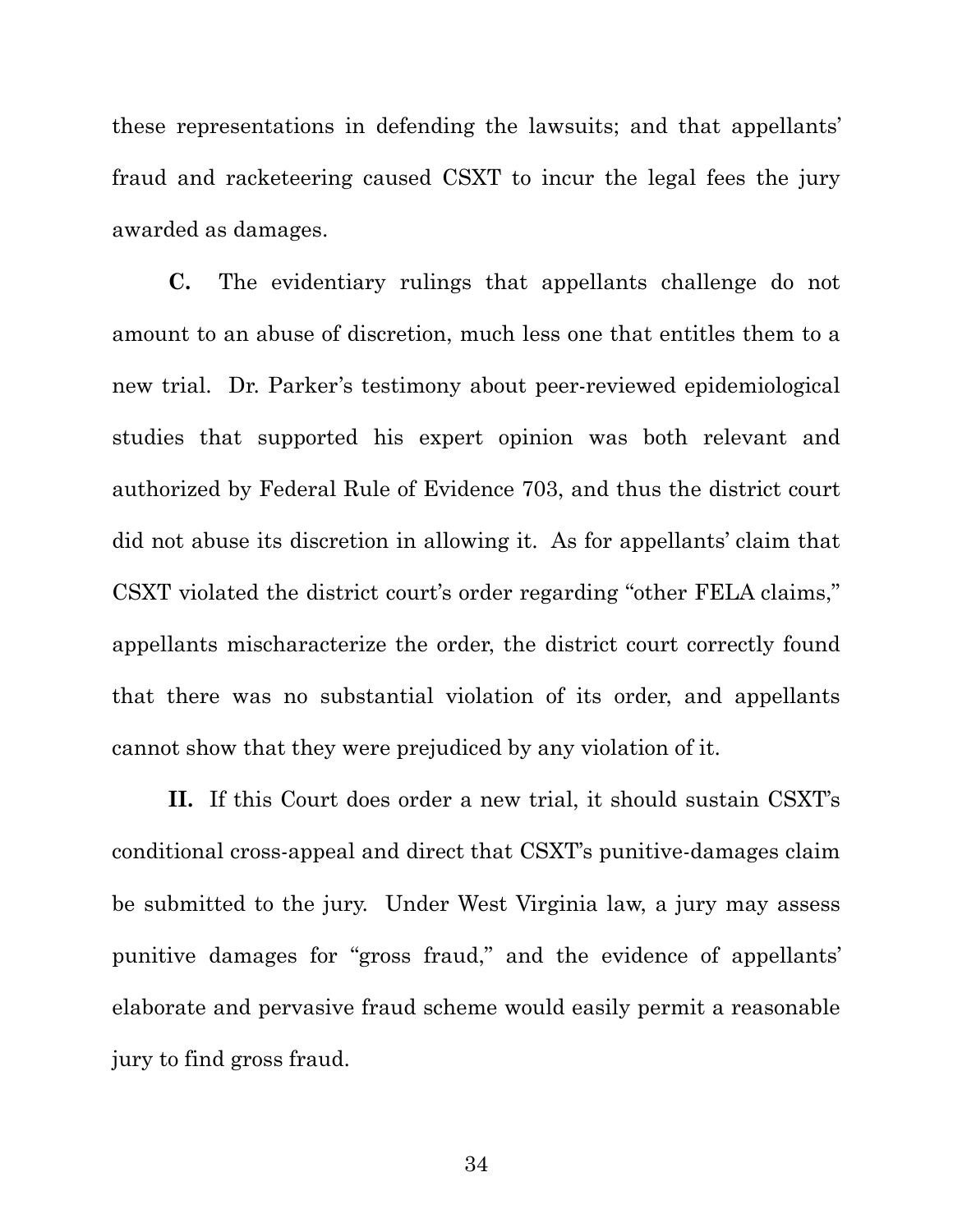these representations in defending the lawsuits; and that appellants' fraud and racketeering caused CSXT to incur the legal fees the jury awarded as damages.

**C.** The evidentiary rulings that appellants challenge do not amount to an abuse of discretion, much less one that entitles them to a new trial. Dr. Parker's testimony about peer-reviewed epidemiological studies that supported his expert opinion was both relevant and authorized by Federal Rule of Evidence 703, and thus the district court did not abuse its discretion in allowing it. As for appellants' claim that CSXT violated the district court's order regarding "other FELA claims," appellants mischaracterize the order, the district court correctly found that there was no substantial violation of its order, and appellants cannot show that they were prejudiced by any violation of it.

**II.** If this Court does order a new trial, it should sustain CSXT's conditional cross-appeal and direct that CSXT's punitive-damages claim be submitted to the jury. Under West Virginia law, a jury may assess punitive damages for "gross fraud," and the evidence of appellants' elaborate and pervasive fraud scheme would easily permit a reasonable jury to find gross fraud.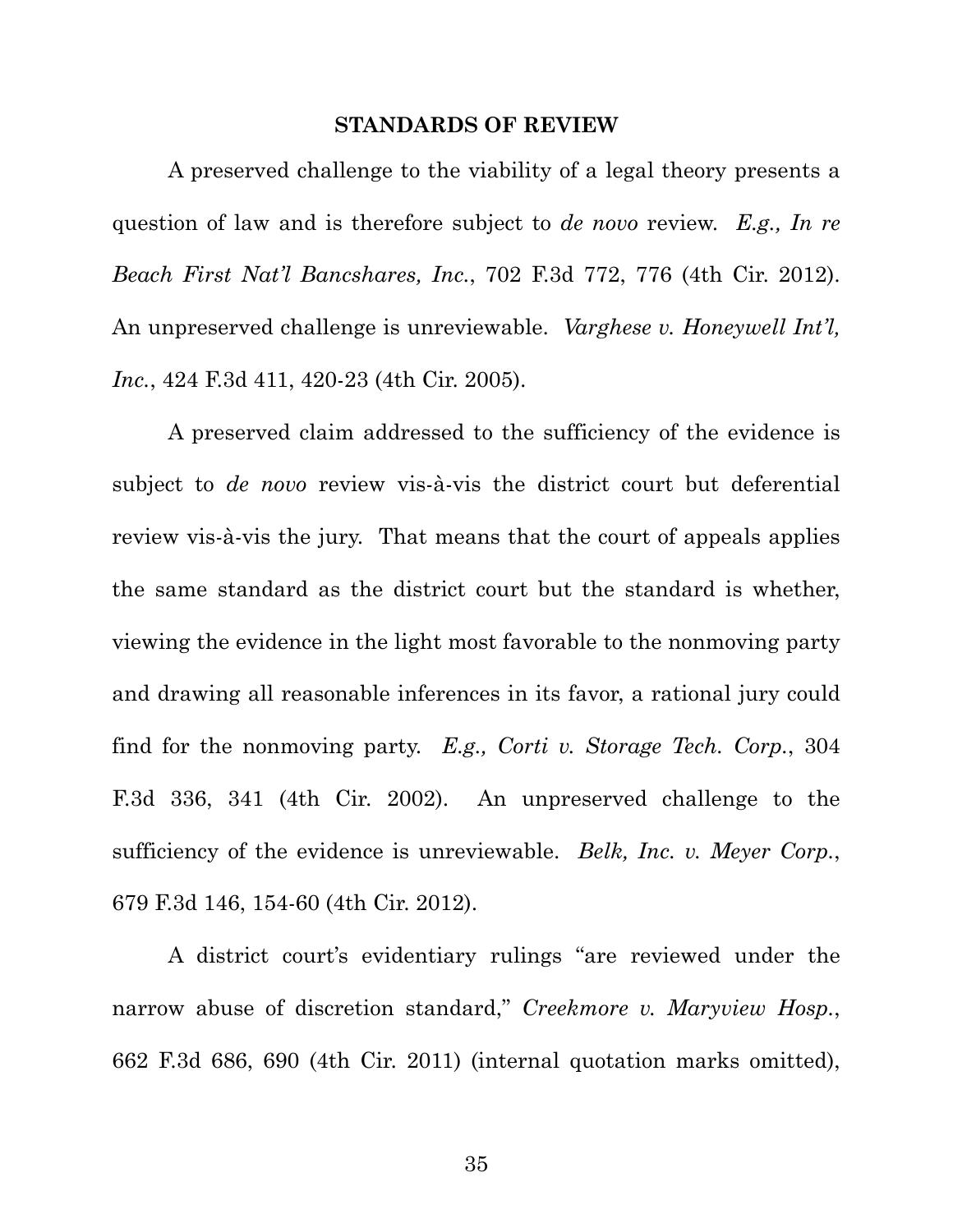## STANDARDS OF REVIEW

A preserved challenge to the viability of a legal theory presents a question of law and is therefore subject to *de novo* review. *E.g., In re Beach First Nat'l Bancshares, Inc.*, 702 F.3d 772, 776 (4th Cir. 2012). An unpreserved challenge is unreviewable. *Varghese v. Honeywell Int'l, Inc.*, 424 F.3d 411, 420-23 (4th Cir. 2005).

A preserved claim addressed to the sufficiency of the evidence is subject to *de novo* review vis-à-vis the district court but deferential review vis-à-vis the jury. That means that the court of appeals applies the same standard as the district court but the standard is whether, viewing the evidence in the light most favorable to the nonmoving party and drawing all reasonable inferences in its favor, a rational jury could find for the nonmoving party. *E.g., Corti v. Storage Tech. Corp.*, 304 F.3d 336, 341 (4th Cir. 2002). An unpreserved challenge to the sufficiency of the evidence is unreviewable. *Belk, Inc. v. Meyer Corp.*, 679 F.3d 146, 154-60 (4th Cir. 2012).

A district court's evidentiary rulings "are reviewed under the narrow abuse of discretion standard," *Creekmore v. Maryview Hosp.*, 662 F.3d 686, 690 (4th Cir. 2011) (internal quotation marks omitted),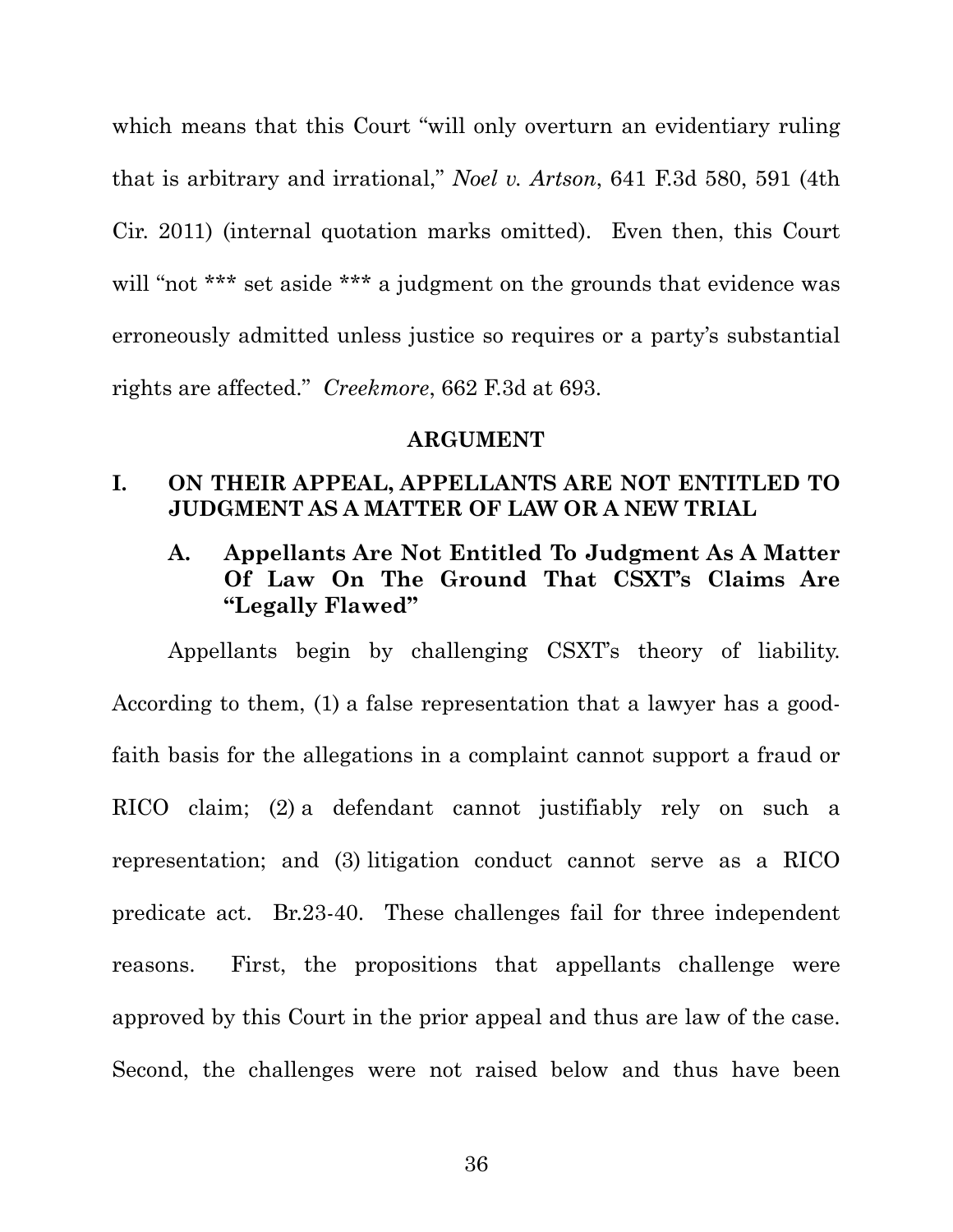which means that this Court "will only overturn an evidentiary ruling that is arbitrary and irrational," *Noel v. Artson*, 641 F.3d 580, 591 (4th Cir. 2011) (internal quotation marks omitted). Even then, this Court will "not *** set aside *** a judgment on the grounds that evidence was erroneously admitted unless justice so requires or a party's substantial rights are affected." *Creekmore*, 662 F.3d at 693.

## ARGUMENT

### I. ON THEIR APPEAL, APPELLANTS ARE NOT ENTITLED TO JUDGMENT AS A MATTER OF LAW OR A NEW TRIAL

#### A. Appellants Are Not Entitled To Judgment As A Matter Of Law On The Ground That CSXT's Claims Are "Legally Flawed"

Appellants begin by challenging CSXT's theory of liability. According to them, (1) a false representation that a lawyer has a good-faith basis for the allegations in a complaint cannot support a fraud or RICO claim; (2) a defendant cannot justifiably rely on such a representation; and (3) litigation conduct cannot serve as a RICO predicate act. Br.23-40. These challenges fail for three independent reasons. First, the propositions that appellants challenge were approved by this Court in the prior appeal and thus are law of the case. Second, the challenges were not raised below and thus have been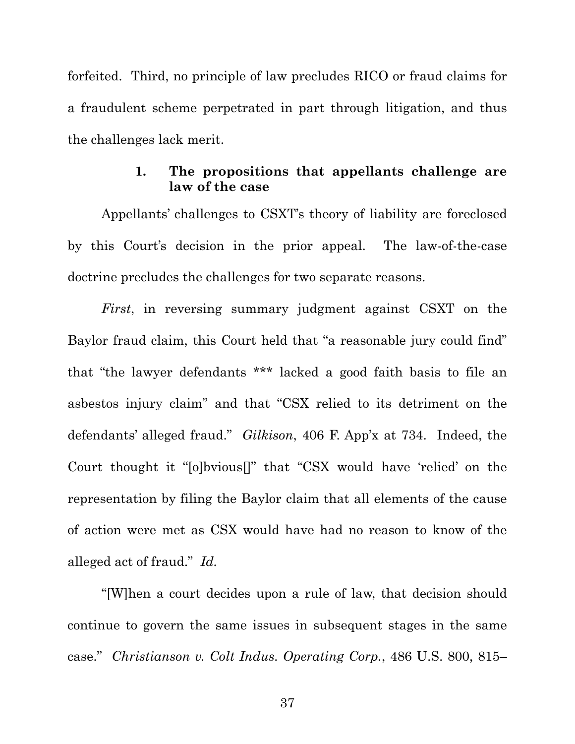forfeited. Third, no principle of law precludes RICO or fraud claims for a fraudulent scheme perpetrated in part through litigation, and thus the challenges lack merit.

#### 1. The propositions that appellants challenge are law of the case

Appellants' challenges to CSXT's theory of liability are foreclosed by this Court's decision in the prior appeal. The law-of-the-case doctrine precludes the challenges for two separate reasons.

*First*, in reversing summary judgment against CSXT on the Baylor fraud claim, this Court held that "a reasonable jury could find" that "the lawyer defendants *** lacked a good faith basis to file an asbestos injury claim" and that "CSX relied to its detriment on the defendants' alleged fraud." *Gilkison*, 406 F. App'x at 734. Indeed, the Court thought it "[o]bvious[]" that "CSX would have 'relied' on the representation by filing the Baylor claim that all elements of the cause of action were met as CSX would have had no reason to know of the alleged act of fraud." *Id.*

"[W]hen a court decides upon a rule of law, that decision should continue to govern the same issues in subsequent stages in the same case." *Christianson v. Colt Indus. Operating Corp.*, 486 U.S. 800, 815–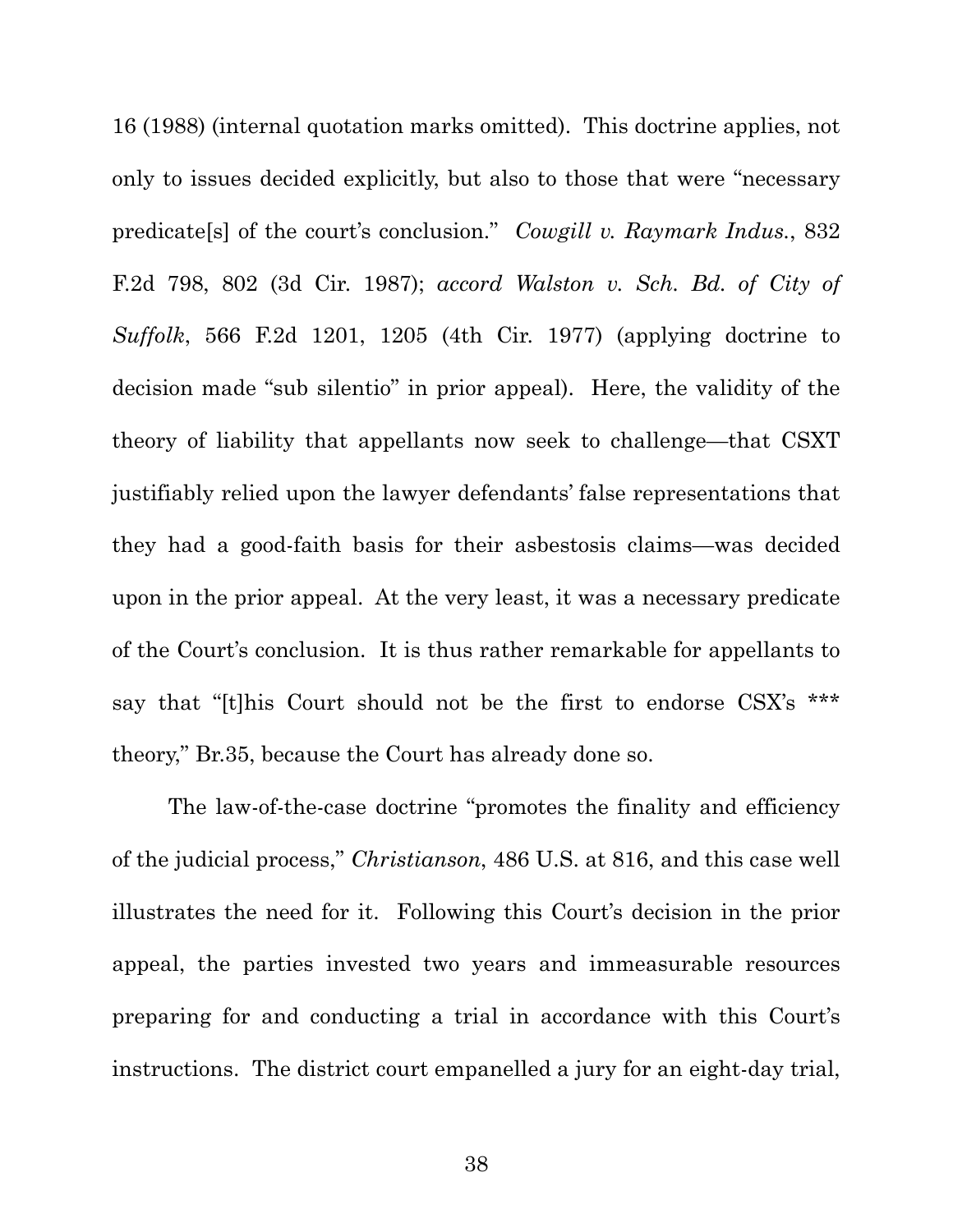16 (1988) (internal quotation marks omitted). This doctrine applies, not only to issues decided explicitly, but also to those that were "necessary predicate[s] of the court's conclusion." *Cowgill v. Raymark Indus.*, 832 F.2d 798, 802 (3d Cir. 1987); *accord Walston v. Sch. Bd. of City of Suffolk*, 566 F.2d 1201, 1205 (4th Cir. 1977) (applying doctrine to decision made "sub silentio" in prior appeal). Here, the validity of the theory of liability that appellants now seek to challenge—that CSXT justifiably relied upon the lawyer defendants' false representations that they had a good-faith basis for their asbestosis claims—was decided upon in the prior appeal. At the very least, it was a necessary predicate of the Court's conclusion. It is thus rather remarkable for appellants to say that "[t]his Court should not be the first to endorse CSX's *** theory," Br.35, because the Court has already done so.

The law-of-the-case doctrine "promotes the finality and efficiency of the judicial process," *Christianson*, 486 U.S. at 816, and this case well illustrates the need for it. Following this Court's decision in the prior appeal, the parties invested two years and immeasurable resources preparing for and conducting a trial in accordance with this Court's instructions. The district court empanelled a jury for an eight-day trial,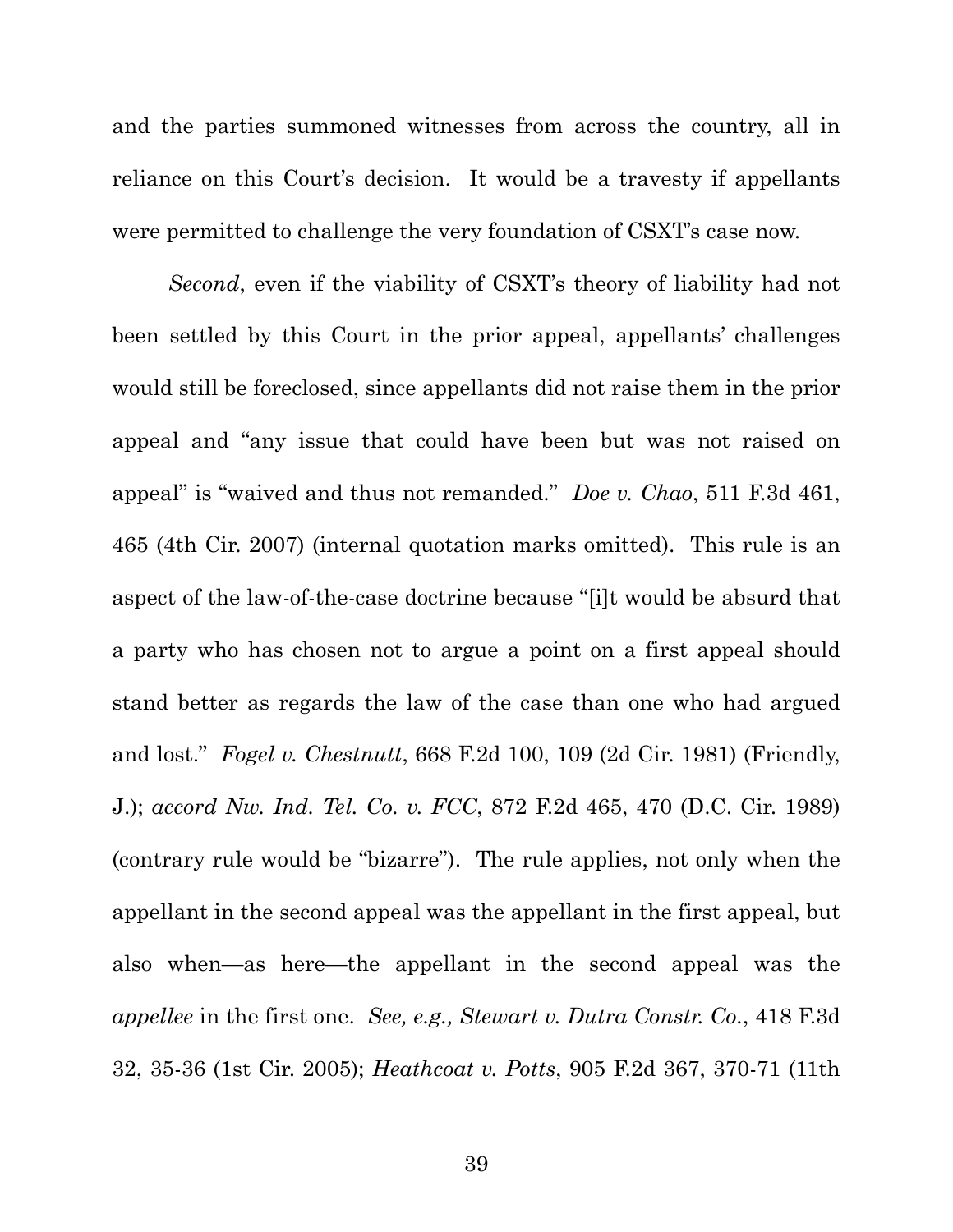and the parties summoned witnesses from across the country, all in reliance on this Court's decision. It would be a travesty if appellants were permitted to challenge the very foundation of CSXT's case now.

*Second*, even if the viability of CSXT's theory of liability had not been settled by this Court in the prior appeal, appellants' challenges would still be foreclosed, since appellants did not raise them in the prior appeal and "any issue that could have been but was not raised on appeal" is "waived and thus not remanded." *Doe v. Chao*, 511 F.3d 461, 465 (4th Cir. 2007) (internal quotation marks omitted). This rule is an aspect of the law-of-the-case doctrine because "[i]t would be absurd that a party who has chosen not to argue a point on a first appeal should stand better as regards the law of the case than one who had argued and lost." *Fogel v. Chestnutt*, 668 F.2d 100, 109 (2d Cir. 1981) (Friendly, J.); *accord Nw. Ind. Tel. Co. v. FCC*, 872 F.2d 465, 470 (D.C. Cir. 1989) (contrary rule would be "bizarre"). The rule applies, not only when the appellant in the second appeal was the appellant in the first appeal, but also when—as here—the appellant in the second appeal was the *appellee* in the first one. *See, e.g., Stewart v. Dutra Constr. Co.*, 418 F.3d 32, 35-36 (1st Cir. 2005); *Heathcoat v. Potts*, 905 F.2d 367, 370-71 (11th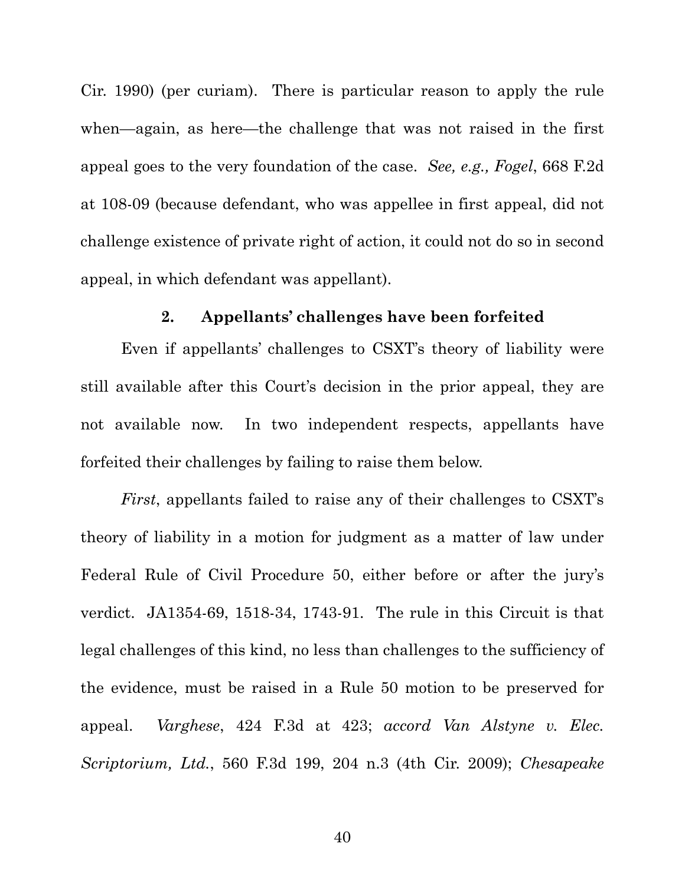Cir. 1990) (per curiam). There is particular reason to apply the rule when—again, as here—the challenge that was not raised in the first appeal goes to the very foundation of the case. *See, e.g., Fogel*, 668 F.2d at 108-09 (because defendant, who was appellee in first appeal, did not challenge existence of private right of action, it could not do so in second appeal, in which defendant was appellant).

### 2. Appellants' challenges have been forfeited

Even if appellants' challenges to CSXT's theory of liability were still available after this Court's decision in the prior appeal, they are not available now. In two independent respects, appellants have forfeited their challenges by failing to raise them below.

*First*, appellants failed to raise any of their challenges to CSXT's theory of liability in a motion for judgment as a matter of law under Federal Rule of Civil Procedure 50, either before or after the jury's verdict. JA1354-69, 1518-34, 1743-91. The rule in this Circuit is that legal challenges of this kind, no less than challenges to the sufficiency of the evidence, must be raised in a Rule 50 motion to be preserved for appeal. *Varghese*, 424 F.3d at 423; *accord Van Alstyne v. Elec. Scriptorium, Ltd.*, 560 F.3d 199, 204 n.3 (4th Cir. 2009); *Chesapeake*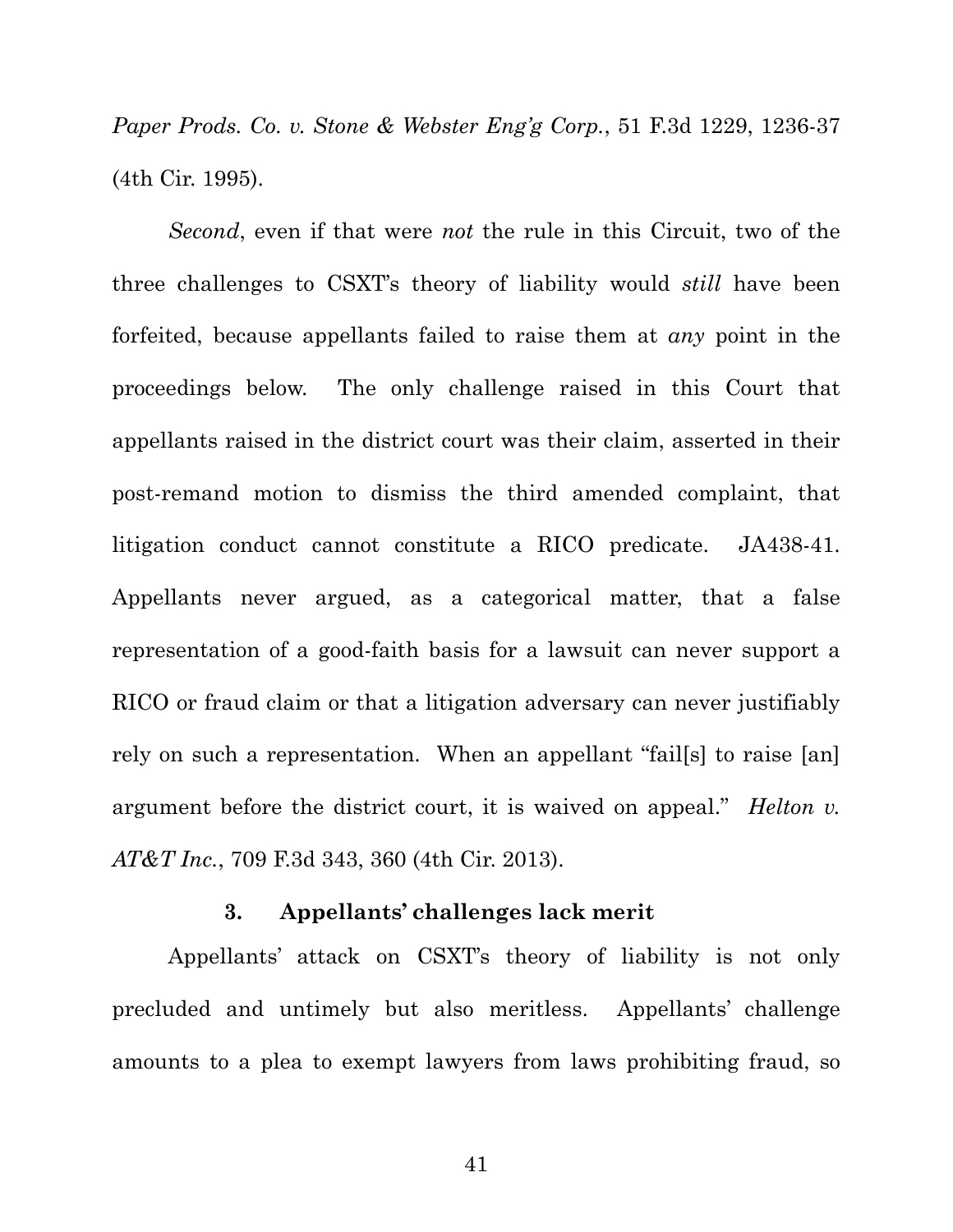*Paper Prods. Co. v. Stone & Webster Eng'g Corp.*, 51 F.3d 1229, 1236-37 (4th Cir. 1995).

*Second*, even if that were *not* the rule in this Circuit, two of the three challenges to CSXT's theory of liability would *still* have been forfeited, because appellants failed to raise them at *any* point in the proceedings below. The only challenge raised in this Court that appellants raised in the district court was their claim, asserted in their post-remand motion to dismiss the third amended complaint, that litigation conduct cannot constitute a RICO predicate. JA438-41. Appellants never argued, as a categorical matter, that a false representation of a good-faith basis for a lawsuit can never support a RICO or fraud claim or that a litigation adversary can never justifiably rely on such a representation. When an appellant "fail[s] to raise [an] argument before the district court, it is waived on appeal." *Helton v. AT&T Inc.*, 709 F.3d 343, 360 (4th Cir. 2013).

### 3. Appellants' challenges lack merit

Appellants' attack on CSXT's theory of liability is not only precluded and untimely but also meritless. Appellants' challenge amounts to a plea to exempt lawyers from laws prohibiting fraud, so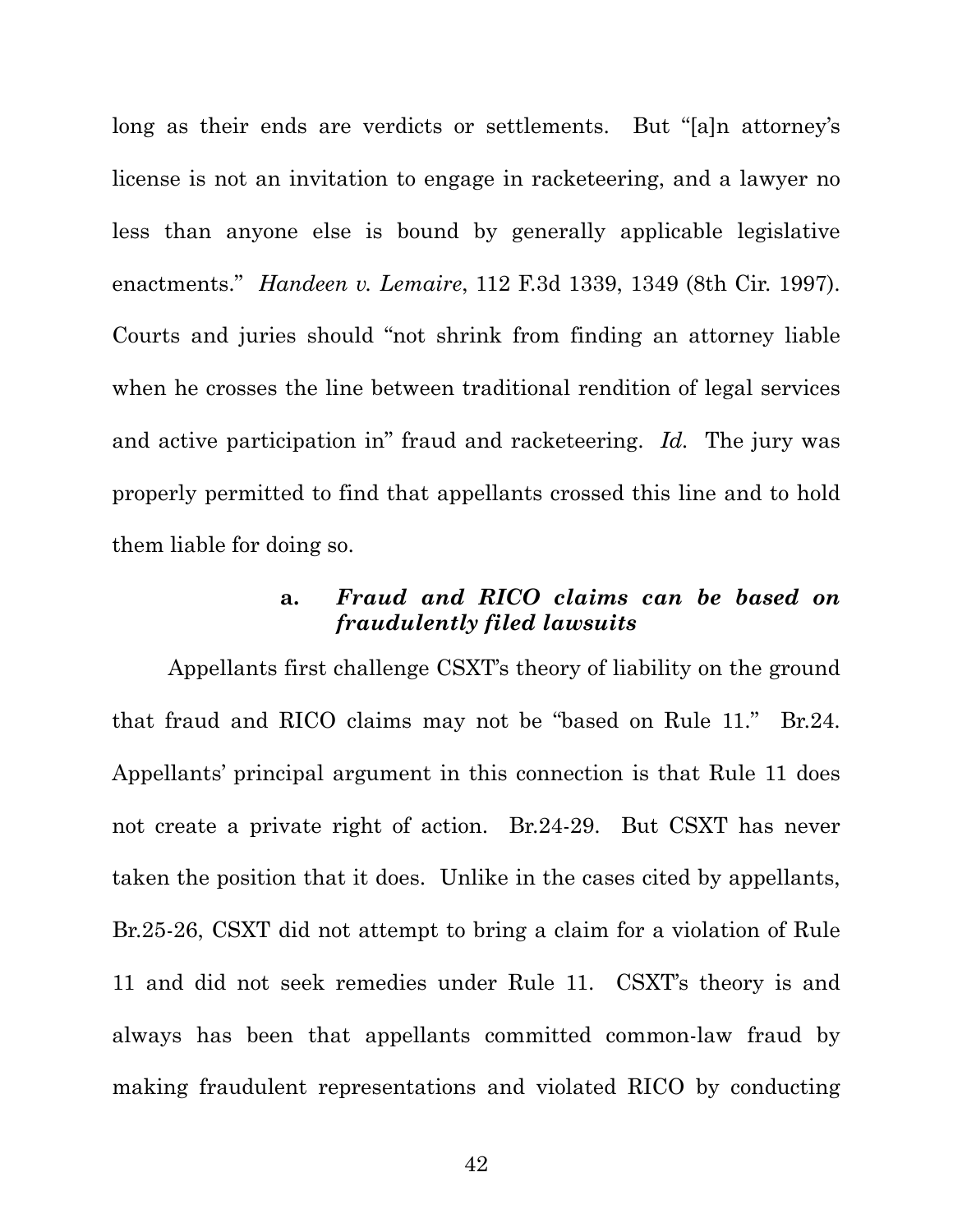long as their ends are verdicts or settlements. But "[a]n attorney's license is not an invitation to engage in racketeering, and a lawyer no less than anyone else is bound by generally applicable legislative enactments." *Handeen v. Lemaire*, 112 F.3d 1339, 1349 (8th Cir. 1997). Courts and juries should "not shrink from finding an attorney liable when he crosses the line between traditional rendition of legal services and active participation in" fraud and racketeering. *Id.* The jury was properly permitted to find that appellants crossed this line and to hold them liable for doing so.

#### a. *Fraud and RICO claims can be based on fraudulently filed lawsuits*

Appellants first challenge CSXT's theory of liability on the ground that fraud and RICO claims may not be "based on Rule 11." Br.24. Appellants' principal argument in this connection is that Rule 11 does not create a private right of action. Br.24-29. But CSXT has never taken the position that it does. Unlike in the cases cited by appellants, Br.25-26, CSXT did not attempt to bring a claim for a violation of Rule 11 and did not seek remedies under Rule 11. CSXT's theory is and always has been that appellants committed common-law fraud by making fraudulent representations and violated RICO by conducting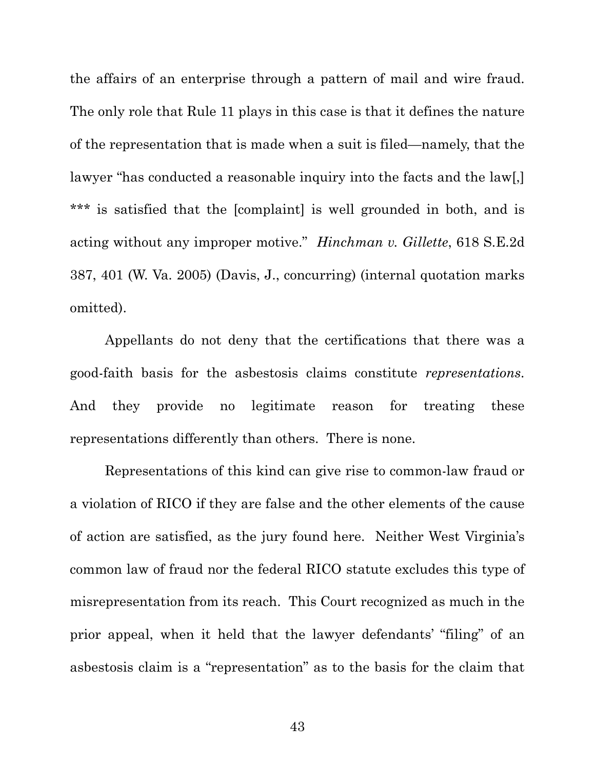the affairs of an enterprise through a pattern of mail and wire fraud. The only role that Rule 11 plays in this case is that it defines the nature of the representation that is made when a suit is filed—namely, that the lawyer "has conducted a reasonable inquiry into the facts and the law[,] *** is satisfied that the [complaint] is well grounded in both, and is acting without any improper motive." *Hinchman v. Gillette*, 618 S.E.2d 387, 401 (W. Va. 2005) (Davis, J., concurring) (internal quotation marks omitted).

Appellants do not deny that the certifications that there was a good-faith basis for the asbestosis claims constitute *representations*. And they provide no legitimate reason for treating these representations differently than others. There is none.

Representations of this kind can give rise to common-law fraud or a violation of RICO if they are false and the other elements of the cause of action are satisfied, as the jury found here. Neither West Virginia's common law of fraud nor the federal RICO statute excludes this type of misrepresentation from its reach. This Court recognized as much in the prior appeal, when it held that the lawyer defendants' "filing" of an asbestosis claim is a "representation" as to the basis for the claim that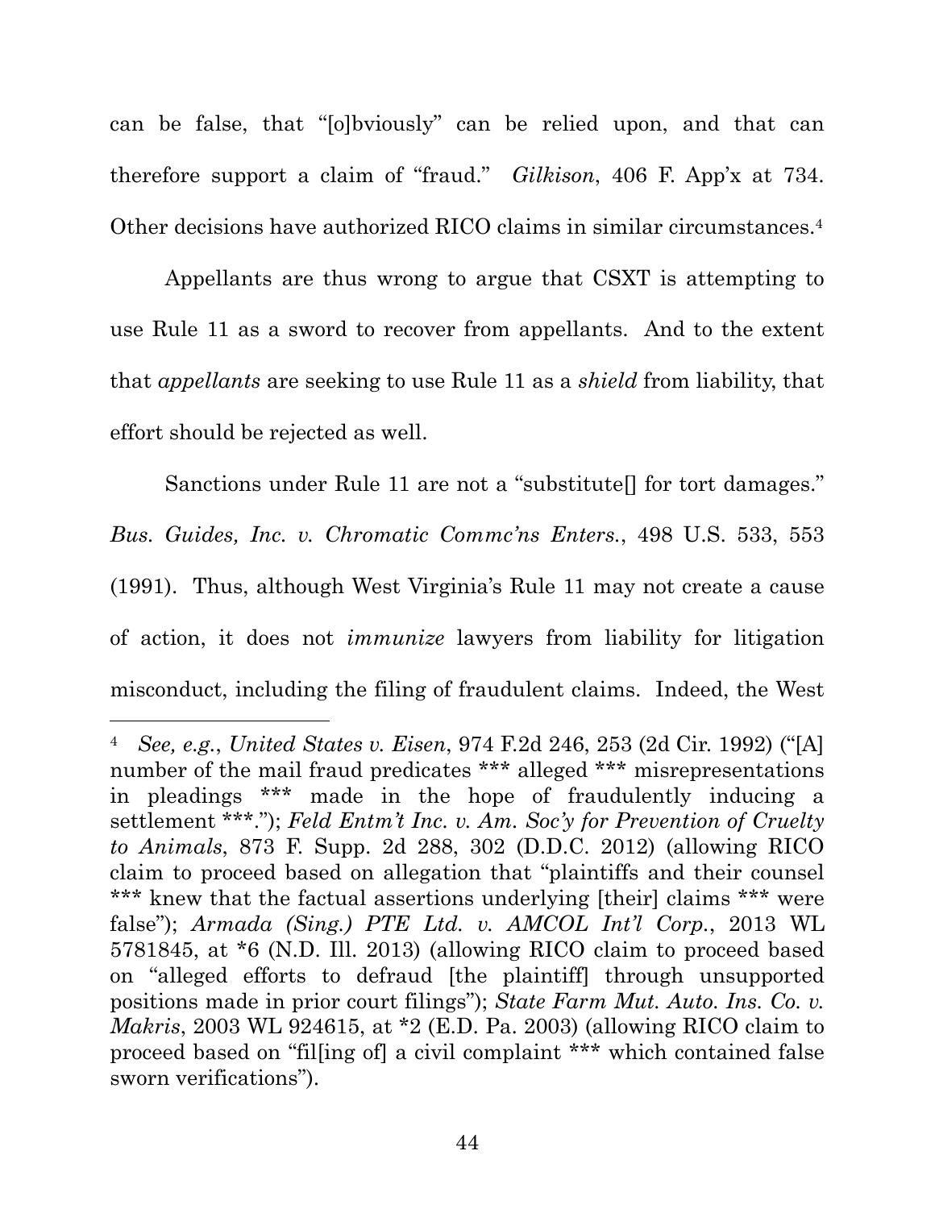can be false, that "[o]bviously" can be relied upon, and that can therefore support a claim of "fraud." *Gilkison*, 406 F. App'x at 734. Other decisions have authorized RICO claims in similar circumstances.[4]

Appellants are thus wrong to argue that CSXT is attempting to use Rule 11 as a sword to recover from appellants. And to the extent that *appellants* are seeking to use Rule 11 as a *shield* from liability, that effort should be rejected as well.

Sanctions under Rule 11 are not a "substitute[] for tort damages." *Bus. Guides, Inc. v. Chromatic Commc'ns Enters.*, 498 U.S. 533, 553 (1991). Thus, although West Virginia's Rule 11 may not create a cause of action, it does not *immunize* lawyers from liability for litigation misconduct, including the filing of fraudulent claims. Indeed, the West

---

[4] *See, e.g.*, *United States v. Eisen*, 974 F.2d 246, 253 (2d Cir. 1992) ("[A] number of the mail fraud predicates *** alleged *** misrepresentations in pleadings *** made in the hope of fraudulently inducing a settlement ***."); *Feld Entm't Inc. v. Am. Soc'y for Prevention of Cruelty to Animals*, 873 F. Supp. 2d 288, 302 (D.D.C. 2012) (allowing RICO claim to proceed based on allegation that "plaintiffs and their counsel *** knew that the factual assertions underlying [their] claims *** were false"); *Armada (Sing.) PTE Ltd. v. AMCOL Int'l Corp.*, 2013 WL 5781845, at *6 (N.D. Ill. 2013) (allowing RICO claim to proceed based on "alleged efforts to defraud [the plaintiff] through unsupported positions made in prior court filings"); *State Farm Mut. Auto. Ins. Co. v. Makris*, 2003 WL 924615, at *2 (E.D. Pa. 2003) (allowing RICO claim to proceed based on "fil[ing of] a civil complaint *** which contained false sworn verifications").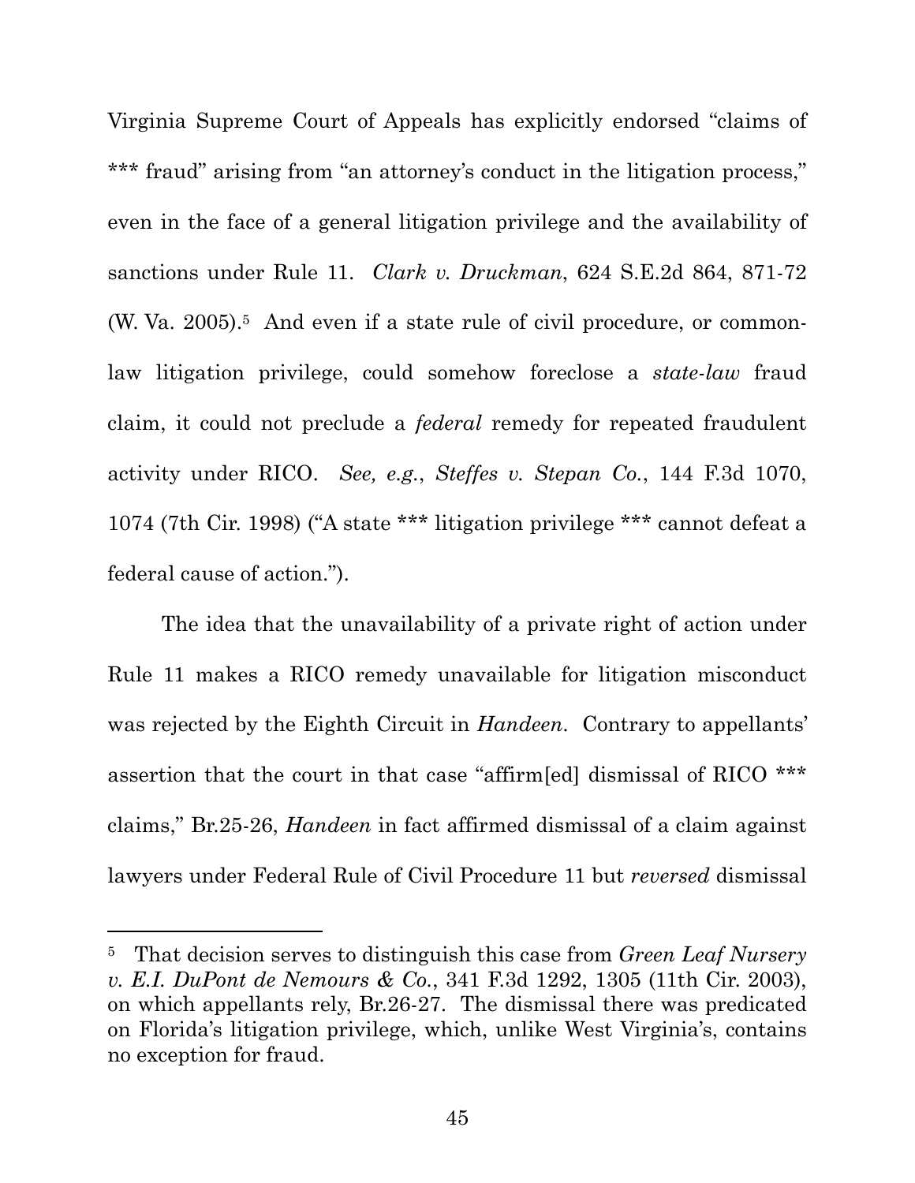Virginia Supreme Court of Appeals has explicitly endorsed "claims of *** fraud" arising from "an attorney's conduct in the litigation process," even in the face of a general litigation privilege and the availability of sanctions under Rule 11. *Clark v. Druckman*, 624 S.E.2d 864, 871-72 (W. Va. 2005).[5] And even if a state rule of civil procedure, or common-law litigation privilege, could somehow foreclose a *state-law* fraud claim, it could not preclude a *federal* remedy for repeated fraudulent activity under RICO. *See, e.g.*, *Steffes v. Stepan Co.*, 144 F.3d 1070, 1074 (7th Cir. 1998) ("A state *** litigation privilege *** cannot defeat a federal cause of action.").

The idea that the unavailability of a private right of action under Rule 11 makes a RICO remedy unavailable for litigation misconduct was rejected by the Eighth Circuit in *Handeen*. Contrary to appellants' assertion that the court in that case "affirm[ed] dismissal of RICO *** claims," Br.25-26, *Handeen* in fact affirmed dismissal of a claim against lawyers under Federal Rule of Civil Procedure 11 but *reversed* dismissal

---

[5] That decision serves to distinguish this case from *Green Leaf Nursery v. E.I. DuPont de Nemours & Co.*, 341 F.3d 1292, 1305 (11th Cir. 2003), on which appellants rely, Br.26-27. The dismissal there was predicated on Florida's litigation privilege, which, unlike West Virginia's, contains no exception for fraud.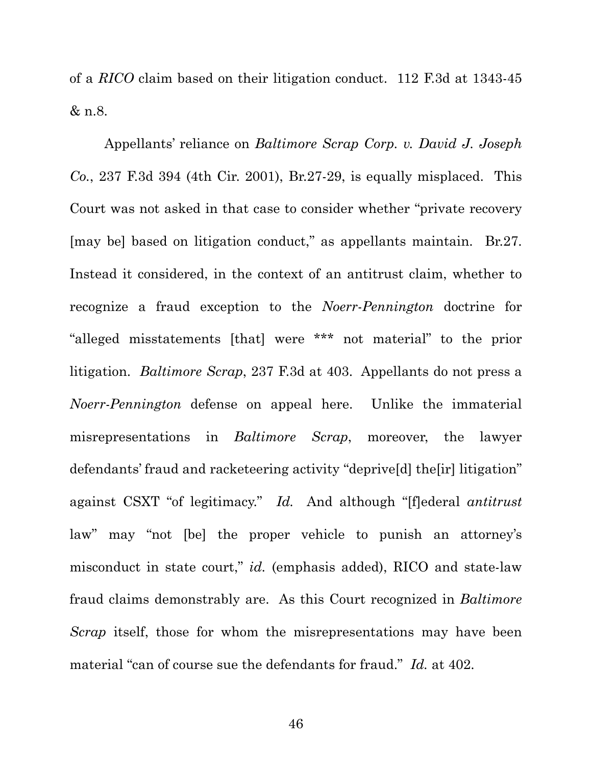of a *RICO* claim based on their litigation conduct. 112 F.3d at 1343-45 & n.8.

Appellants' reliance on *Baltimore Scrap Corp. v. David J. Joseph Co.*, 237 F.3d 394 (4th Cir. 2001), Br.27-29, is equally misplaced. This Court was not asked in that case to consider whether "private recovery [may be] based on litigation conduct," as appellants maintain. Br.27. Instead it considered, in the context of an antitrust claim, whether to recognize a fraud exception to the *Noerr-Pennington* doctrine for "alleged misstatements [that] were *** not material" to the prior litigation. *Baltimore Scrap*, 237 F.3d at 403. Appellants do not press a *Noerr-Pennington* defense on appeal here. Unlike the immaterial misrepresentations in *Baltimore Scrap*, moreover, the lawyer defendants' fraud and racketeering activity "deprive[d] the[ir] litigation" against CSXT "of legitimacy." *Id.* And although "[f]ederal *antitrust* law" may "not [be] the proper vehicle to punish an attorney's misconduct in state court," *id.* (emphasis added), RICO and state-law fraud claims demonstrably are. As this Court recognized in *Baltimore Scrap* itself, those for whom the misrepresentations may have been material "can of course sue the defendants for fraud." *Id.* at 402.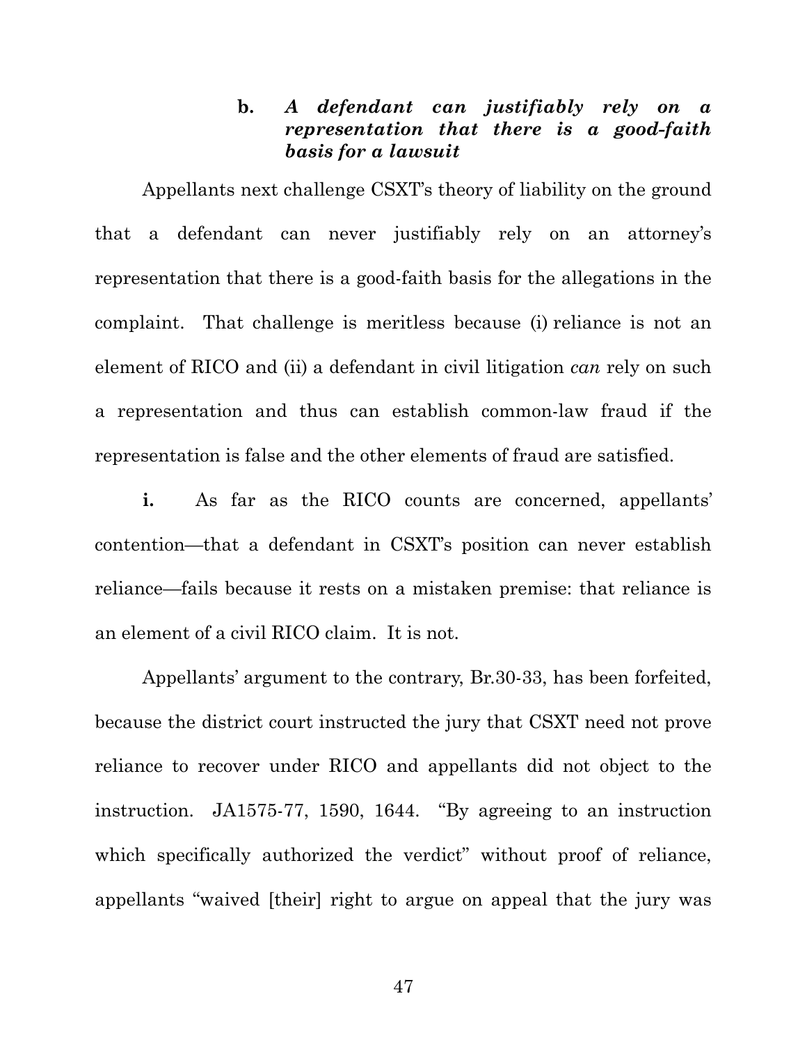#### b. *A defendant can justifiably rely on a representation that there is a good-faith basis for a lawsuit*

Appellants next challenge CSXT's theory of liability on the ground that a defendant can never justifiably rely on an attorney's representation that there is a good-faith basis for the allegations in the complaint. That challenge is meritless because (i) reliance is not an element of RICO and (ii) a defendant in civil litigation *can* rely on such a representation and thus can establish common-law fraud if the representation is false and the other elements of fraud are satisfied.

**i.** As far as the RICO counts are concerned, appellants' contention—that a defendant in CSXT's position can never establish reliance—fails because it rests on a mistaken premise: that reliance is an element of a civil RICO claim. It is not.

Appellants' argument to the contrary, Br.30-33, has been forfeited, because the district court instructed the jury that CSXT need not prove reliance to recover under RICO and appellants did not object to the instruction. JA1575-77, 1590, 1644. "By agreeing to an instruction which specifically authorized the verdict" without proof of reliance, appellants "waived [their] right to argue on appeal that the jury was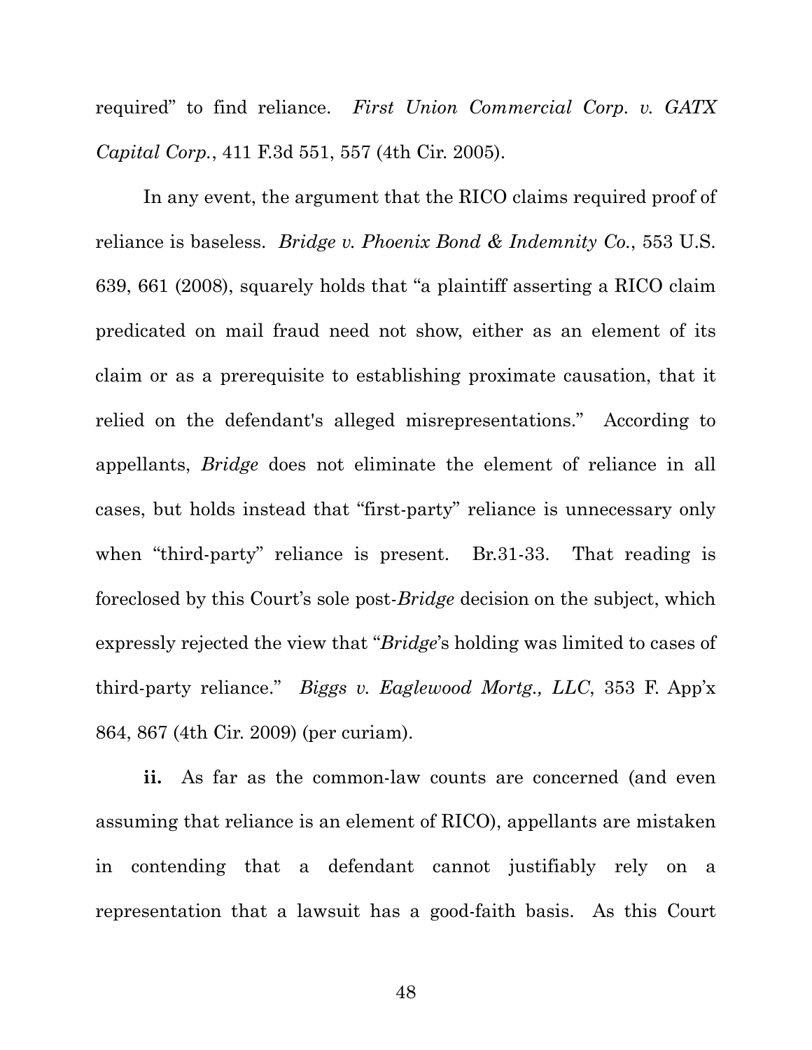required" to find reliance. *First Union Commercial Corp. v. GATX Capital Corp.*, 411 F.3d 551, 557 (4th Cir. 2005).

In any event, the argument that the RICO claims required proof of reliance is baseless. *Bridge v. Phoenix Bond & Indemnity Co.*, 553 U.S. 639, 661 (2008), squarely holds that "a plaintiff asserting a RICO claim predicated on mail fraud need not show, either as an element of its claim or as a prerequisite to establishing proximate causation, that it relied on the defendant's alleged misrepresentations." According to appellants, *Bridge* does not eliminate the element of reliance in all cases, but holds instead that "first-party" reliance is unnecessary only when "third-party" reliance is present. Br.31-33. That reading is foreclosed by this Court's sole post-*Bridge* decision on the subject, which expressly rejected the view that "*Bridge*'s holding was limited to cases of third-party reliance." *Biggs v. Eaglewood Mortg., LLC*, 353 F. App'x 864, 867 (4th Cir. 2009) (per curiam).

**ii.** As far as the common-law counts are concerned (and even assuming that reliance is an element of RICO), appellants are mistaken in contending that a defendant cannot justifiably rely on a representation that a lawsuit has a good-faith basis. As this Court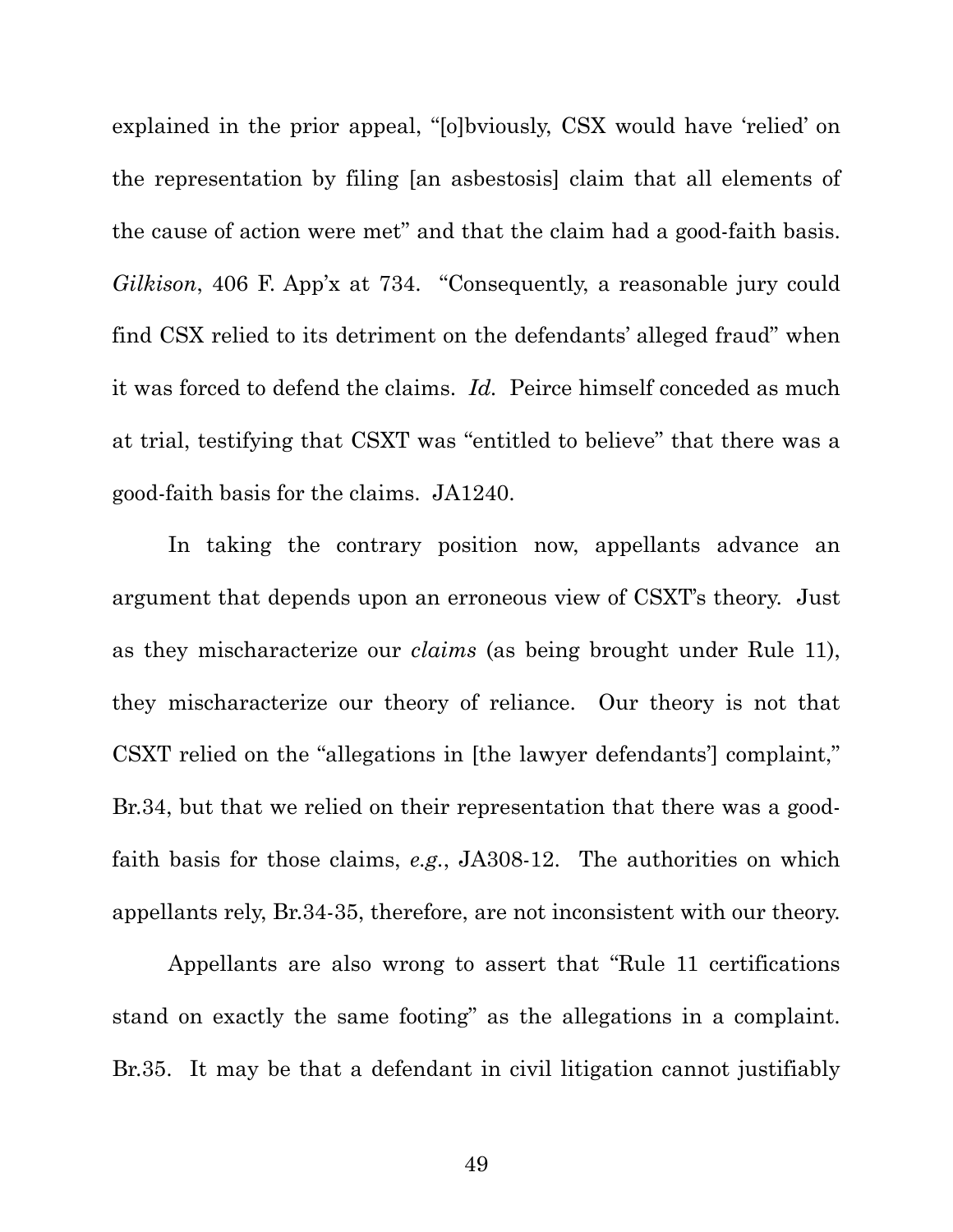explained in the prior appeal, "[o]bviously, CSX would have 'relied' on the representation by filing [an asbestosis] claim that all elements of the cause of action were met" and that the claim had a good-faith basis. *Gilkison*, 406 F. App'x at 734. "Consequently, a reasonable jury could find CSX relied to its detriment on the defendants' alleged fraud" when it was forced to defend the claims. *Id.* Peirce himself conceded as much at trial, testifying that CSXT was "entitled to believe" that there was a good-faith basis for the claims. JA1240.

In taking the contrary position now, appellants advance an argument that depends upon an erroneous view of CSXT's theory. Just as they mischaracterize our *claims* (as being brought under Rule 11), they mischaracterize our theory of reliance. Our theory is not that CSXT relied on the "allegations in [the lawyer defendants'] complaint," Br.34, but that we relied on their representation that there was a good-faith basis for those claims, *e.g.*, JA308-12. The authorities on which appellants rely, Br.34-35, therefore, are not inconsistent with our theory.

Appellants are also wrong to assert that "Rule 11 certifications stand on exactly the same footing" as the allegations in a complaint. Br.35. It may be that a defendant in civil litigation cannot justifiably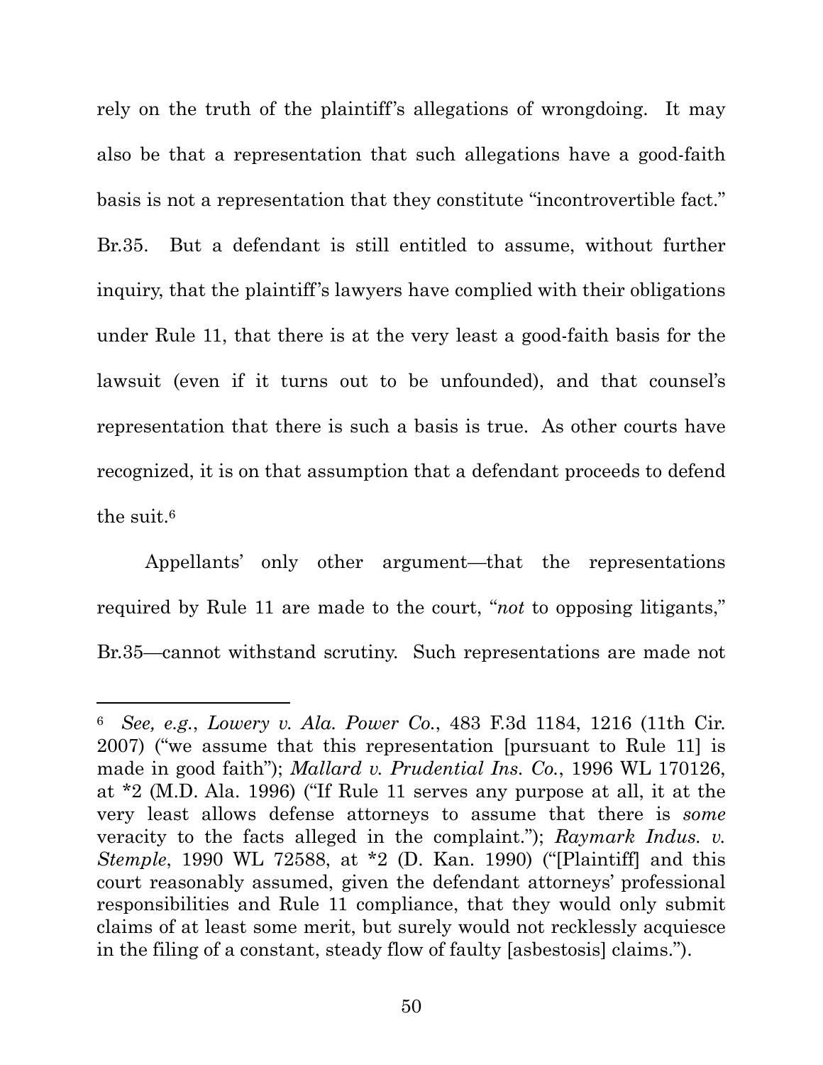rely on the truth of the plaintiff's allegations of wrongdoing. It may also be that a representation that such allegations have a good-faith basis is not a representation that they constitute "incontrovertible fact." Br.35. But a defendant is still entitled to assume, without further inquiry, that the plaintiff's lawyers have complied with their obligations under Rule 11, that there is at the very least a good-faith basis for the lawsuit (even if it turns out to be unfounded), and that counsel's representation that there is such a basis is true. As other courts have recognized, it is on that assumption that a defendant proceeds to defend the suit.[6]

Appellants' only other argument—that the representations required by Rule 11 are made to the court, "*not* to opposing litigants," Br.35—cannot withstand scrutiny. Such representations are made not

---

[6] *See, e.g.*, *Lowery v. Ala. Power Co.*, 483 F.3d 1184, 1216 (11th Cir. 2007) ("we assume that this representation [pursuant to Rule 11] is made in good faith"); *Mallard v. Prudential Ins. Co.*, 1996 WL 170126, at *2 (M.D. Ala. 1996) ("If Rule 11 serves any purpose at all, it at the very least allows defense attorneys to assume that there is *some* veracity to the facts alleged in the complaint."); *Raymark Indus. v. Stemple*, 1990 WL 72588, at *2 (D. Kan. 1990) ("[Plaintiff] and this court reasonably assumed, given the defendant attorneys' professional responsibilities and Rule 11 compliance, that they would only submit claims of at least some merit, but surely would not recklessly acquiesce in the filing of a constant, steady flow of faulty [asbestosis] claims.").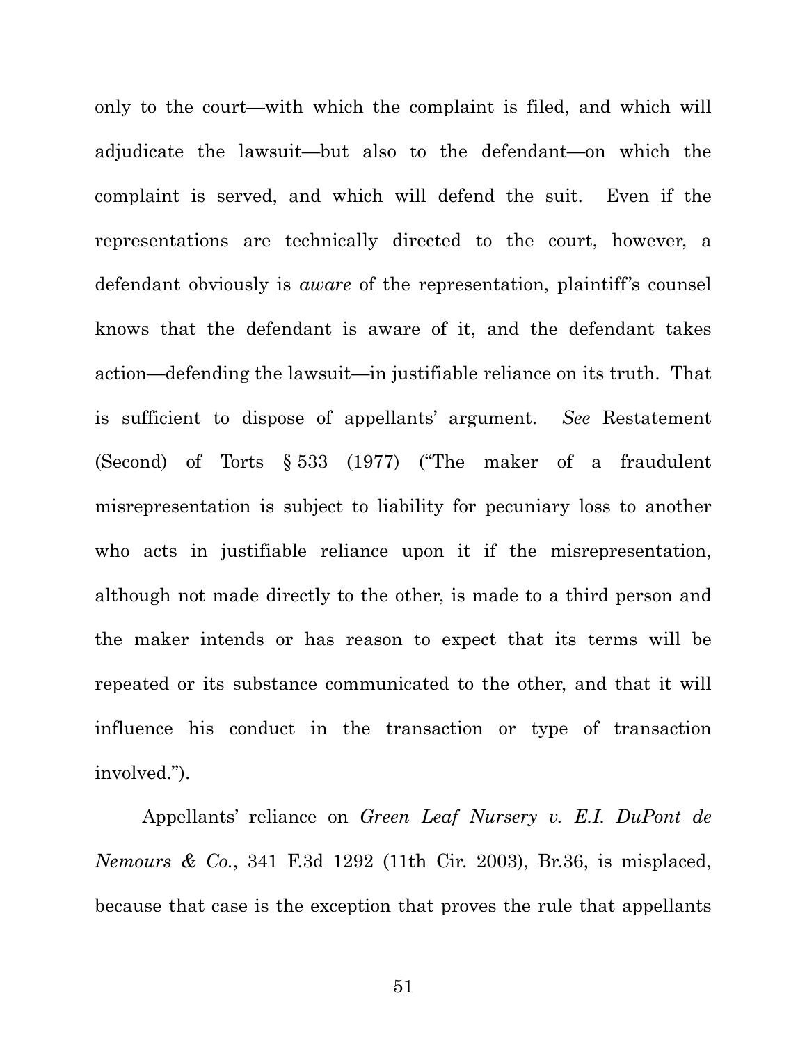only to the court—with which the complaint is filed, and which will adjudicate the lawsuit—but also to the defendant—on which the complaint is served, and which will defend the suit. Even if the representations are technically directed to the court, however, a defendant obviously is *aware* of the representation, plaintiff's counsel knows that the defendant is aware of it, and the defendant takes action—defending the lawsuit—in justifiable reliance on its truth. That is sufficient to dispose of appellants' argument. *See* Restatement (Second) of Torts § 533 (1977) ("The maker of a fraudulent misrepresentation is subject to liability for pecuniary loss to another who acts in justifiable reliance upon it if the misrepresentation, although not made directly to the other, is made to a third person and the maker intends or has reason to expect that its terms will be repeated or its substance communicated to the other, and that it will influence his conduct in the transaction or type of transaction involved.").

Appellants' reliance on *Green Leaf Nursery v. E.I. DuPont de Nemours & Co.*, 341 F.3d 1292 (11th Cir. 2003), Br.36, is misplaced, because that case is the exception that proves the rule that appellants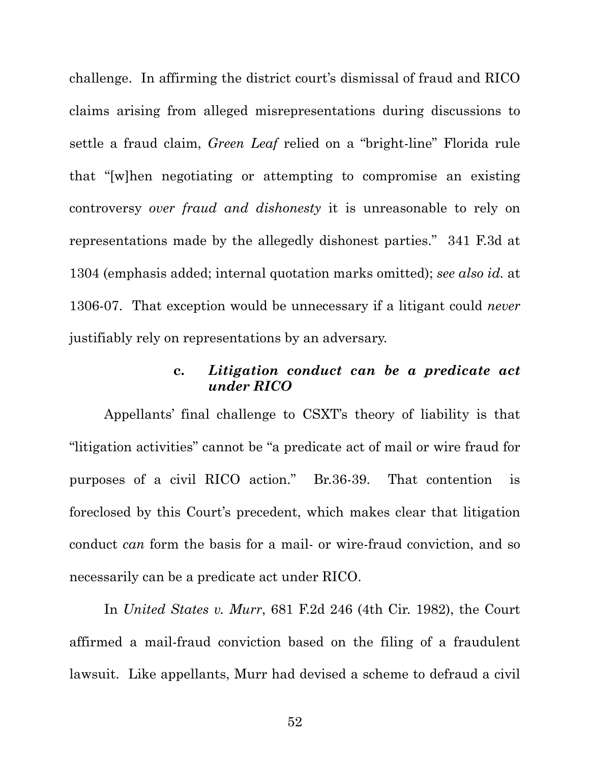challenge. In affirming the district court's dismissal of fraud and RICO claims arising from alleged misrepresentations during discussions to settle a fraud claim, *Green Leaf* relied on a "bright-line" Florida rule that "[w]hen negotiating or attempting to compromise an existing controversy *over fraud and dishonesty* it is unreasonable to rely on representations made by the allegedly dishonest parties." 341 F.3d at 1304 (emphasis added; internal quotation marks omitted); *see also id.* at 1306-07. That exception would be unnecessary if a litigant could *never* justifiably rely on representations by an adversary.

#### c. *Litigation conduct can be a predicate act under RICO*

Appellants' final challenge to CSXT's theory of liability is that "litigation activities" cannot be "a predicate act of mail or wire fraud for purposes of a civil RICO action." Br.36-39. That contention is foreclosed by this Court's precedent, which makes clear that litigation conduct *can* form the basis for a mail- or wire-fraud conviction, and so necessarily can be a predicate act under RICO.

In *United States v. Murr*, 681 F.2d 246 (4th Cir. 1982), the Court affirmed a mail-fraud conviction based on the filing of a fraudulent lawsuit. Like appellants, Murr had devised a scheme to defraud a civil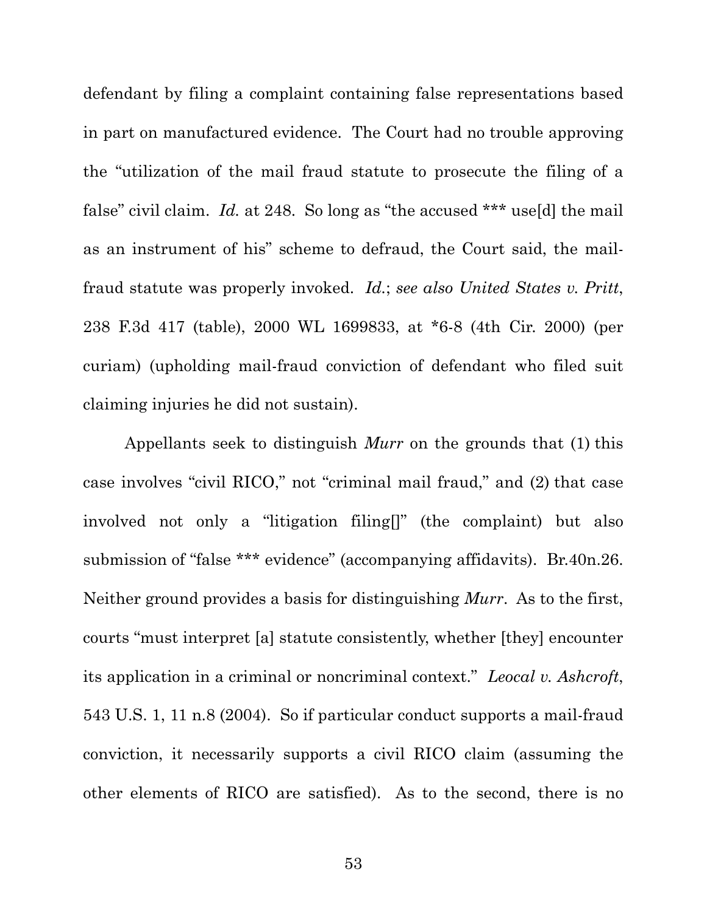defendant by filing a complaint containing false representations based in part on manufactured evidence. The Court had no trouble approving the "utilization of the mail fraud statute to prosecute the filing of a false" civil claim. *Id.* at 248. So long as "the accused *** use[d] the mail as an instrument of his" scheme to defraud, the Court said, the mail-fraud statute was properly invoked. *Id.*; *see also United States v. Pritt*, 238 F.3d 417 (table), 2000 WL 1699833, at *6-8 (4th Cir. 2000) (per curiam) (upholding mail-fraud conviction of defendant who filed suit claiming injuries he did not sustain).

Appellants seek to distinguish *Murr* on the grounds that (1) this case involves "civil RICO," not "criminal mail fraud," and (2) that case involved not only a "litigation filing[]" (the complaint) but also submission of "false *** evidence" (accompanying affidavits). Br.40n.26. Neither ground provides a basis for distinguishing *Murr*. As to the first, courts "must interpret [a] statute consistently, whether [they] encounter its application in a criminal or noncriminal context." *Leocal v. Ashcroft*, 543 U.S. 1, 11 n.8 (2004). So if particular conduct supports a mail-fraud conviction, it necessarily supports a civil RICO claim (assuming the other elements of RICO are satisfied). As to the second, there is no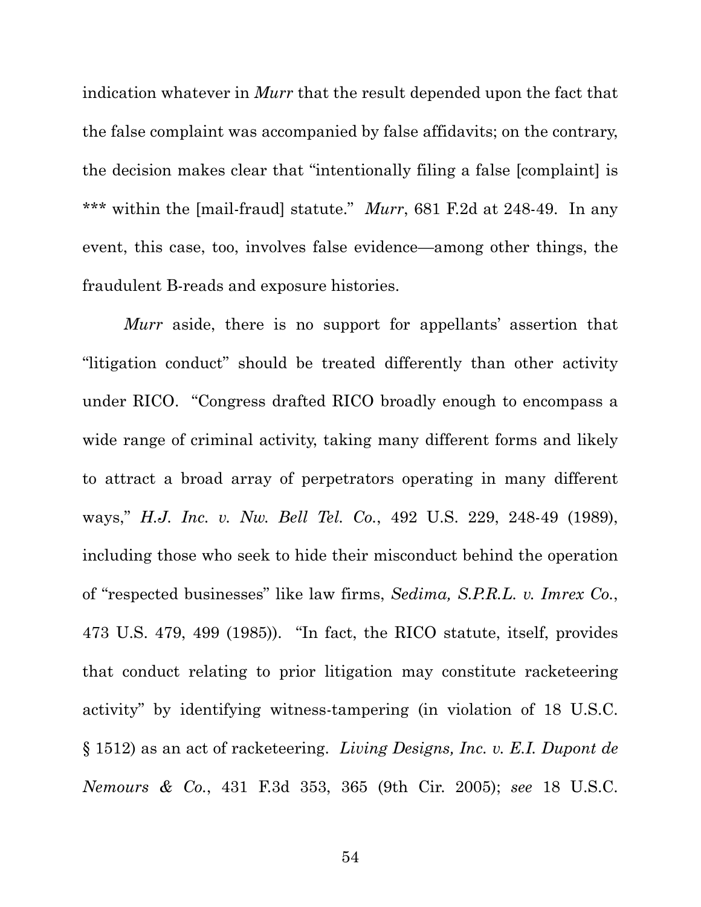indication whatever in *Murr* that the result depended upon the fact that the false complaint was accompanied by false affidavits; on the contrary, the decision makes clear that "intentionally filing a false [complaint] is *** within the [mail-fraud] statute." *Murr*, 681 F.2d at 248-49. In any event, this case, too, involves false evidence—among other things, the fraudulent B-reads and exposure histories.

*Murr* aside, there is no support for appellants' assertion that "litigation conduct" should be treated differently than other activity under RICO. "Congress drafted RICO broadly enough to encompass a wide range of criminal activity, taking many different forms and likely to attract a broad array of perpetrators operating in many different ways," *H.J. Inc. v. Nw. Bell Tel. Co.*, 492 U.S. 229, 248-49 (1989), including those who seek to hide their misconduct behind the operation of "respected businesses" like law firms, *Sedima, S.P.R.L. v. Imrex Co.*, 473 U.S. 479, 499 (1985)). "In fact, the RICO statute, itself, provides that conduct relating to prior litigation may constitute racketeering activity" by identifying witness-tampering (in violation of 18 U.S.C. § 1512) as an act of racketeering. *Living Designs, Inc. v. E.I. Dupont de Nemours & Co.*, 431 F.3d 353, 365 (9th Cir. 2005); *see* 18 U.S.C.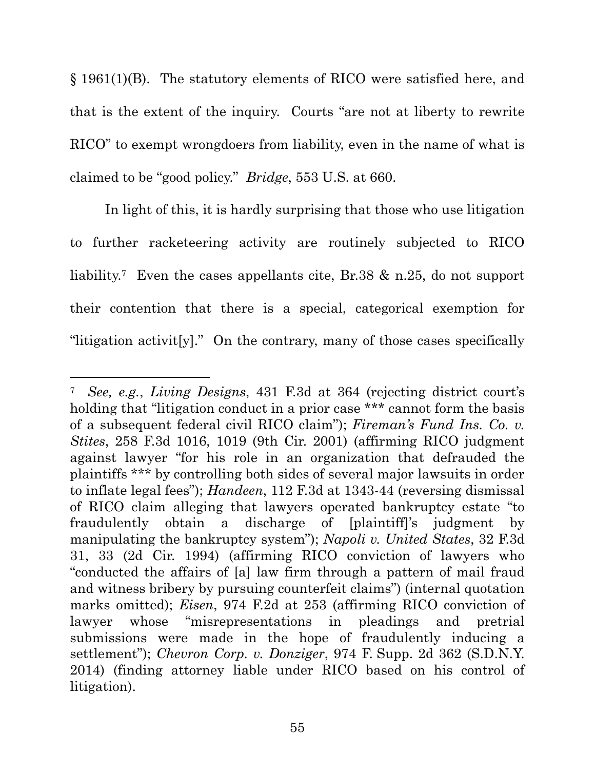§ 1961(1)(B). The statutory elements of RICO were satisfied here, and that is the extent of the inquiry. Courts "are not at liberty to rewrite RICO" to exempt wrongdoers from liability, even in the name of what is claimed to be "good policy." *Bridge*, 553 U.S. at 660.

In light of this, it is hardly surprising that those who use litigation to further racketeering activity are routinely subjected to RICO liability.[7] Even the cases appellants cite, Br.38 & n.25, do not support their contention that there is a special, categorical exemption for "litigation activit[y]." On the contrary, many of those cases specifically

---

[7] *See, e.g.*, *Living Designs*, 431 F.3d at 364 (rejecting district court's holding that "litigation conduct in a prior case *** cannot form the basis of a subsequent federal civil RICO claim"); *Fireman's Fund Ins. Co. v. Stites*, 258 F.3d 1016, 1019 (9th Cir. 2001) (affirming RICO judgment against lawyer "for his role in an organization that defrauded the plaintiffs *** by controlling both sides of several major lawsuits in order to inflate legal fees"); *Handeen*, 112 F.3d at 1343-44 (reversing dismissal of RICO claim alleging that lawyers operated bankruptcy estate "to fraudulently obtain a discharge of [plaintiff]'s judgment by manipulating the bankruptcy system"); *Napoli v. United States*, 32 F.3d 31, 33 (2d Cir. 1994) (affirming RICO conviction of lawyers who "conducted the affairs of [a] law firm through a pattern of mail fraud and witness bribery by pursuing counterfeit claims") (internal quotation marks omitted); *Eisen*, 974 F.2d at 253 (affirming RICO conviction of lawyer whose "misrepresentations in pleadings and pretrial submissions were made in the hope of fraudulently inducing a settlement"); *Chevron Corp. v. Donziger*, 974 F. Supp. 2d 362 (S.D.N.Y. 2014) (finding attorney liable under RICO based on his control of litigation).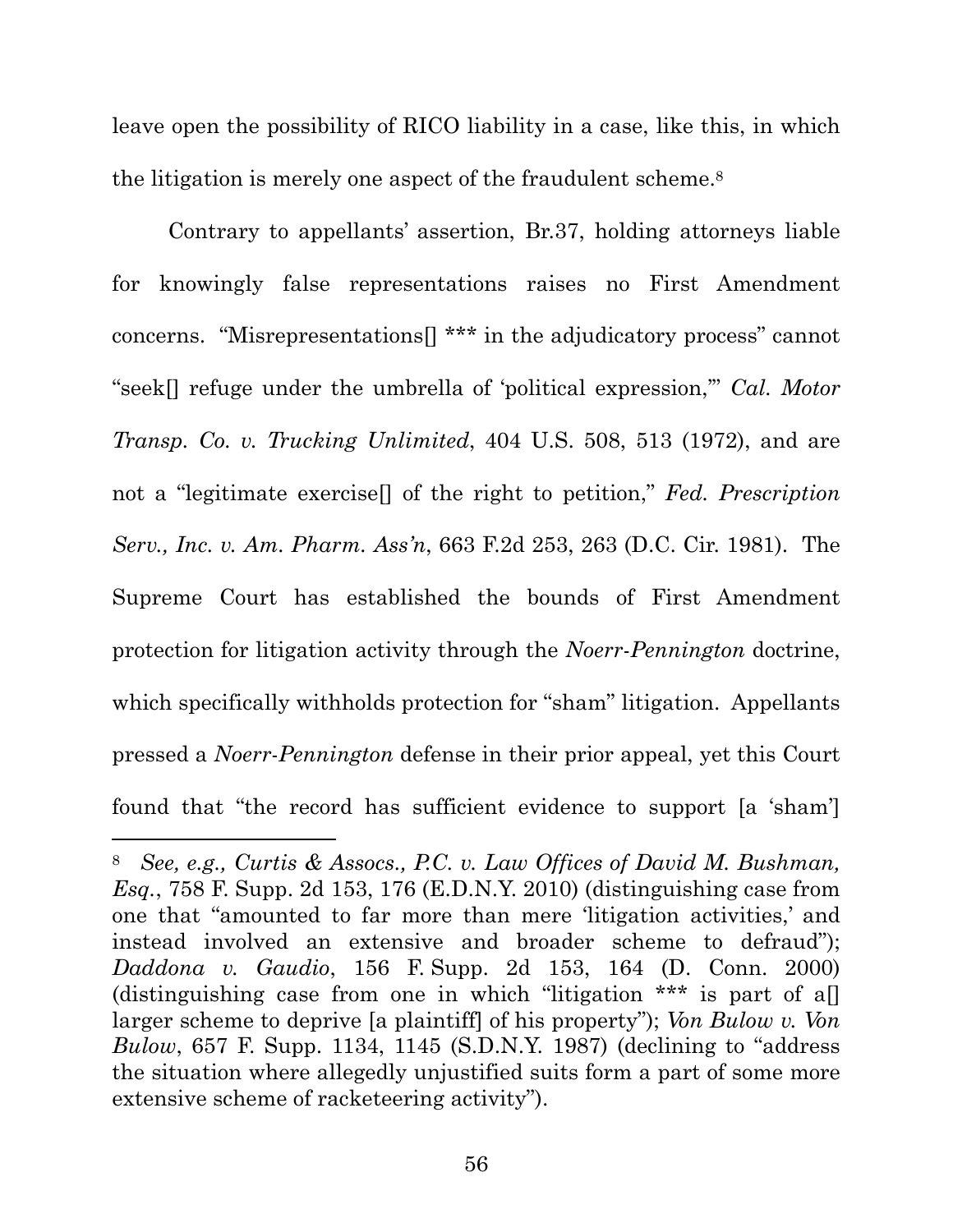leave open the possibility of RICO liability in a case, like this, in which the litigation is merely one aspect of the fraudulent scheme.[8]

Contrary to appellants' assertion, Br.37, holding attorneys liable for knowingly false representations raises no First Amendment concerns. "Misrepresentations[] *** in the adjudicatory process" cannot "seek[] refuge under the umbrella of 'political expression,'" *Cal. Motor Transp. Co. v. Trucking Unlimited*, 404 U.S. 508, 513 (1972), and are not a "legitimate exercise[] of the right to petition," *Fed. Prescription Serv., Inc. v. Am. Pharm. Ass'n*, 663 F.2d 253, 263 (D.C. Cir. 1981). The Supreme Court has established the bounds of First Amendment protection for litigation activity through the *Noerr-Pennington* doctrine, which specifically withholds protection for "sham" litigation. Appellants pressed a *Noerr-Pennington* defense in their prior appeal, yet this Court found that "the record has sufficient evidence to support [a 'sham']

---

[8] *See, e.g., Curtis & Assocs., P.C. v. Law Offices of David M. Bushman, Esq.*, 758 F. Supp. 2d 153, 176 (E.D.N.Y. 2010) (distinguishing case from one that "amounted to far more than mere 'litigation activities,' and instead involved an extensive and broader scheme to defraud"); *Daddona v. Gaudio*, 156 F. Supp. 2d 153, 164 (D. Conn. 2000) (distinguishing case from one in which "litigation *** is part of a[] larger scheme to deprive [a plaintiff] of his property"); *Von Bulow v. Von Bulow*, 657 F. Supp. 1134, 1145 (S.D.N.Y. 1987) (declining to "address the situation where allegedly unjustified suits form a part of some more extensive scheme of racketeering activity").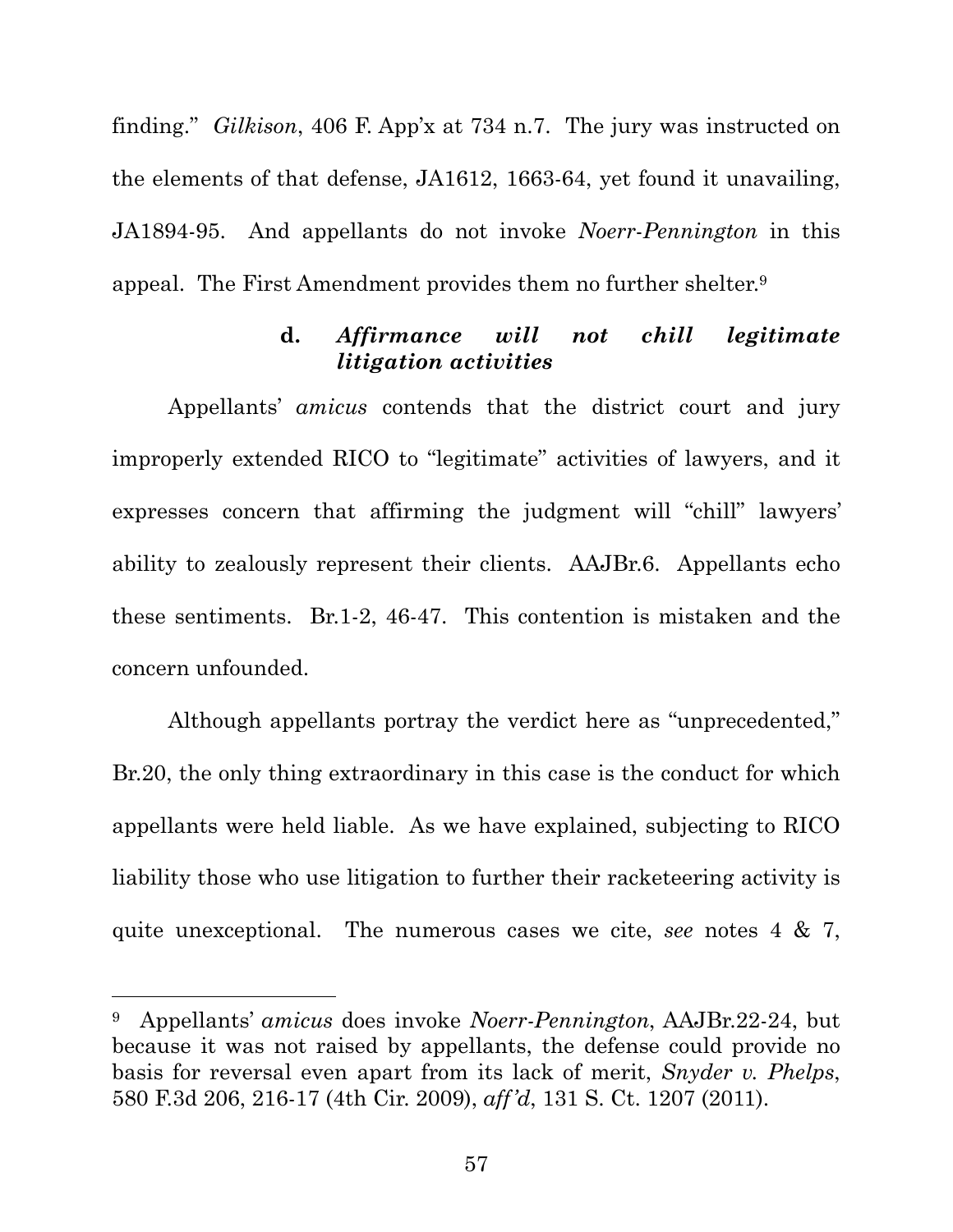finding." *Gilkison*, 406 F. App'x at 734 n.7. The jury was instructed on the elements of that defense, JA1612, 1663-64, yet found it unavailing, JA1894-95. And appellants do not invoke *Noerr-Pennington* in this appeal. The First Amendment provides them no further shelter.[9]

#### d. *Affirmance will not chill legitimate litigation activities*

Appellants' *amicus* contends that the district court and jury improperly extended RICO to "legitimate" activities of lawyers, and it expresses concern that affirming the judgment will "chill" lawyers' ability to zealously represent their clients. AAJBr.6. Appellants echo these sentiments. Br.1-2, 46-47. This contention is mistaken and the concern unfounded.

Although appellants portray the verdict here as "unprecedented," Br.20, the only thing extraordinary in this case is the conduct for which appellants were held liable. As we have explained, subjecting to RICO liability those who use litigation to further their racketeering activity is quite unexceptional. The numerous cases we cite, *see* notes 4 & 7,

---

[9] Appellants' *amicus* does invoke *Noerr-Pennington*, AAJBr.22-24, but because it was not raised by appellants, the defense could provide no basis for reversal even apart from its lack of merit, *Snyder v. Phelps*, 580 F.3d 206, 216-17 (4th Cir. 2009), *aff'd*, 131 S. Ct. 1207 (2011).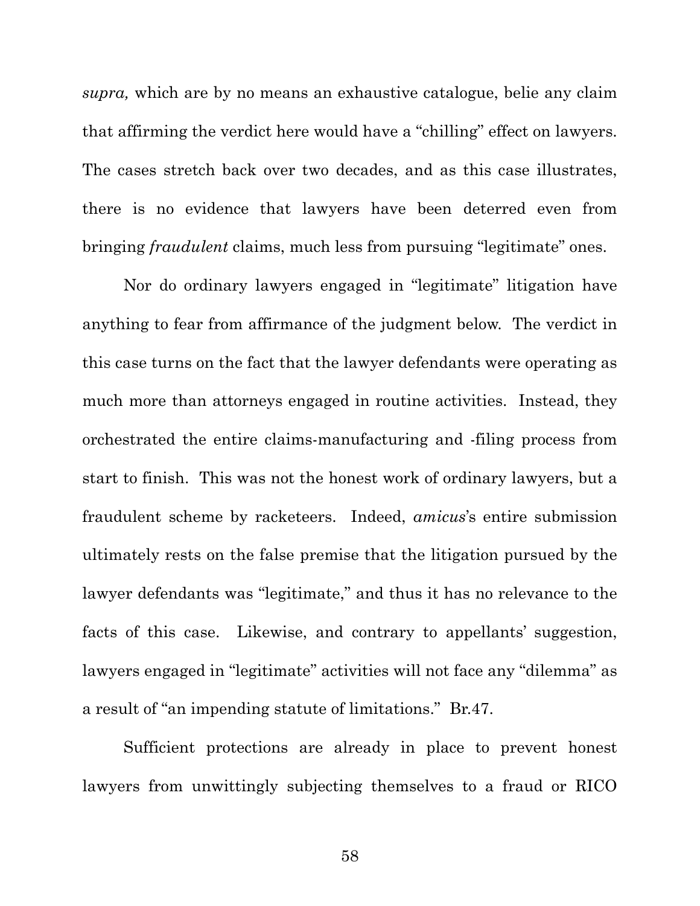*supra,* which are by no means an exhaustive catalogue, belie any claim that affirming the verdict here would have a "chilling" effect on lawyers. The cases stretch back over two decades, and as this case illustrates, there is no evidence that lawyers have been deterred even from bringing *fraudulent* claims, much less from pursuing "legitimate" ones.

Nor do ordinary lawyers engaged in "legitimate" litigation have anything to fear from affirmance of the judgment below. The verdict in this case turns on the fact that the lawyer defendants were operating as much more than attorneys engaged in routine activities. Instead, they orchestrated the entire claims-manufacturing and -filing process from start to finish. This was not the honest work of ordinary lawyers, but a fraudulent scheme by racketeers. Indeed, *amicus*'s entire submission ultimately rests on the false premise that the litigation pursued by the lawyer defendants was "legitimate," and thus it has no relevance to the facts of this case. Likewise, and contrary to appellants' suggestion, lawyers engaged in "legitimate" activities will not face any "dilemma" as a result of "an impending statute of limitations." Br.47.

Sufficient protections are already in place to prevent honest lawyers from unwittingly subjecting themselves to a fraud or RICO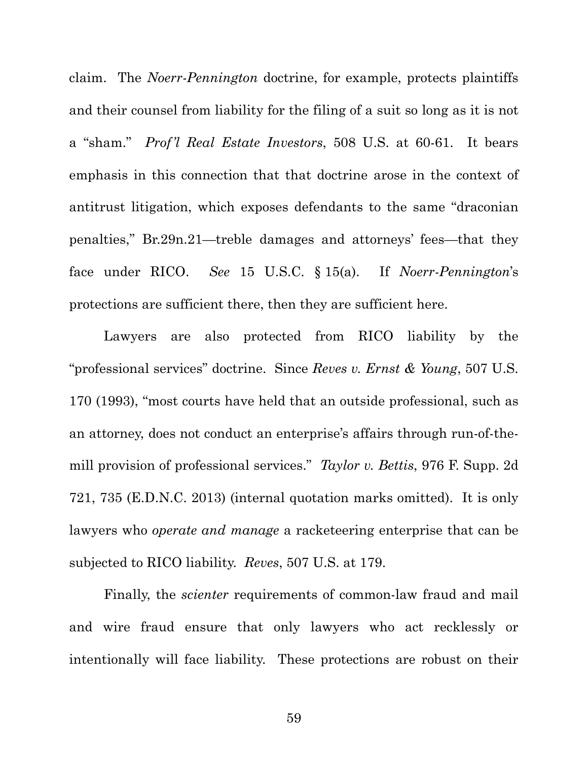claim. The *Noerr-Pennington* doctrine, for example, protects plaintiffs and their counsel from liability for the filing of a suit so long as it is not a "sham." *Prof'l Real Estate Investors*, 508 U.S. at 60-61. It bears emphasis in this connection that that doctrine arose in the context of antitrust litigation, which exposes defendants to the same "draconian penalties," Br.29n.21—treble damages and attorneys' fees—that they face under RICO. *See* 15 U.S.C. § 15(a). If *Noerr-Pennington*'s protections are sufficient there, then they are sufficient here.

Lawyers are also protected from RICO liability by the "professional services" doctrine. Since *Reves v. Ernst & Young*, 507 U.S. 170 (1993), "most courts have held that an outside professional, such as an attorney, does not conduct an enterprise's affairs through run-of-the-mill provision of professional services." *Taylor v. Bettis*, 976 F. Supp. 2d 721, 735 (E.D.N.C. 2013) (internal quotation marks omitted). It is only lawyers who *operate and manage* a racketeering enterprise that can be subjected to RICO liability. *Reves*, 507 U.S. at 179.

Finally, the *scienter* requirements of common-law fraud and mail and wire fraud ensure that only lawyers who act recklessly or intentionally will face liability. These protections are robust on their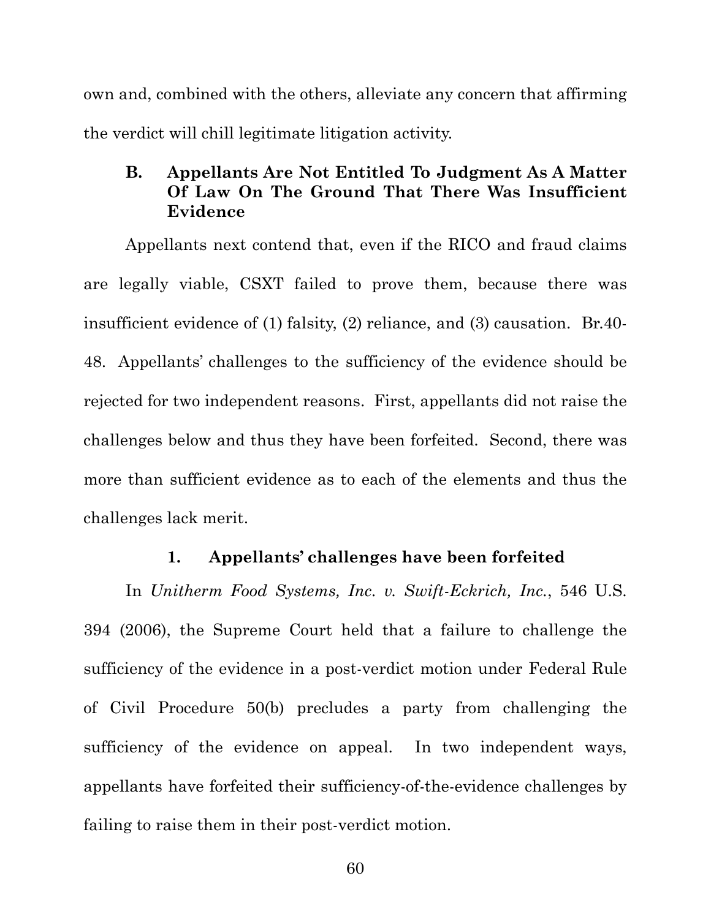own and, combined with the others, alleviate any concern that affirming the verdict will chill legitimate litigation activity.

### B. Appellants Are Not Entitled To Judgment As A Matter Of Law On The Ground That There Was Insufficient Evidence

Appellants next contend that, even if the RICO and fraud claims are legally viable, CSXT failed to prove them, because there was insufficient evidence of (1) falsity, (2) reliance, and (3) causation. Br.40-48. Appellants' challenges to the sufficiency of the evidence should be rejected for two independent reasons. First, appellants did not raise the challenges below and thus they have been forfeited. Second, there was more than sufficient evidence as to each of the elements and thus the challenges lack merit.

#### 1. Appellants' challenges have been forfeited

In *Unitherm Food Systems, Inc. v. Swift-Eckrich, Inc.*, 546 U.S. 394 (2006), the Supreme Court held that a failure to challenge the sufficiency of the evidence in a post-verdict motion under Federal Rule of Civil Procedure 50(b) precludes a party from challenging the sufficiency of the evidence on appeal. In two independent ways, appellants have forfeited their sufficiency-of-the-evidence challenges by failing to raise them in their post-verdict motion.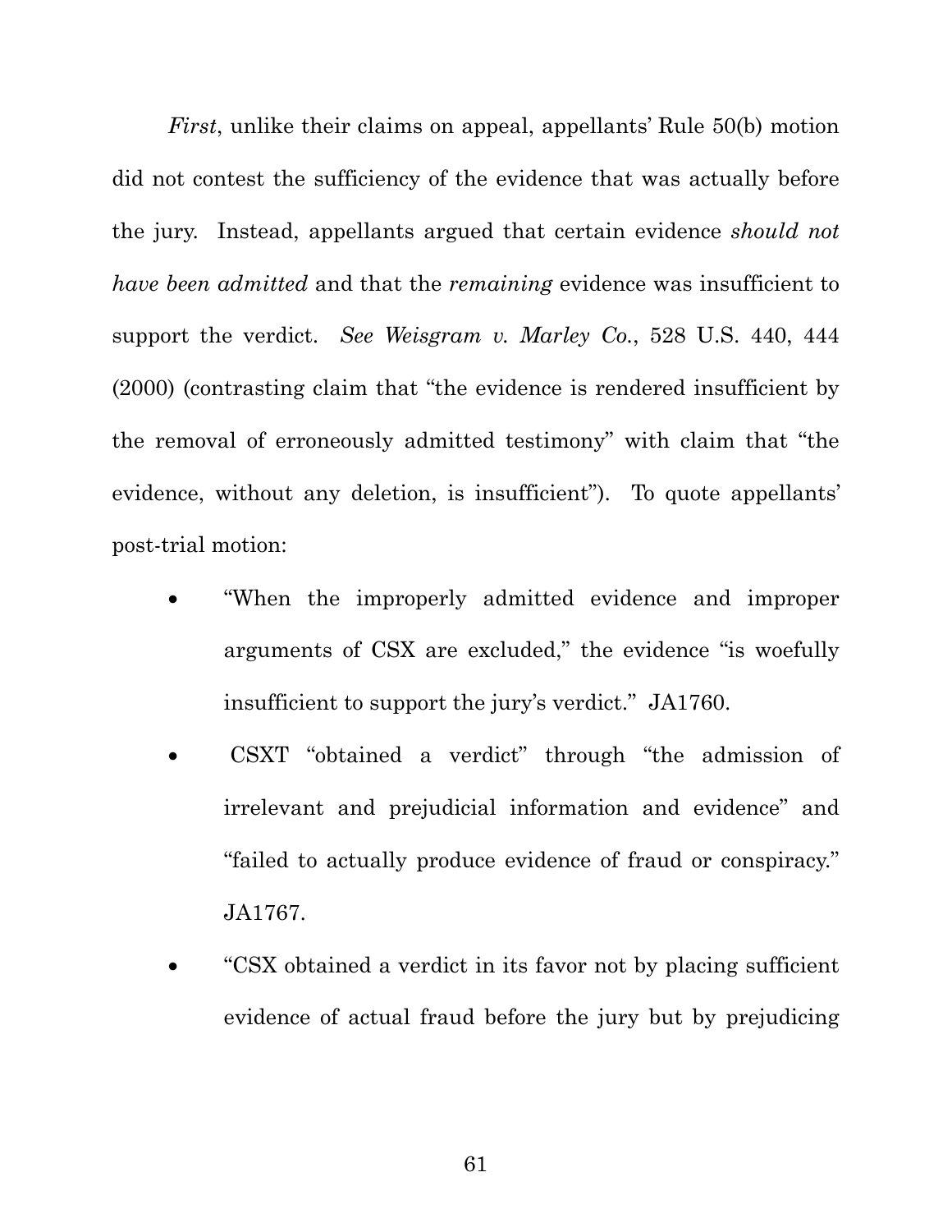*First*, unlike their claims on appeal, appellants' Rule 50(b) motion did not contest the sufficiency of the evidence that was actually before the jury. Instead, appellants argued that certain evidence *should not have been admitted* and that the *remaining* evidence was insufficient to support the verdict. *See Weisgram v. Marley Co.*, 528 U.S. 440, 444 (2000) (contrasting claim that "the evidence is rendered insufficient by the removal of erroneously admitted testimony" with claim that "the evidence, without any deletion, is insufficient"). To quote appellants' post-trial motion:

- "When the improperly admitted evidence and improper arguments of CSX are excluded," the evidence "is woefully insufficient to support the jury's verdict." JA1760.
- CSXT "obtained a verdict" through "the admission of irrelevant and prejudicial information and evidence" and "failed to actually produce evidence of fraud or conspiracy." JA1767.
- "CSX obtained a verdict in its favor not by placing sufficient evidence of actual fraud before the jury but by prejudicing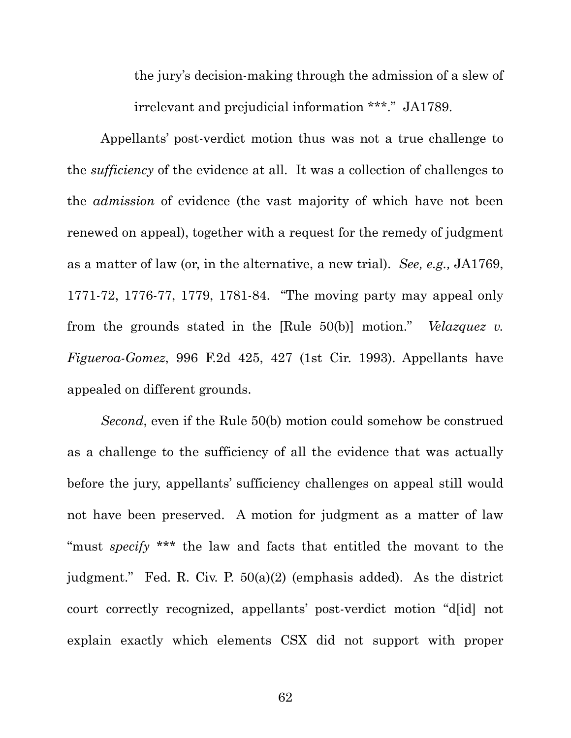> the jury's decision-making through the admission of a slew of irrelevant and prejudicial information ***." JA1789.

Appellants' post-verdict motion thus was not a true challenge to the *sufficiency* of the evidence at all. It was a collection of challenges to the *admission* of evidence (the vast majority of which have not been renewed on appeal), together with a request for the remedy of judgment as a matter of law (or, in the alternative, a new trial). *See, e.g.,* JA1769, 1771-72, 1776-77, 1779, 1781-84. "The moving party may appeal only from the grounds stated in the [Rule 50(b)] motion." *Velazquez v. Figueroa-Gomez*, 996 F.2d 425, 427 (1st Cir. 1993). Appellants have appealed on different grounds.

*Second*, even if the Rule 50(b) motion could somehow be construed as a challenge to the sufficiency of all the evidence that was actually before the jury, appellants' sufficiency challenges on appeal still would not have been preserved. A motion for judgment as a matter of law "must *specify* *** the law and facts that entitled the movant to the judgment." Fed. R. Civ. P. 50(a)(2) (emphasis added). As the district court correctly recognized, appellants' post-verdict motion "d[id] not explain exactly which elements CSX did not support with proper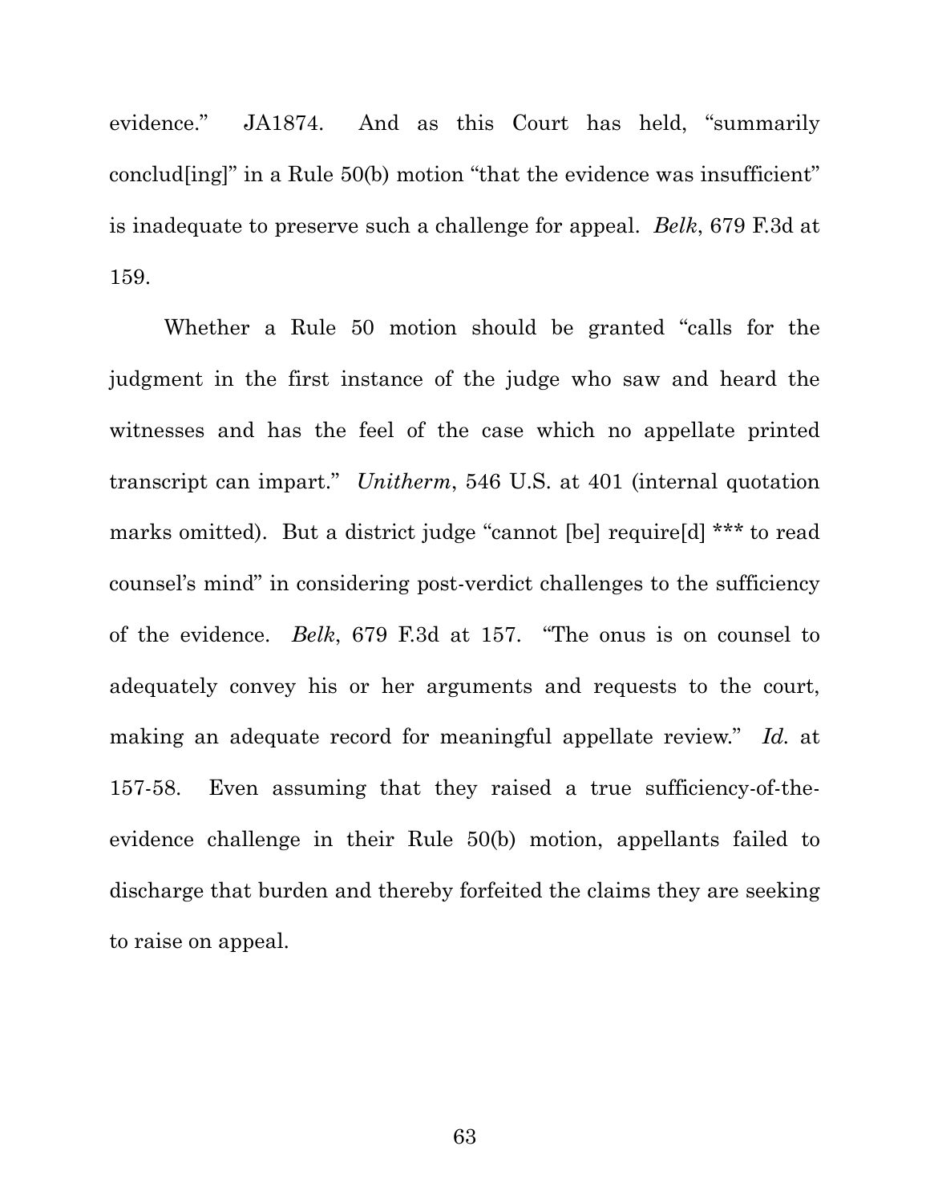evidence." JA1874. And as this Court has held, "summarily conclud[ing]" in a Rule 50(b) motion "that the evidence was insufficient" is inadequate to preserve such a challenge for appeal. *Belk*, 679 F.3d at 159.

Whether a Rule 50 motion should be granted "calls for the judgment in the first instance of the judge who saw and heard the witnesses and has the feel of the case which no appellate printed transcript can impart." *Unitherm*, 546 U.S. at 401 (internal quotation marks omitted). But a district judge "cannot [be] require[d] *** to read counsel's mind" in considering post-verdict challenges to the sufficiency of the evidence. *Belk*, 679 F.3d at 157. "The onus is on counsel to adequately convey his or her arguments and requests to the court, making an adequate record for meaningful appellate review." *Id.* at 157-58. Even assuming that they raised a true sufficiency-of-the-evidence challenge in their Rule 50(b) motion, appellants failed to discharge that burden and thereby forfeited the claims they are seeking to raise on appeal.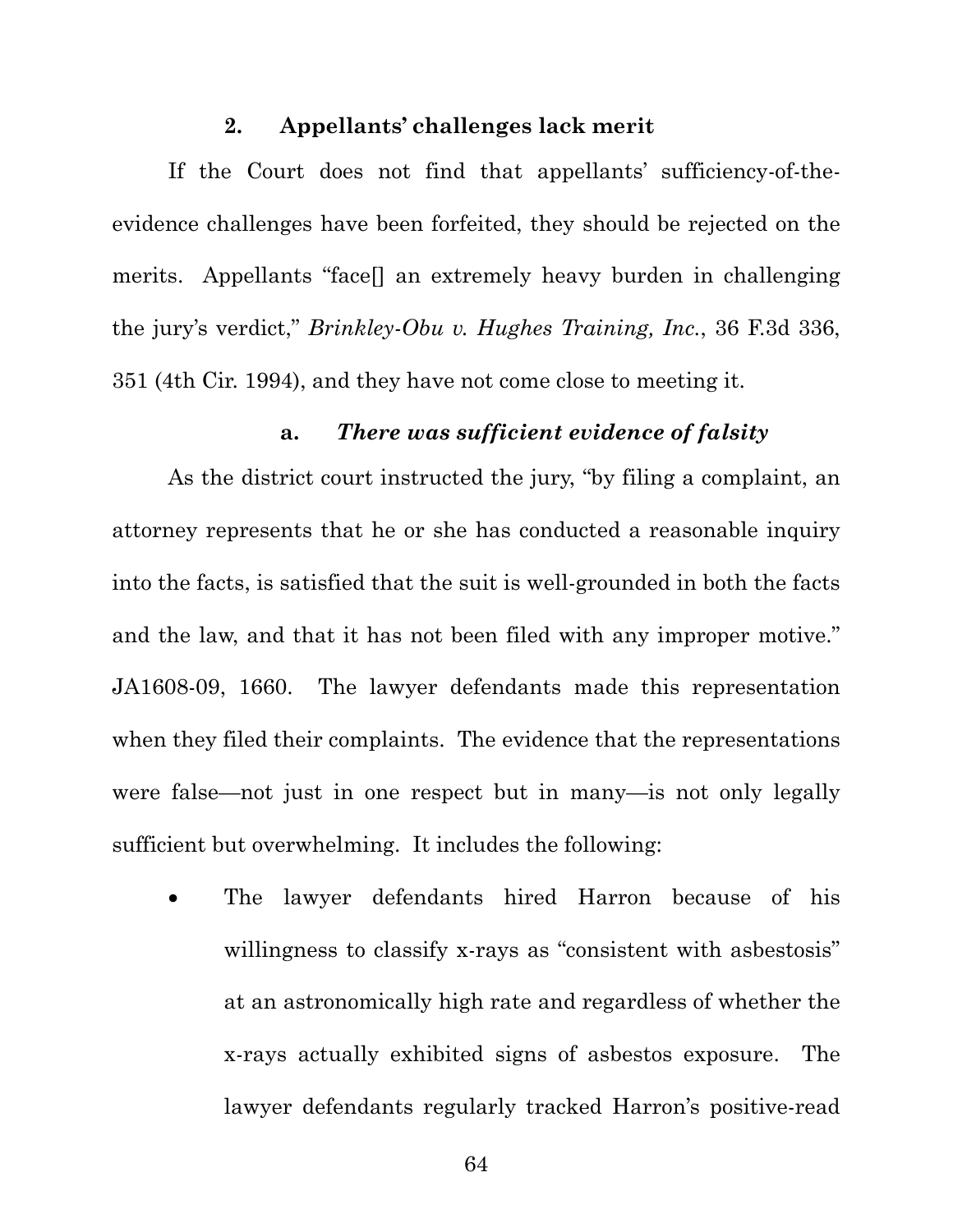#### 2. Appellants' challenges lack merit

If the Court does not find that appellants' sufficiency-of-the-evidence challenges have been forfeited, they should be rejected on the merits. Appellants "face[] an extremely heavy burden in challenging the jury's verdict," *Brinkley-Obu v. Hughes Training, Inc.*, 36 F.3d 336, 351 (4th Cir. 1994), and they have not come close to meeting it.

##### a. *There was sufficient evidence of falsity*

As the district court instructed the jury, "by filing a complaint, an attorney represents that he or she has conducted a reasonable inquiry into the facts, is satisfied that the suit is well-grounded in both the facts and the law, and that it has not been filed with any improper motive." JA1608-09, 1660. The lawyer defendants made this representation when they filed their complaints. The evidence that the representations were false—not just in one respect but in many—is not only legally sufficient but overwhelming. It includes the following:

- The lawyer defendants hired Harron because of his willingness to classify x-rays as "consistent with asbestosis" at an astronomically high rate and regardless of whether the x-rays actually exhibited signs of asbestos exposure. The lawyer defendants regularly tracked Harron's positive-read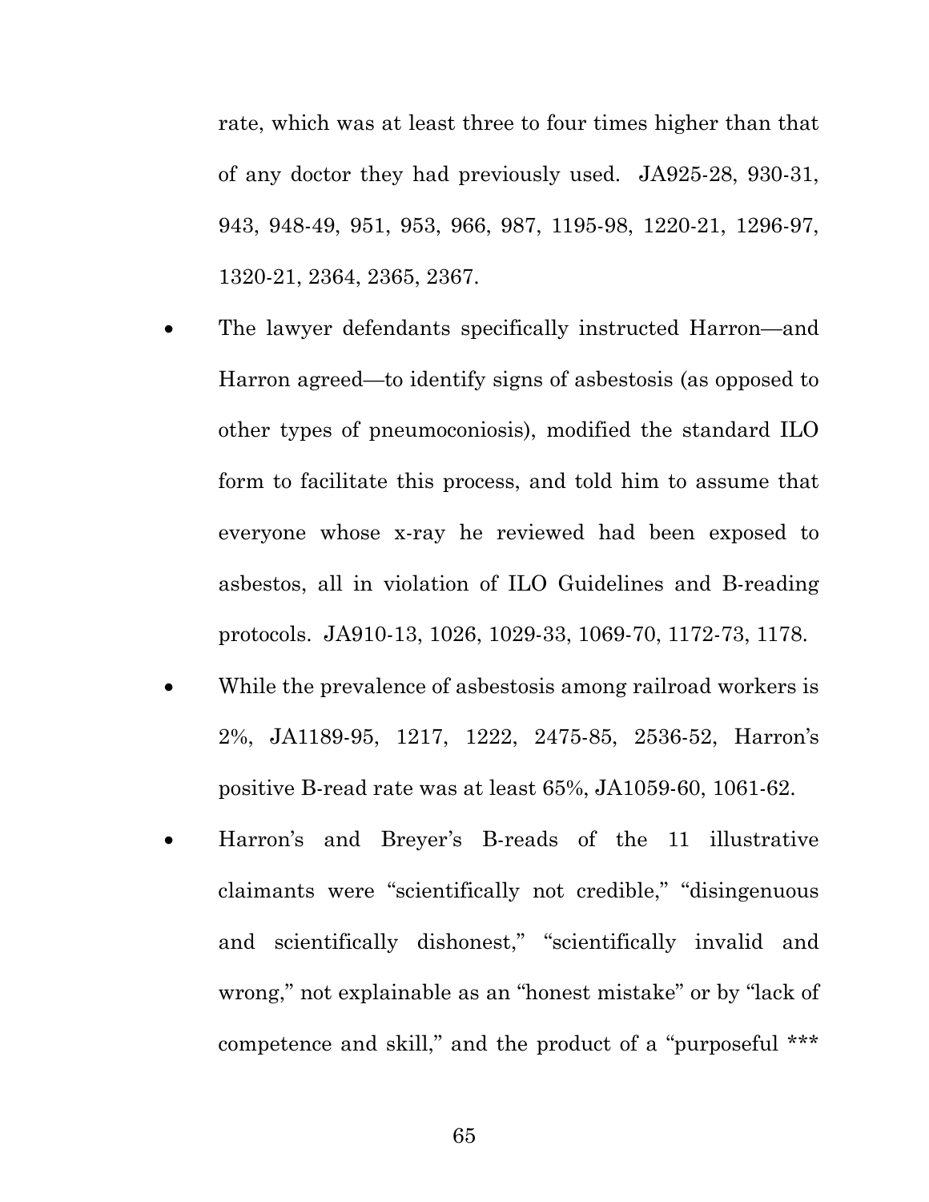rate, which was at least three to four times higher than that of any doctor they had previously used. JA925-28, 930-31, 943, 948-49, 951, 953, 966, 987, 1195-98, 1220-21, 1296-97, 1320-21, 2364, 2365, 2367.

- The lawyer defendants specifically instructed Harron—and Harron agreed—to identify signs of asbestosis (as opposed to other types of pneumoconiosis), modified the standard ILO form to facilitate this process, and told him to assume that everyone whose x-ray he reviewed had been exposed to asbestos, all in violation of ILO Guidelines and B-reading protocols. JA910-13, 1026, 1029-33, 1069-70, 1172-73, 1178.
- While the prevalence of asbestosis among railroad workers is 2%, JA1189-95, 1217, 1222, 2475-85, 2536-52, Harron's positive B-read rate was at least 65%, JA1059-60, 1061-62.
- Harron's and Breyer's B-reads of the 11 illustrative claimants were "scientifically not credible," "disingenuous and scientifically dishonest," "scientifically invalid and wrong," not explainable as an "honest mistake" or by "lack of competence and skill," and the product of a "purposeful ***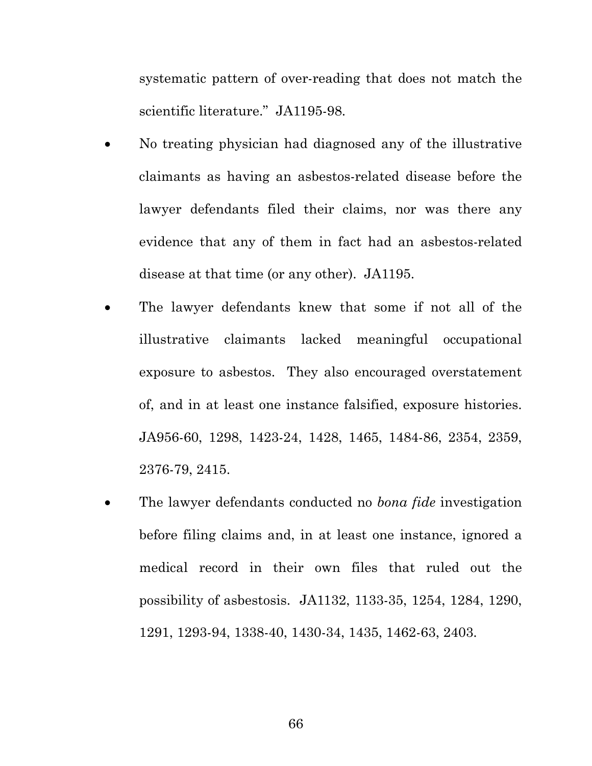systematic pattern of over-reading that does not match the scientific literature." JA1195-98.

- No treating physician had diagnosed any of the illustrative claimants as having an asbestos-related disease before the lawyer defendants filed their claims, nor was there any evidence that any of them in fact had an asbestos-related disease at that time (or any other). JA1195.
- The lawyer defendants knew that some if not all of the illustrative claimants lacked meaningful occupational exposure to asbestos. They also encouraged overstatement of, and in at least one instance falsified, exposure histories. JA956-60, 1298, 1423-24, 1428, 1465, 1484-86, 2354, 2359, 2376-79, 2415.
- The lawyer defendants conducted no *bona fide* investigation before filing claims and, in at least one instance, ignored a medical record in their own files that ruled out the possibility of asbestosis. JA1132, 1133-35, 1254, 1284, 1290, 1291, 1293-94, 1338-40, 1430-34, 1435, 1462-63, 2403.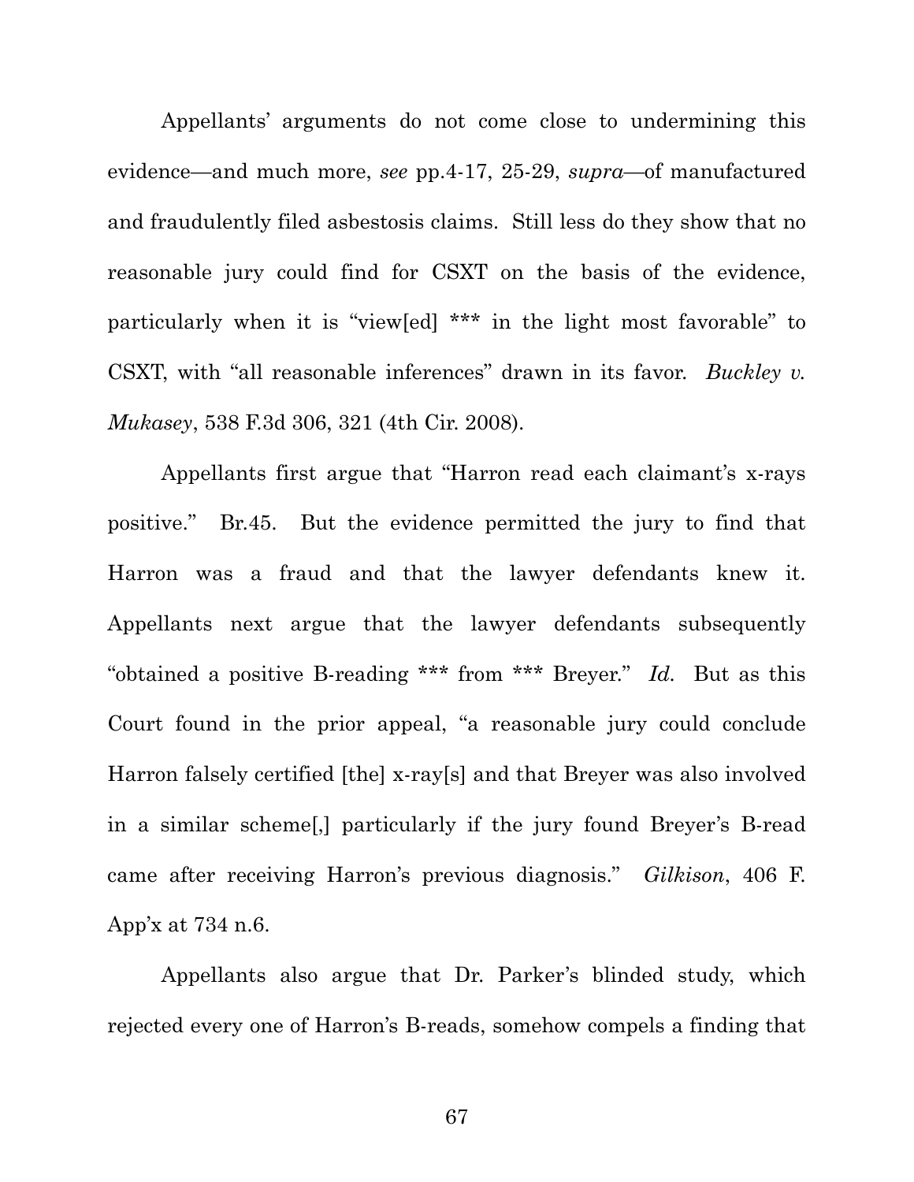Appellants' arguments do not come close to undermining this evidence—and much more, *see* pp.4-17, 25-29, *supra*—of manufactured and fraudulently filed asbestosis claims. Still less do they show that no reasonable jury could find for CSXT on the basis of the evidence, particularly when it is "view[ed] *** in the light most favorable" to CSXT, with "all reasonable inferences" drawn in its favor. *Buckley v. Mukasey*, 538 F.3d 306, 321 (4th Cir. 2008).

Appellants first argue that "Harron read each claimant's x-rays positive." Br.45. But the evidence permitted the jury to find that Harron was a fraud and that the lawyer defendants knew it. Appellants next argue that the lawyer defendants subsequently "obtained a positive B-reading *** from *** Breyer." *Id.* But as this Court found in the prior appeal, "a reasonable jury could conclude Harron falsely certified [the] x-ray[s] and that Breyer was also involved in a similar scheme[,] particularly if the jury found Breyer's B-read came after receiving Harron's previous diagnosis." *Gilkison*, 406 F. App'x at 734 n.6.

Appellants also argue that Dr. Parker's blinded study, which rejected every one of Harron's B-reads, somehow compels a finding that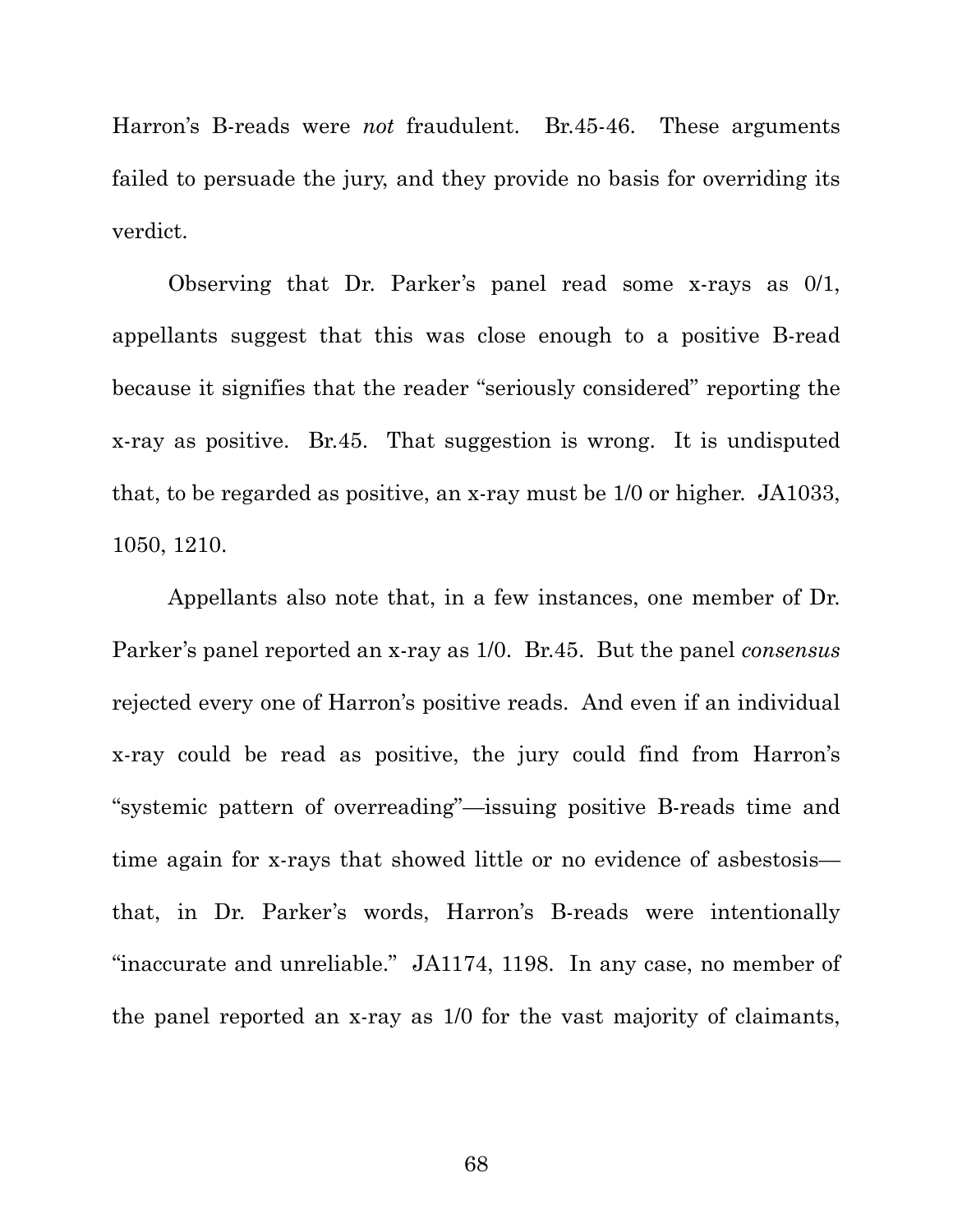Harron's B-reads were *not* fraudulent. Br.45-46. These arguments failed to persuade the jury, and they provide no basis for overriding its verdict.

Observing that Dr. Parker's panel read some x-rays as 0/1, appellants suggest that this was close enough to a positive B-read because it signifies that the reader "seriously considered" reporting the x-ray as positive. Br.45. That suggestion is wrong. It is undisputed that, to be regarded as positive, an x-ray must be 1/0 or higher. JA1033, 1050, 1210.

Appellants also note that, in a few instances, one member of Dr. Parker's panel reported an x-ray as 1/0. Br.45. But the panel *consensus* rejected every one of Harron's positive reads. And even if an individual x-ray could be read as positive, the jury could find from Harron's "systemic pattern of overreading"—issuing positive B-reads time and time again for x-rays that showed little or no evidence of asbestosis—that, in Dr. Parker's words, Harron's B-reads were intentionally "inaccurate and unreliable." JA1174, 1198. In any case, no member of the panel reported an x-ray as 1/0 for the vast majority of claimants,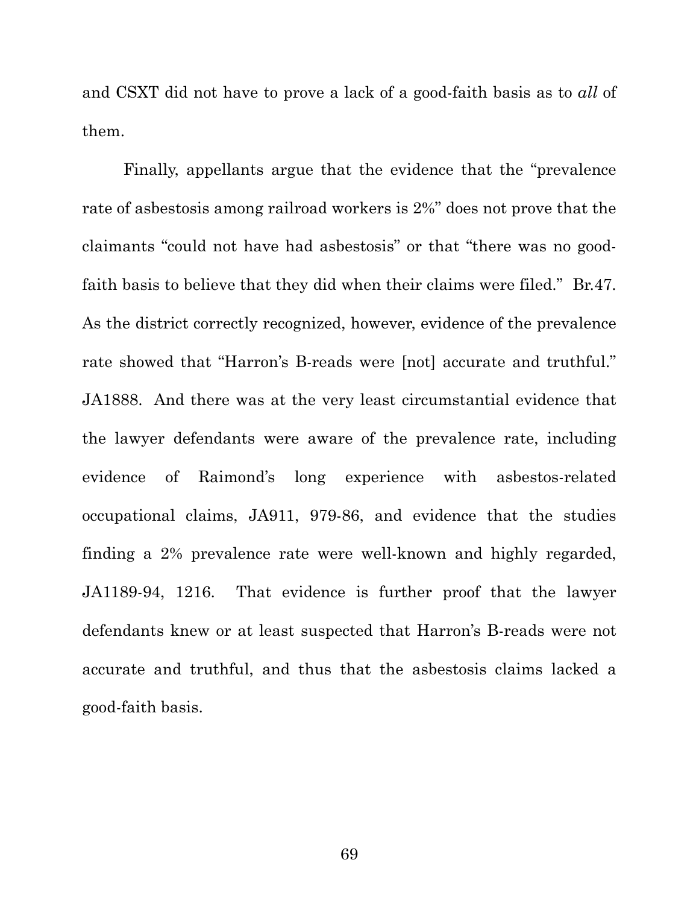and CSXT did not have to prove a lack of a good-faith basis as to *all* of them.

Finally, appellants argue that the evidence that the "prevalence rate of asbestosis among railroad workers is 2%" does not prove that the claimants "could not have had asbestosis" or that "there was no good-faith basis to believe that they did when their claims were filed." Br.47. As the district correctly recognized, however, evidence of the prevalence rate showed that "Harron's B-reads were [not] accurate and truthful." JA1888. And there was at the very least circumstantial evidence that the lawyer defendants were aware of the prevalence rate, including evidence of Raimond's long experience with asbestos-related occupational claims, JA911, 979-86, and evidence that the studies finding a 2% prevalence rate were well-known and highly regarded, JA1189-94, 1216. That evidence is further proof that the lawyer defendants knew or at least suspected that Harron's B-reads were not accurate and truthful, and thus that the asbestosis claims lacked a good-faith basis.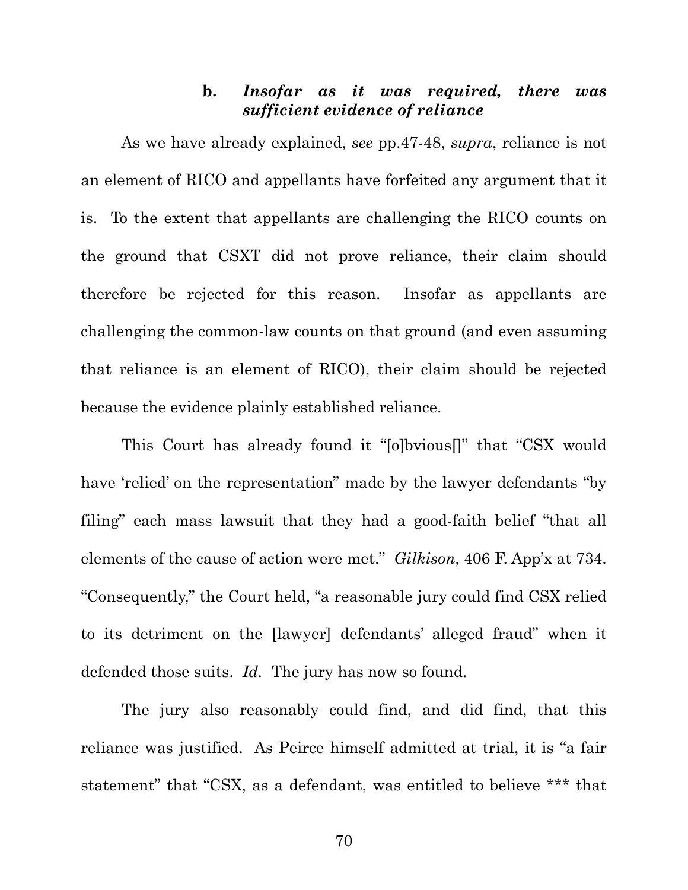### b. *Insofar as it was required, there was sufficient evidence of reliance*

As we have already explained, *see* pp.47-48, *supra*, reliance is not an element of RICO and appellants have forfeited any argument that it is. To the extent that appellants are challenging the RICO counts on the ground that CSXT did not prove reliance, their claim should therefore be rejected for this reason. Insofar as appellants are challenging the common-law counts on that ground (and even assuming that reliance is an element of RICO), their claim should be rejected because the evidence plainly established reliance.

This Court has already found it "[o]bvious[]" that "CSX would have 'relied' on the representation" made by the lawyer defendants "by filing" each mass lawsuit that they had a good-faith belief "that all elements of the cause of action were met." *Gilkison*, 406 F. App'x at 734. "Consequently," the Court held, "a reasonable jury could find CSX relied to its detriment on the [lawyer] defendants' alleged fraud" when it defended those suits. *Id.* The jury has now so found.

The jury also reasonably could find, and did find, that this reliance was justified. As Peirce himself admitted at trial, it is "a fair statement" that "CSX, as a defendant, was entitled to believe *** that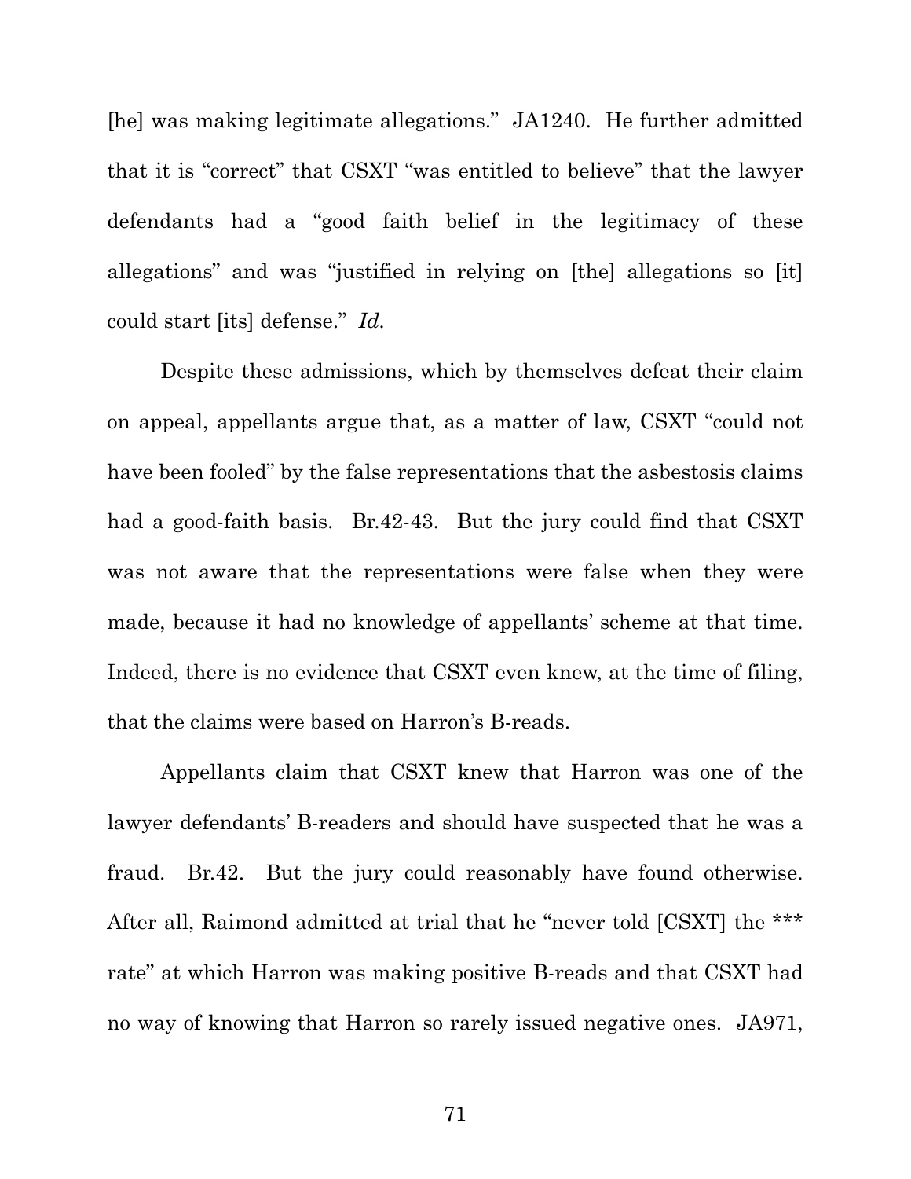[he] was making legitimate allegations." JA1240. He further admitted that it is "correct" that CSXT "was entitled to believe" that the lawyer defendants had a "good faith belief in the legitimacy of these allegations" and was "justified in relying on [the] allegations so [it] could start [its] defense." *Id.*

Despite these admissions, which by themselves defeat their claim on appeal, appellants argue that, as a matter of law, CSXT "could not have been fooled" by the false representations that the asbestosis claims had a good-faith basis. Br.42-43. But the jury could find that CSXT was not aware that the representations were false when they were made, because it had no knowledge of appellants' scheme at that time. Indeed, there is no evidence that CSXT even knew, at the time of filing, that the claims were based on Harron's B-reads.

Appellants claim that CSXT knew that Harron was one of the lawyer defendants' B-readers and should have suspected that he was a fraud. Br.42. But the jury could reasonably have found otherwise. After all, Raimond admitted at trial that he "never told [CSXT] the *** rate" at which Harron was making positive B-reads and that CSXT had no way of knowing that Harron so rarely issued negative ones. JA971,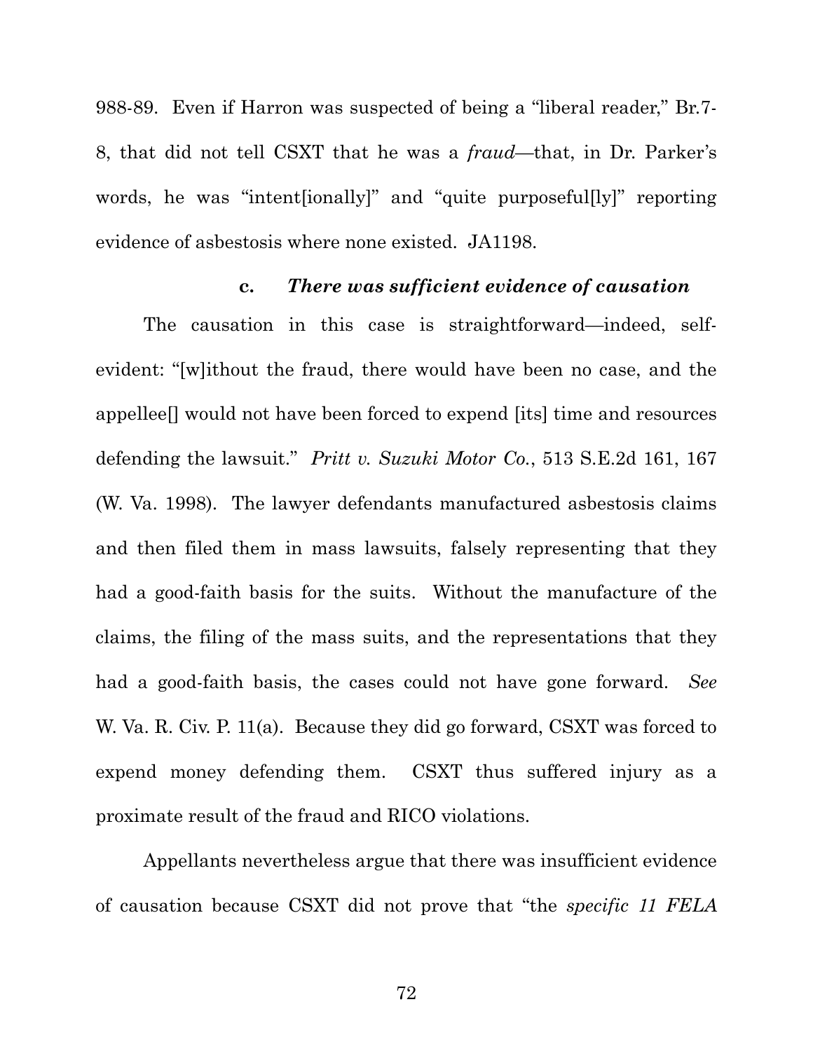988-89. Even if Harron was suspected of being a "liberal reader," Br.7-8, that did not tell CSXT that he was a *fraud*—that, in Dr. Parker's words, he was "intent[ionally]" and "quite purposeful[ly]" reporting evidence of asbestosis where none existed. JA1198.

#### c. *There was sufficient evidence of causation*

The causation in this case is straightforward—indeed, self-evident: "[w]ithout the fraud, there would have been no case, and the appellee[] would not have been forced to expend [its] time and resources defending the lawsuit." *Pritt v. Suzuki Motor Co.*, 513 S.E.2d 161, 167 (W. Va. 1998). The lawyer defendants manufactured asbestosis claims and then filed them in mass lawsuits, falsely representing that they had a good-faith basis for the suits. Without the manufacture of the claims, the filing of the mass suits, and the representations that they had a good-faith basis, the cases could not have gone forward. *See* W. Va. R. Civ. P. 11(a). Because they did go forward, CSXT was forced to expend money defending them. CSXT thus suffered injury as a proximate result of the fraud and RICO violations.

Appellants nevertheless argue that there was insufficient evidence of causation because CSXT did not prove that "the *specific 11 FELA*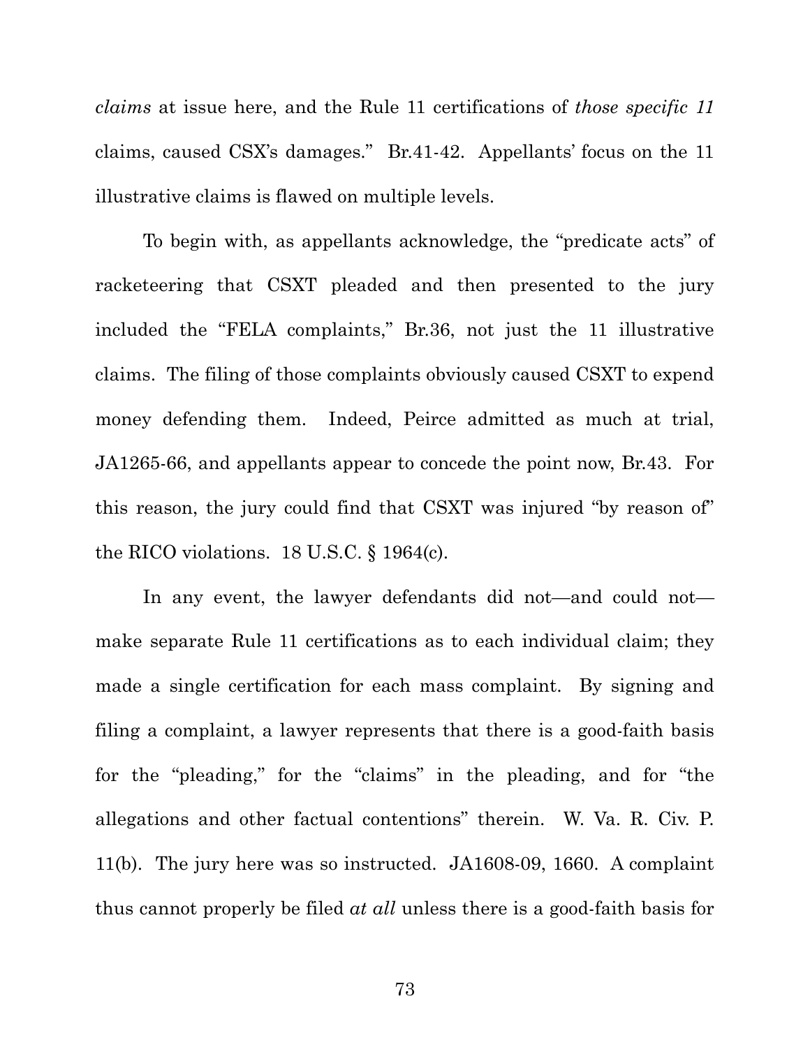*claims* at issue here, and the Rule 11 certifications of *those specific 11* claims, caused CSX's damages." Br.41-42. Appellants' focus on the 11 illustrative claims is flawed on multiple levels.

To begin with, as appellants acknowledge, the "predicate acts" of racketeering that CSXT pleaded and then presented to the jury included the "FELA complaints," Br.36, not just the 11 illustrative claims. The filing of those complaints obviously caused CSXT to expend money defending them. Indeed, Peirce admitted as much at trial, JA1265-66, and appellants appear to concede the point now, Br.43. For this reason, the jury could find that CSXT was injured "by reason of" the RICO violations. 18 U.S.C. § 1964(c).

In any event, the lawyer defendants did not—and could not—make separate Rule 11 certifications as to each individual claim; they made a single certification for each mass complaint. By signing and filing a complaint, a lawyer represents that there is a good-faith basis for the "pleading," for the "claims" in the pleading, and for "the allegations and other factual contentions" therein. W. Va. R. Civ. P. 11(b). The jury here was so instructed. JA1608-09, 1660. A complaint thus cannot properly be filed *at all* unless there is a good-faith basis for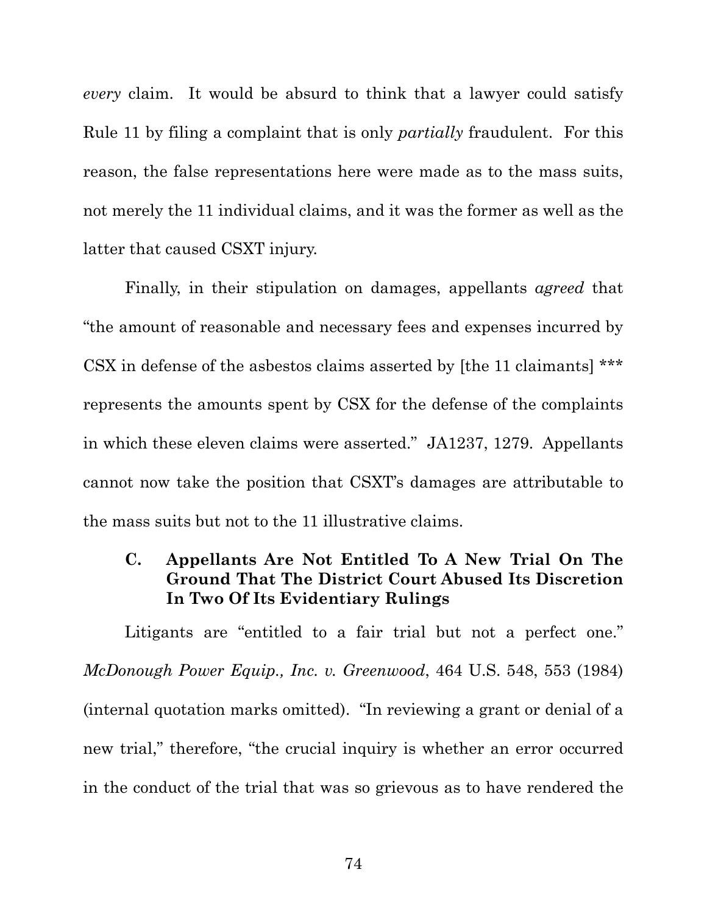*every* claim. It would be absurd to think that a lawyer could satisfy Rule 11 by filing a complaint that is only *partially* fraudulent. For this reason, the false representations here were made as to the mass suits, not merely the 11 individual claims, and it was the former as well as the latter that caused CSXT injury.

Finally, in their stipulation on damages, appellants *agreed* that "the amount of reasonable and necessary fees and expenses incurred by CSX in defense of the asbestos claims asserted by [the 11 claimants] *** represents the amounts spent by CSX for the defense of the complaints in which these eleven claims were asserted." JA1237, 1279. Appellants cannot now take the position that CSXT's damages are attributable to the mass suits but not to the 11 illustrative claims.

### C. Appellants Are Not Entitled To A New Trial On The Ground That The District Court Abused Its Discretion In Two Of Its Evidentiary Rulings

Litigants are "entitled to a fair trial but not a perfect one." *McDonough Power Equip., Inc. v. Greenwood*, 464 U.S. 548, 553 (1984) (internal quotation marks omitted). "In reviewing a grant or denial of a new trial," therefore, "the crucial inquiry is whether an error occurred in the conduct of the trial that was so grievous as to have rendered the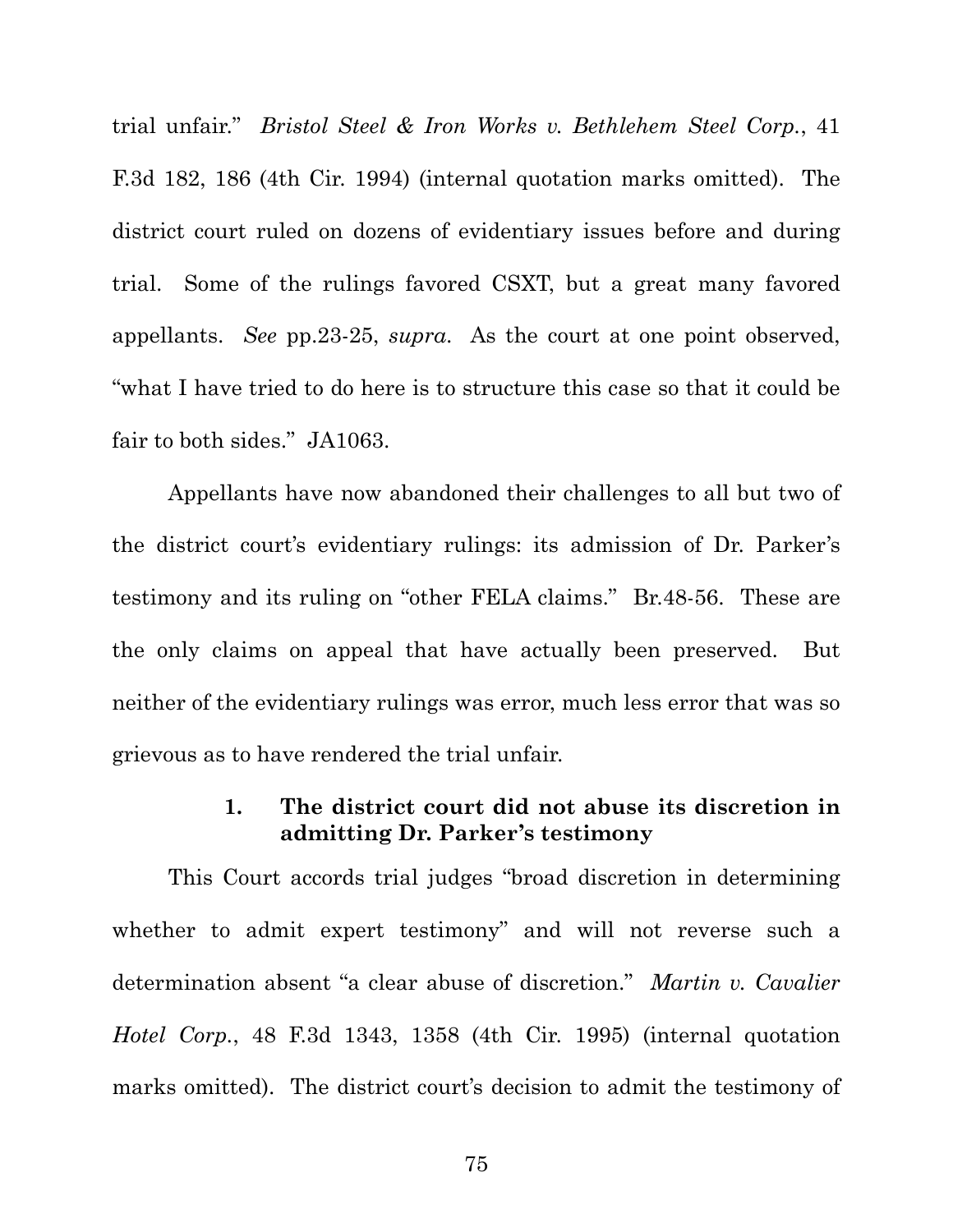trial unfair." *Bristol Steel & Iron Works v. Bethlehem Steel Corp.*, 41 F.3d 182, 186 (4th Cir. 1994) (internal quotation marks omitted). The district court ruled on dozens of evidentiary issues before and during trial. Some of the rulings favored CSXT, but a great many favored appellants. *See* pp.23-25, *supra*. As the court at one point observed, "what I have tried to do here is to structure this case so that it could be fair to both sides." JA1063.

Appellants have now abandoned their challenges to all but two of the district court's evidentiary rulings: its admission of Dr. Parker's testimony and its ruling on "other FELA claims." Br.48-56. These are the only claims on appeal that have actually been preserved. But neither of the evidentiary rulings was error, much less error that was so grievous as to have rendered the trial unfair.

#### 1. The district court did not abuse its discretion in admitting Dr. Parker's testimony

This Court accords trial judges "broad discretion in determining whether to admit expert testimony" and will not reverse such a determination absent "a clear abuse of discretion." *Martin v. Cavalier Hotel Corp.*, 48 F.3d 1343, 1358 (4th Cir. 1995) (internal quotation marks omitted). The district court's decision to admit the testimony of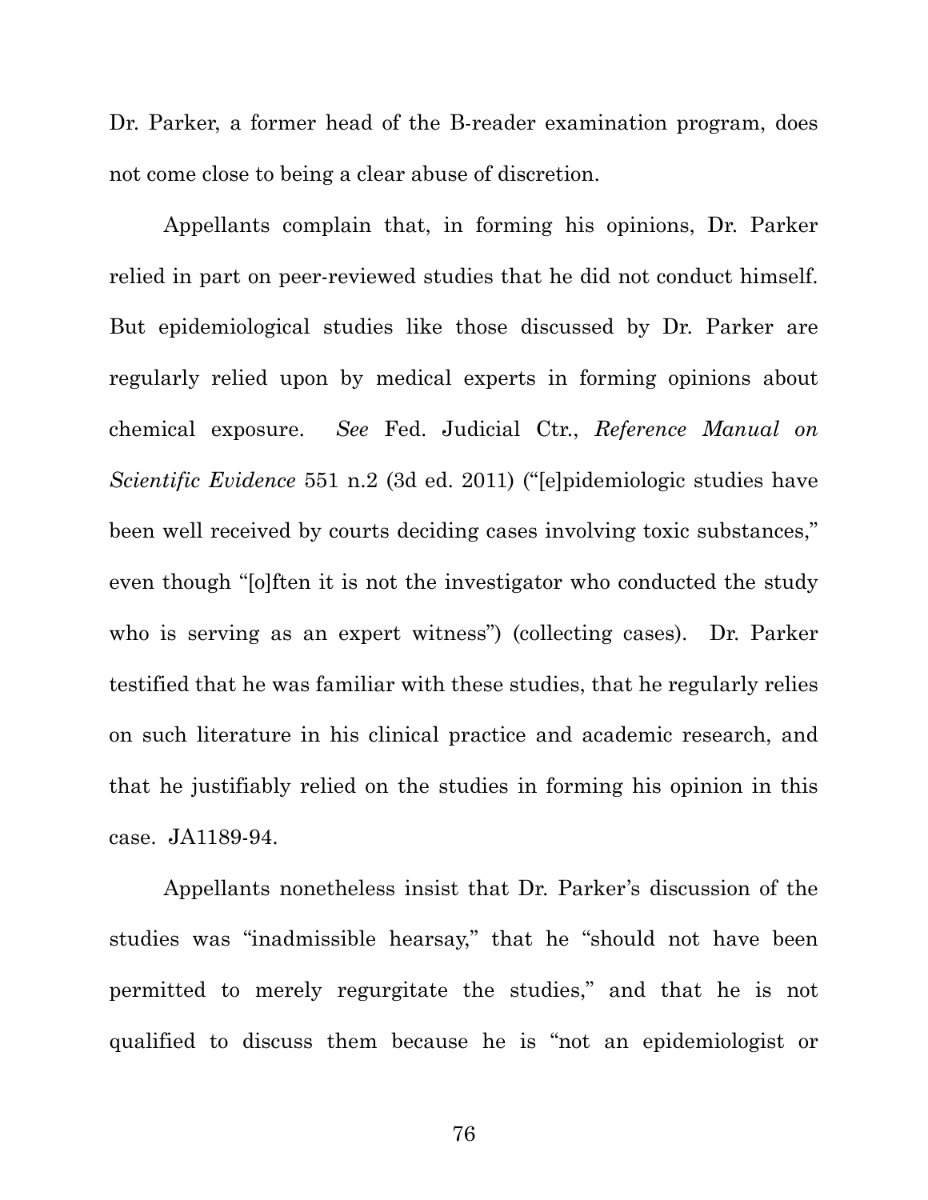Dr. Parker, a former head of the B-reader examination program, does not come close to being a clear abuse of discretion.

Appellants complain that, in forming his opinions, Dr. Parker relied in part on peer-reviewed studies that he did not conduct himself. But epidemiological studies like those discussed by Dr. Parker are regularly relied upon by medical experts in forming opinions about chemical exposure. *See* Fed. Judicial Ctr., *Reference Manual on Scientific Evidence* 551 n.2 (3d ed. 2011) ("[e]pidemiologic studies have been well received by courts deciding cases involving toxic substances," even though "[o]ften it is not the investigator who conducted the study who is serving as an expert witness") (collecting cases). Dr. Parker testified that he was familiar with these studies, that he regularly relies on such literature in his clinical practice and academic research, and that he justifiably relied on the studies in forming his opinion in this case. JA1189-94.

Appellants nonetheless insist that Dr. Parker's discussion of the studies was "inadmissible hearsay," that he "should not have been permitted to merely regurgitate the studies," and that he is not qualified to discuss them because he is "not an epidemiologist or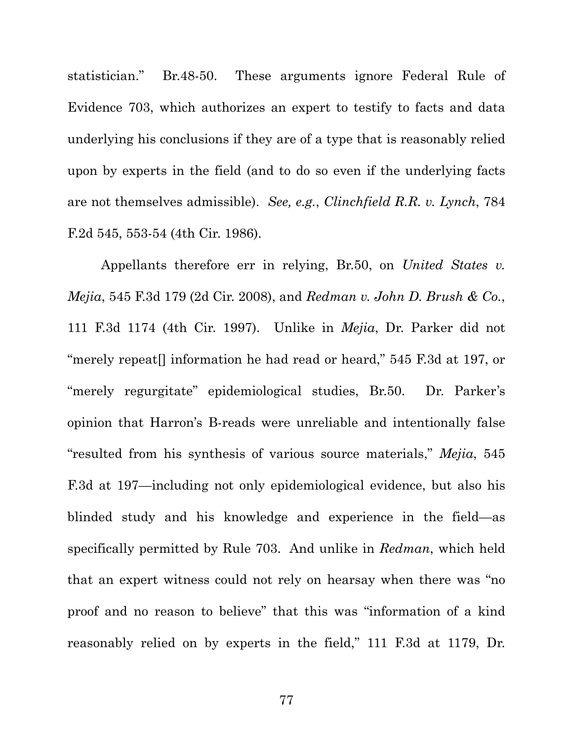statistician." Br.48-50. These arguments ignore Federal Rule of Evidence 703, which authorizes an expert to testify to facts and data underlying his conclusions if they are of a type that is reasonably relied upon by experts in the field (and to do so even if the underlying facts are not themselves admissible). *See, e.g.*, *Clinchfield R.R. v. Lynch*, 784 F.2d 545, 553-54 (4th Cir. 1986).

Appellants therefore err in relying, Br.50, on *United States v. Mejia*, 545 F.3d 179 (2d Cir. 2008), and *Redman v. John D. Brush & Co.*, 111 F.3d 1174 (4th Cir. 1997). Unlike in *Mejia*, Dr. Parker did not "merely repeat[] information he had read or heard," 545 F.3d at 197, or "merely regurgitate" epidemiological studies, Br.50. Dr. Parker's opinion that Harron's B-reads were unreliable and intentionally false "resulted from his synthesis of various source materials," *Mejia*, 545 F.3d at 197—including not only epidemiological evidence, but also his blinded study and his knowledge and experience in the field—as specifically permitted by Rule 703. And unlike in *Redman*, which held that an expert witness could not rely on hearsay when there was "no proof and no reason to believe" that this was "information of a kind reasonably relied on by experts in the field," 111 F.3d at 1179, Dr.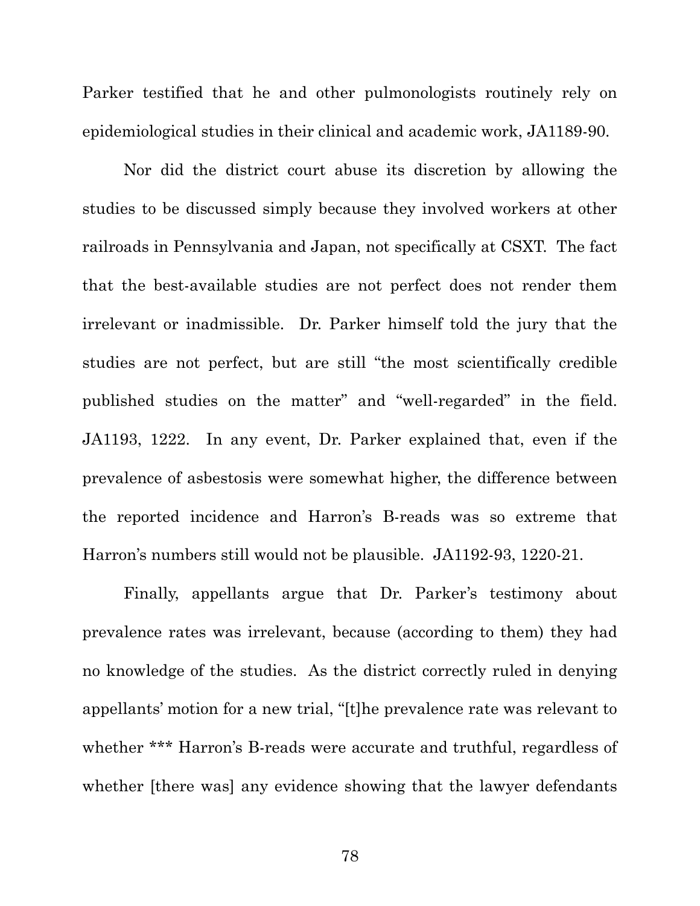Parker testified that he and other pulmonologists routinely rely on epidemiological studies in their clinical and academic work, JA1189-90.

Nor did the district court abuse its discretion by allowing the studies to be discussed simply because they involved workers at other railroads in Pennsylvania and Japan, not specifically at CSXT. The fact that the best-available studies are not perfect does not render them irrelevant or inadmissible. Dr. Parker himself told the jury that the studies are not perfect, but are still "the most scientifically credible published studies on the matter" and "well-regarded" in the field. JA1193, 1222. In any event, Dr. Parker explained that, even if the prevalence of asbestosis were somewhat higher, the difference between the reported incidence and Harron's B-reads was so extreme that Harron's numbers still would not be plausible. JA1192-93, 1220-21.

Finally, appellants argue that Dr. Parker's testimony about prevalence rates was irrelevant, because (according to them) they had no knowledge of the studies. As the district correctly ruled in denying appellants' motion for a new trial, "[t]he prevalence rate was relevant to whether *** Harron's B-reads were accurate and truthful, regardless of whether [there was] any evidence showing that the lawyer defendants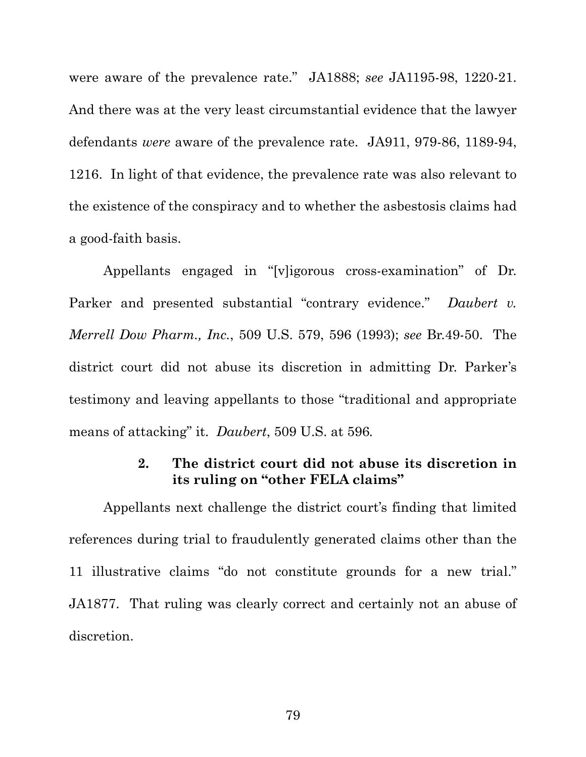were aware of the prevalence rate." JA1888; *see* JA1195-98, 1220-21. And there was at the very least circumstantial evidence that the lawyer defendants *were* aware of the prevalence rate. JA911, 979-86, 1189-94, 1216. In light of that evidence, the prevalence rate was also relevant to the existence of the conspiracy and to whether the asbestosis claims had a good-faith basis.

Appellants engaged in "[v]igorous cross-examination" of Dr. Parker and presented substantial "contrary evidence." *Daubert v. Merrell Dow Pharm., Inc.*, 509 U.S. 579, 596 (1993); *see* Br.49-50. The district court did not abuse its discretion in admitting Dr. Parker's testimony and leaving appellants to those "traditional and appropriate means of attacking" it. *Daubert*, 509 U.S. at 596.

#### 2. The district court did not abuse its discretion in its ruling on "other FELA claims"

Appellants next challenge the district court's finding that limited references during trial to fraudulently generated claims other than the 11 illustrative claims "do not constitute grounds for a new trial." JA1877. That ruling was clearly correct and certainly not an abuse of discretion.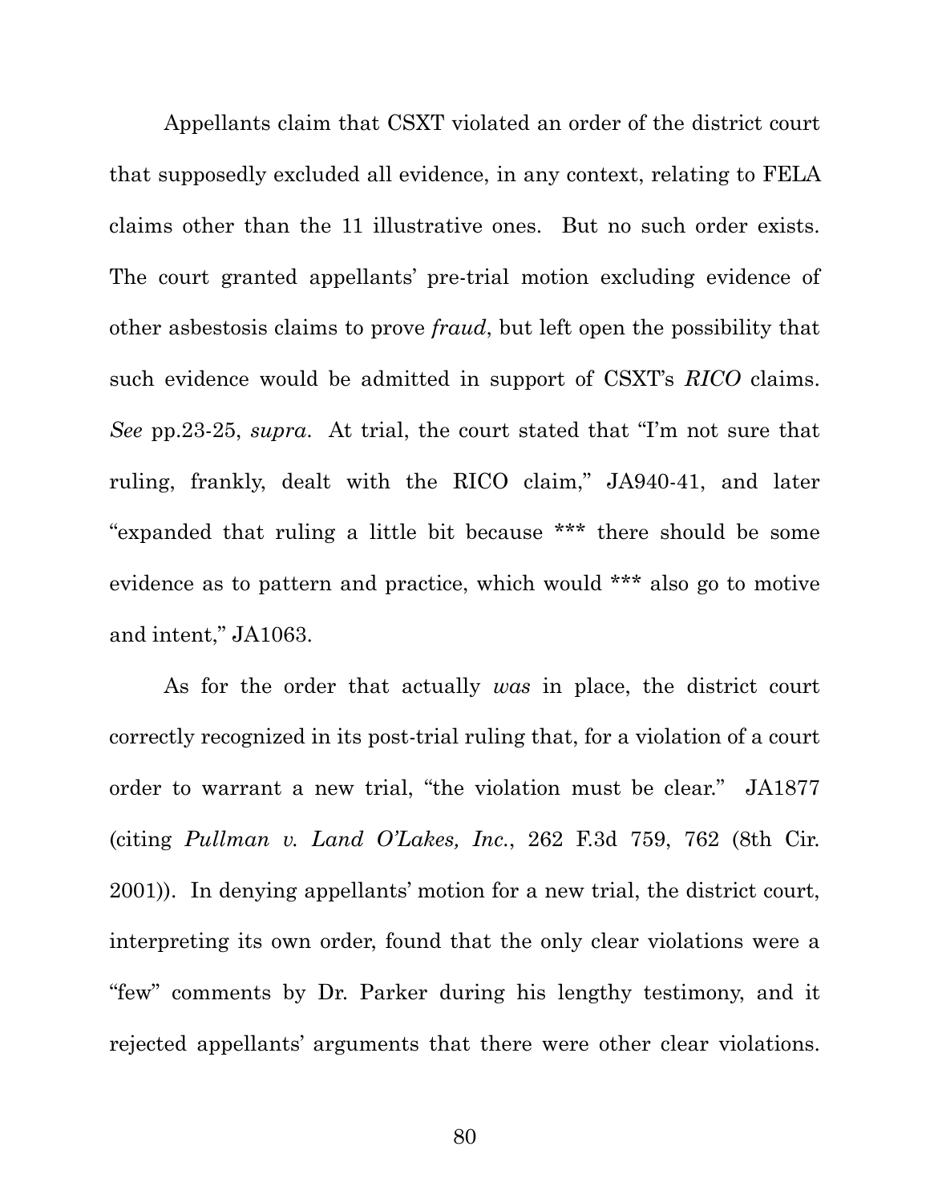Appellants claim that CSXT violated an order of the district court that supposedly excluded all evidence, in any context, relating to FELA claims other than the 11 illustrative ones. But no such order exists. The court granted appellants' pre-trial motion excluding evidence of other asbestosis claims to prove *fraud*, but left open the possibility that such evidence would be admitted in support of CSXT's *RICO* claims. *See* pp.23-25, *supra*. At trial, the court stated that "I'm not sure that ruling, frankly, dealt with the RICO claim," JA940-41, and later "expanded that ruling a little bit because *** there should be some evidence as to pattern and practice, which would *** also go to motive and intent," JA1063.

As for the order that actually *was* in place, the district court correctly recognized in its post-trial ruling that, for a violation of a court order to warrant a new trial, "the violation must be clear." JA1877 (citing *Pullman v. Land O'Lakes, Inc.*, 262 F.3d 759, 762 (8th Cir. 2001)). In denying appellants' motion for a new trial, the district court, interpreting its own order, found that the only clear violations were a "few" comments by Dr. Parker during his lengthy testimony, and it rejected appellants' arguments that there were other clear violations.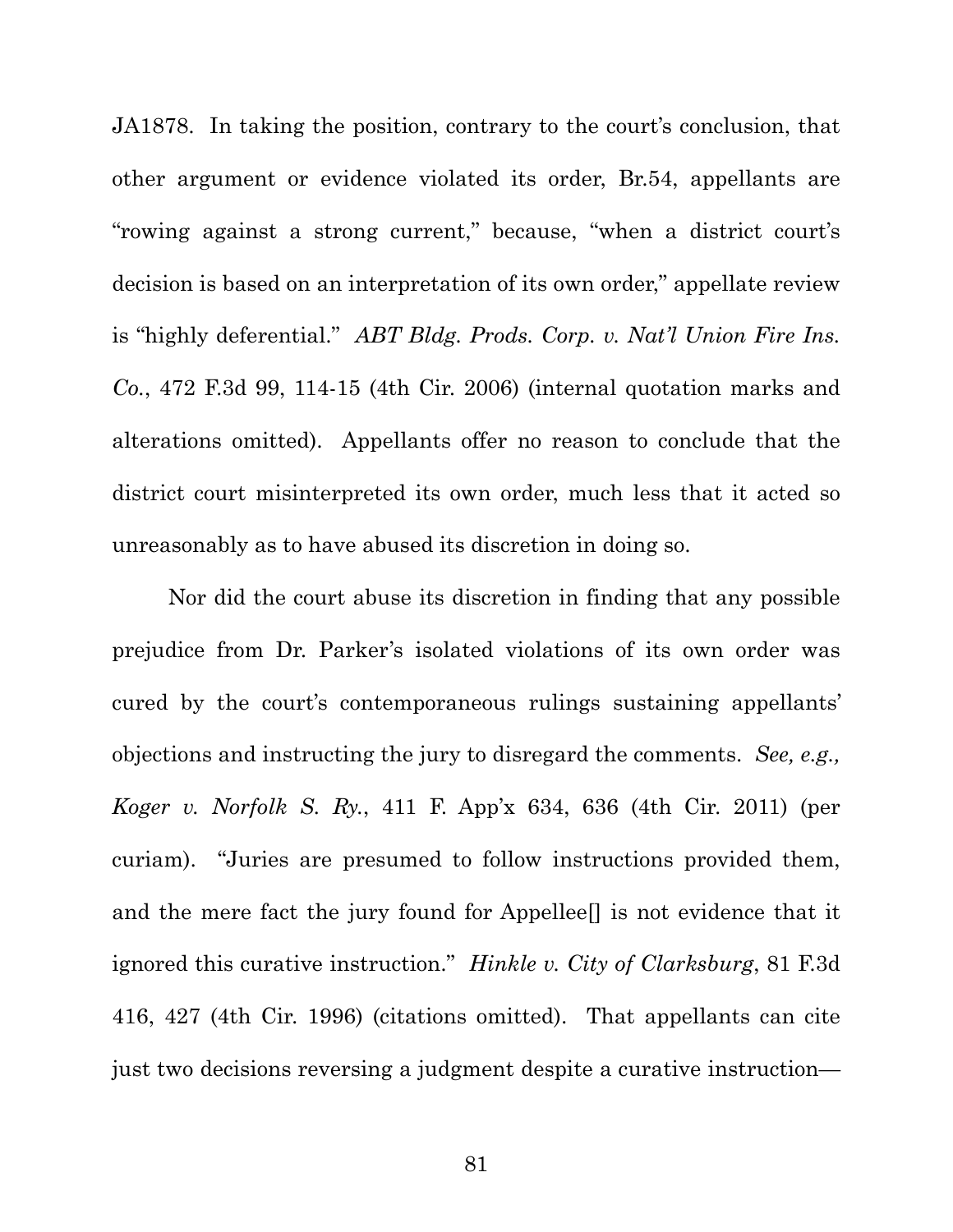JA1878. In taking the position, contrary to the court's conclusion, that other argument or evidence violated its order, Br.54, appellants are "rowing against a strong current," because, "when a district court's decision is based on an interpretation of its own order," appellate review is "highly deferential." *ABT Bldg. Prods. Corp. v. Nat'l Union Fire Ins. Co.*, 472 F.3d 99, 114-15 (4th Cir. 2006) (internal quotation marks and alterations omitted). Appellants offer no reason to conclude that the district court misinterpreted its own order, much less that it acted so unreasonably as to have abused its discretion in doing so.

Nor did the court abuse its discretion in finding that any possible prejudice from Dr. Parker's isolated violations of its own order was cured by the court's contemporaneous rulings sustaining appellants' objections and instructing the jury to disregard the comments. *See, e.g., Koger v. Norfolk S. Ry.*, 411 F. App'x 634, 636 (4th Cir. 2011) (per curiam). "Juries are presumed to follow instructions provided them, and the mere fact the jury found for Appellee[] is not evidence that it ignored this curative instruction." *Hinkle v. City of Clarksburg*, 81 F.3d 416, 427 (4th Cir. 1996) (citations omitted). That appellants can cite just two decisions reversing a judgment despite a curative instruction—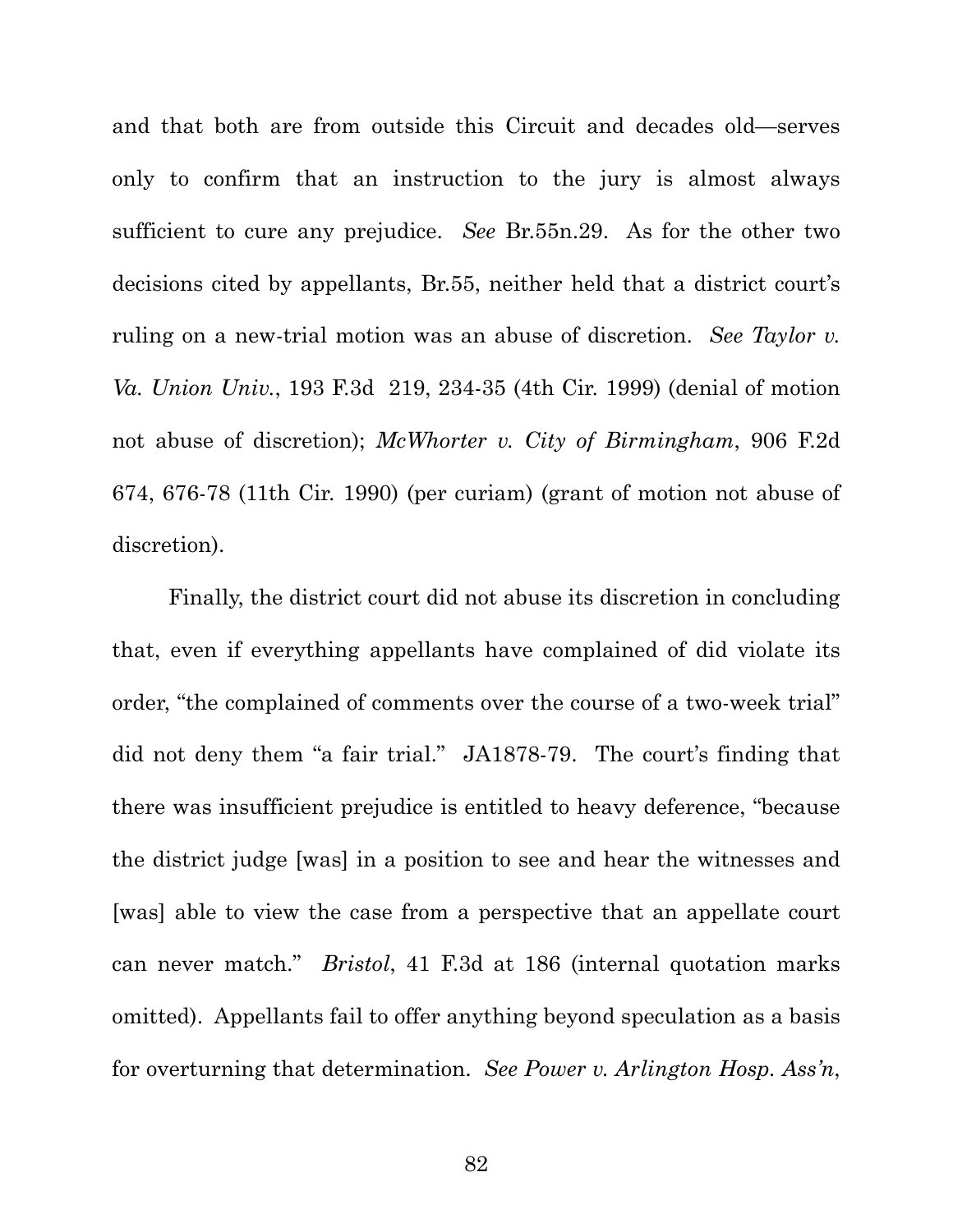and that both are from outside this Circuit and decades old—serves only to confirm that an instruction to the jury is almost always sufficient to cure any prejudice. *See* Br.55n.29. As for the other two decisions cited by appellants, Br.55, neither held that a district court's ruling on a new-trial motion was an abuse of discretion. *See Taylor v. Va. Union Univ.*, 193 F.3d 219, 234-35 (4th Cir. 1999) (denial of motion not abuse of discretion); *McWhorter v. City of Birmingham*, 906 F.2d 674, 676-78 (11th Cir. 1990) (per curiam) (grant of motion not abuse of discretion).

Finally, the district court did not abuse its discretion in concluding that, even if everything appellants have complained of did violate its order, "the complained of comments over the course of a two-week trial" did not deny them "a fair trial." JA1878-79. The court's finding that there was insufficient prejudice is entitled to heavy deference, "because the district judge [was] in a position to see and hear the witnesses and [was] able to view the case from a perspective that an appellate court can never match." *Bristol*, 41 F.3d at 186 (internal quotation marks omitted). Appellants fail to offer anything beyond speculation as a basis for overturning that determination. *See Power v. Arlington Hosp. Ass'n*,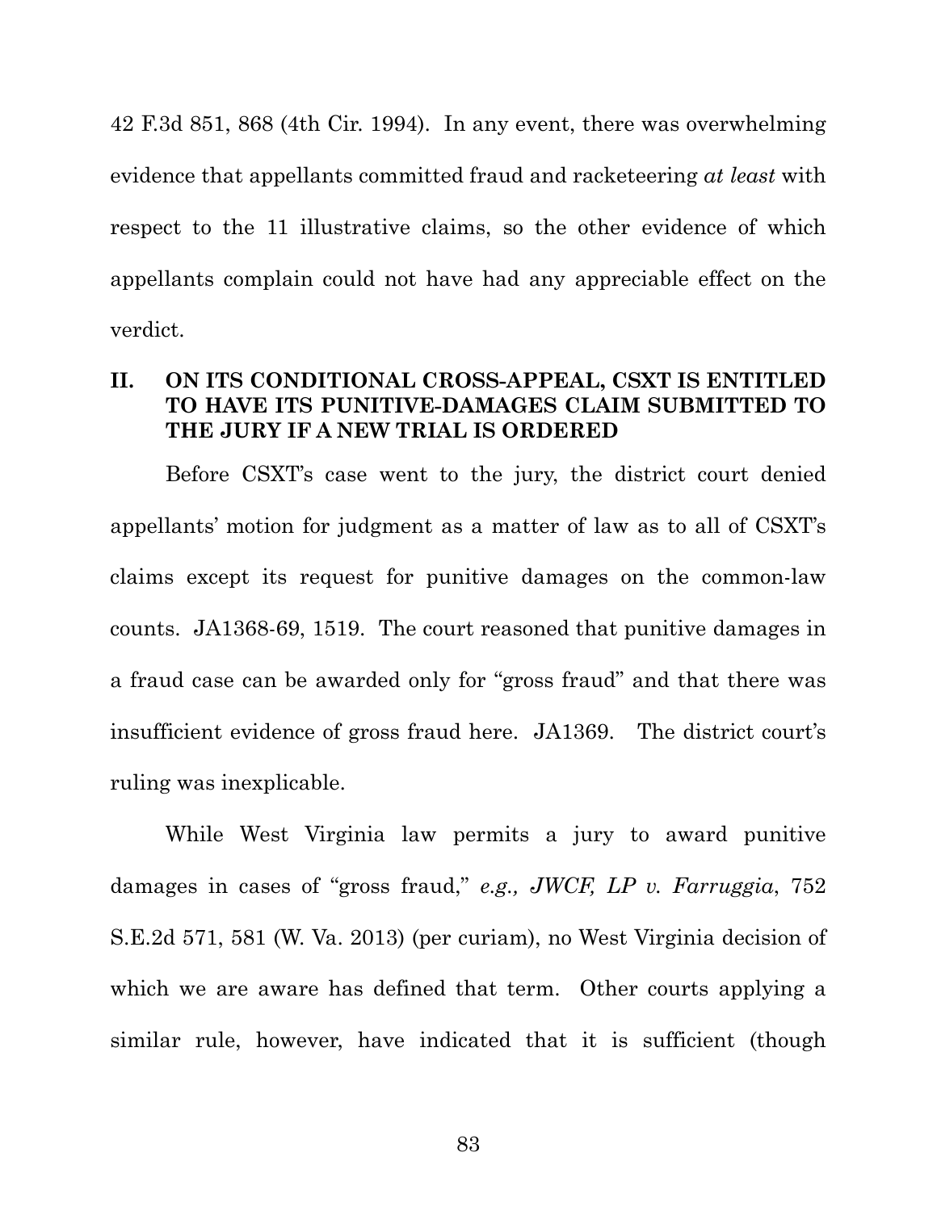42 F.3d 851, 868 (4th Cir. 1994). In any event, there was overwhelming evidence that appellants committed fraud and racketeering *at least* with respect to the 11 illustrative claims, so the other evidence of which appellants complain could not have had any appreciable effect on the verdict.

## II. ON ITS CONDITIONAL CROSS-APPEAL, CSXT IS ENTITLED TO HAVE ITS PUNITIVE-DAMAGES CLAIM SUBMITTED TO THE JURY IF A NEW TRIAL IS ORDERED

Before CSXT's case went to the jury, the district court denied appellants' motion for judgment as a matter of law as to all of CSXT's claims except its request for punitive damages on the common-law counts. JA1368-69, 1519. The court reasoned that punitive damages in a fraud case can be awarded only for "gross fraud" and that there was insufficient evidence of gross fraud here. JA1369. The district court's ruling was inexplicable.

While West Virginia law permits a jury to award punitive damages in cases of "gross fraud," *e.g., JWCF, LP v. Farruggia*, 752 S.E.2d 571, 581 (W. Va. 2013) (per curiam), no West Virginia decision of which we are aware has defined that term. Other courts applying a similar rule, however, have indicated that it is sufficient (though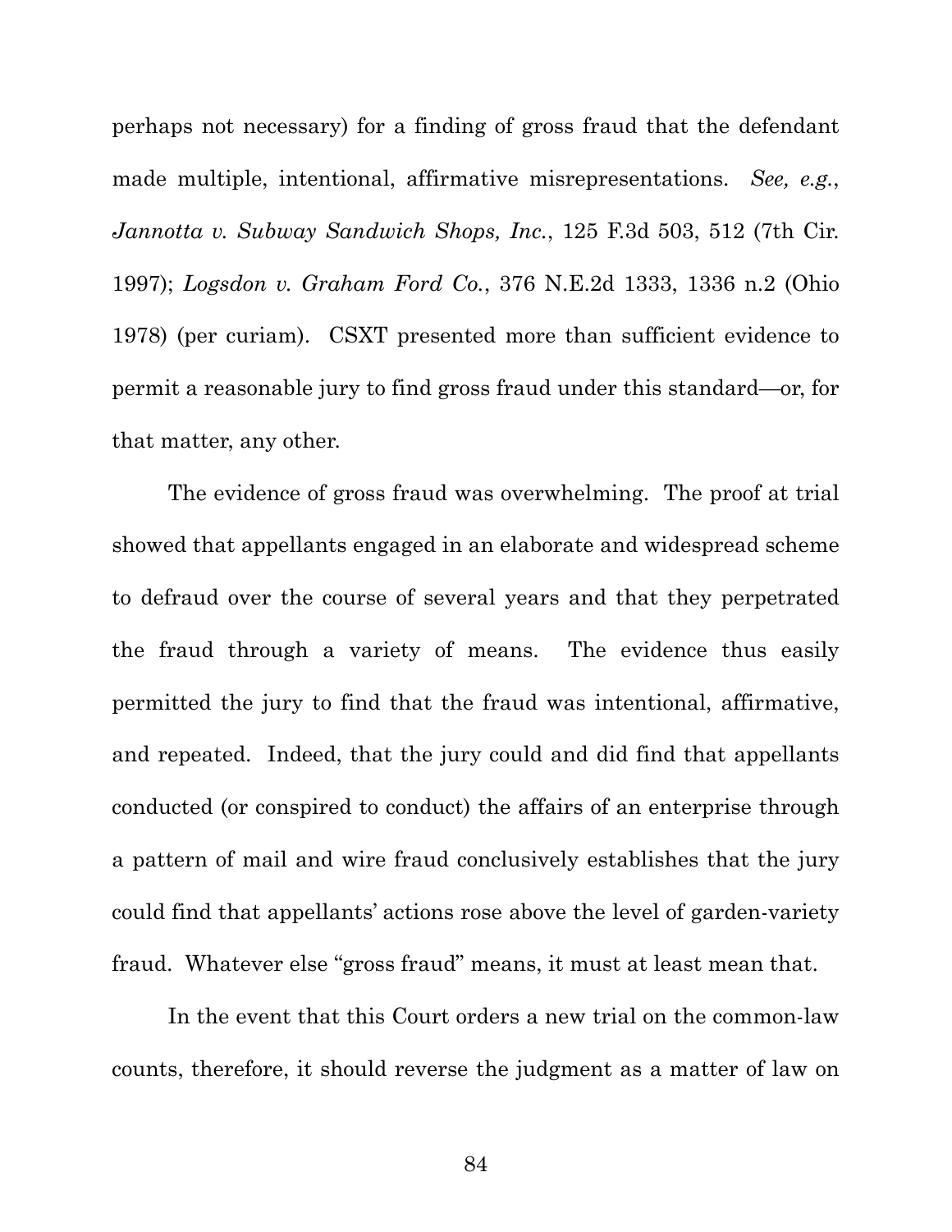perhaps not necessary) for a finding of gross fraud that the defendant made multiple, intentional, affirmative misrepresentations. *See, e.g.*, *Jannotta v. Subway Sandwich Shops, Inc.*, 125 F.3d 503, 512 (7th Cir. 1997); *Logsdon v. Graham Ford Co.*, 376 N.E.2d 1333, 1336 n.2 (Ohio 1978) (per curiam). CSXT presented more than sufficient evidence to permit a reasonable jury to find gross fraud under this standard—or, for that matter, any other.

The evidence of gross fraud was overwhelming. The proof at trial showed that appellants engaged in an elaborate and widespread scheme to defraud over the course of several years and that they perpetrated the fraud through a variety of means. The evidence thus easily permitted the jury to find that the fraud was intentional, affirmative, and repeated. Indeed, that the jury could and did find that appellants conducted (or conspired to conduct) the affairs of an enterprise through a pattern of mail and wire fraud conclusively establishes that the jury could find that appellants' actions rose above the level of garden-variety fraud. Whatever else "gross fraud" means, it must at least mean that.

In the event that this Court orders a new trial on the common-law counts, therefore, it should reverse the judgment as a matter of law on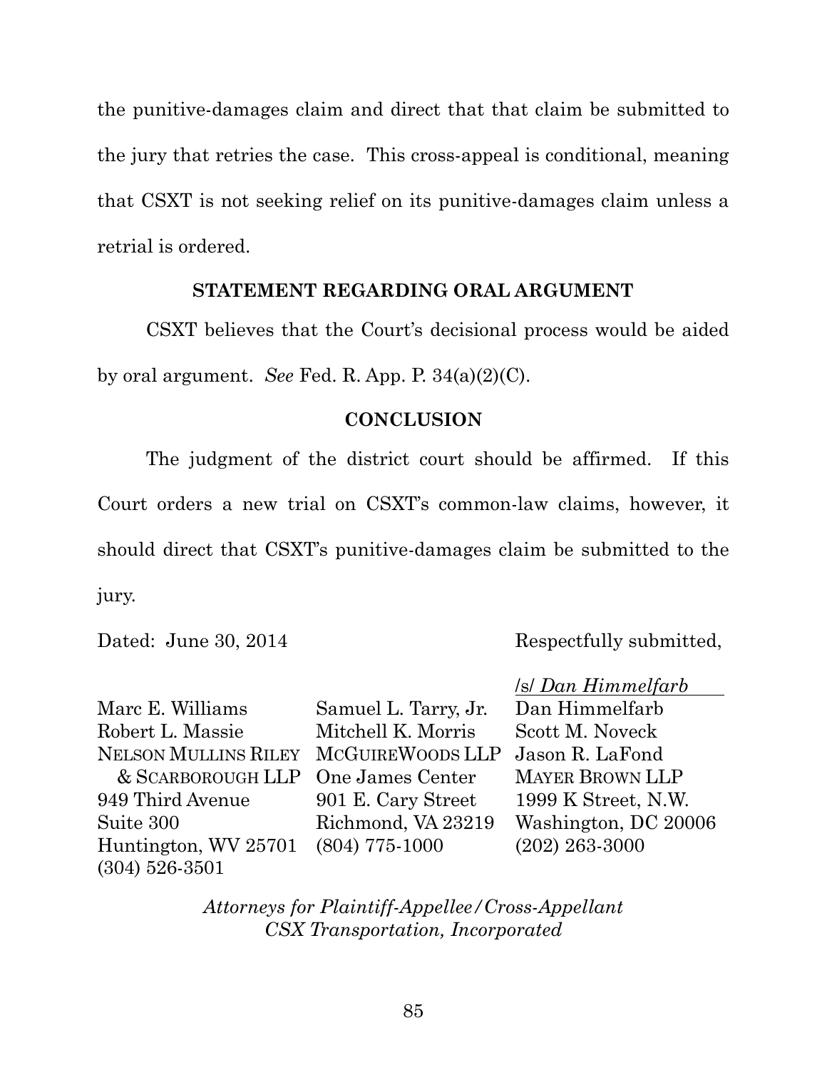the punitive-damages claim and direct that that claim be submitted to the jury that retries the case. This cross-appeal is conditional, meaning that CSXT is not seeking relief on its punitive-damages claim unless a retrial is ordered.

## STATEMENT REGARDING ORAL ARGUMENT

CSXT believes that the Court's decisional process would be aided by oral argument. *See* Fed. R. App. P. 34(a)(2)(C).

## CONCLUSION

The judgment of the district court should be affirmed. If this Court orders a new trial on CSXT's common-law claims, however, it should direct that CSXT's punitive-damages claim be submitted to the jury.

Dated: June 30, 2014

Respectfully submitted,

/s/ *Dan Himmelfarb*

| | | |
|---|---|---|
| Marc E. Williams | Samuel L. Tarry, Jr. | Dan Himmelfarb |
| Robert L. Massie | Mitchell K. Morris | Scott M. Noveck |
| NELSON MULLINS RILEY & SCARBOROUGH LLP | MCGUIREWOODS LLP | Jason R. LaFond |
| 949 Third Avenue | One James Center | MAYER BROWN LLP |
| Suite 300 | 901 E. Cary Street | 1999 K Street, N.W. |
| Huntington, WV 25701 | Richmond, VA 23219 | Washington, DC 20006 |
| (304) 526-3501 | (804) 775-1000 | (202) 263-3000 |

*Attorneys for Plaintiff-Appellee/Cross-Appellant CSX Transportation, Incorporated*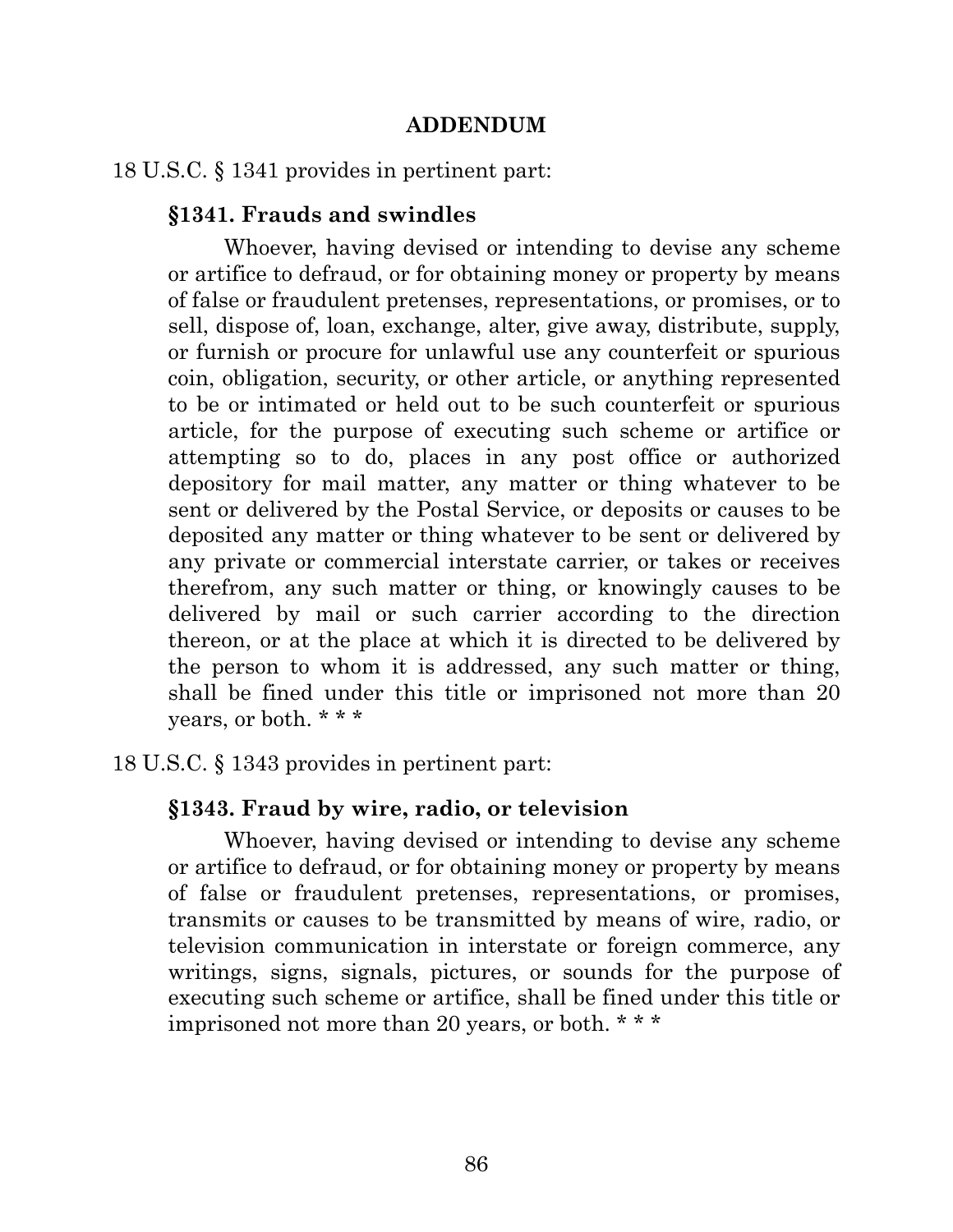## ADDENDUM

18 U.S.C. § 1341 provides in pertinent part:

### §1341. Frauds and swindles

Whoever, having devised or intending to devise any scheme or artifice to defraud, or for obtaining money or property by means of false or fraudulent pretenses, representations, or promises, or to sell, dispose of, loan, exchange, alter, give away, distribute, supply, or furnish or procure for unlawful use any counterfeit or spurious coin, obligation, security, or other article, or anything represented to be or intimated or held out to be such counterfeit or spurious article, for the purpose of executing such scheme or artifice or attempting so to do, places in any post office or authorized depository for mail matter, any matter or thing whatever to be sent or delivered by the Postal Service, or deposits or causes to be deposited any matter or thing whatever to be sent or delivered by any private or commercial interstate carrier, or takes or receives therefrom, any such matter or thing, or knowingly causes to be delivered by mail or such carrier according to the direction thereon, or at the place at which it is directed to be delivered by the person to whom it is addressed, any such matter or thing, shall be fined under this title or imprisoned not more than 20 years, or both. * * *

18 U.S.C. § 1343 provides in pertinent part:

### §1343. Fraud by wire, radio, or television

Whoever, having devised or intending to devise any scheme or artifice to defraud, or for obtaining money or property by means of false or fraudulent pretenses, representations, or promises, transmits or causes to be transmitted by means of wire, radio, or television communication in interstate or foreign commerce, any writings, signs, signals, pictures, or sounds for the purpose of executing such scheme or artifice, shall be fined under this title or imprisoned not more than 20 years, or both. * * *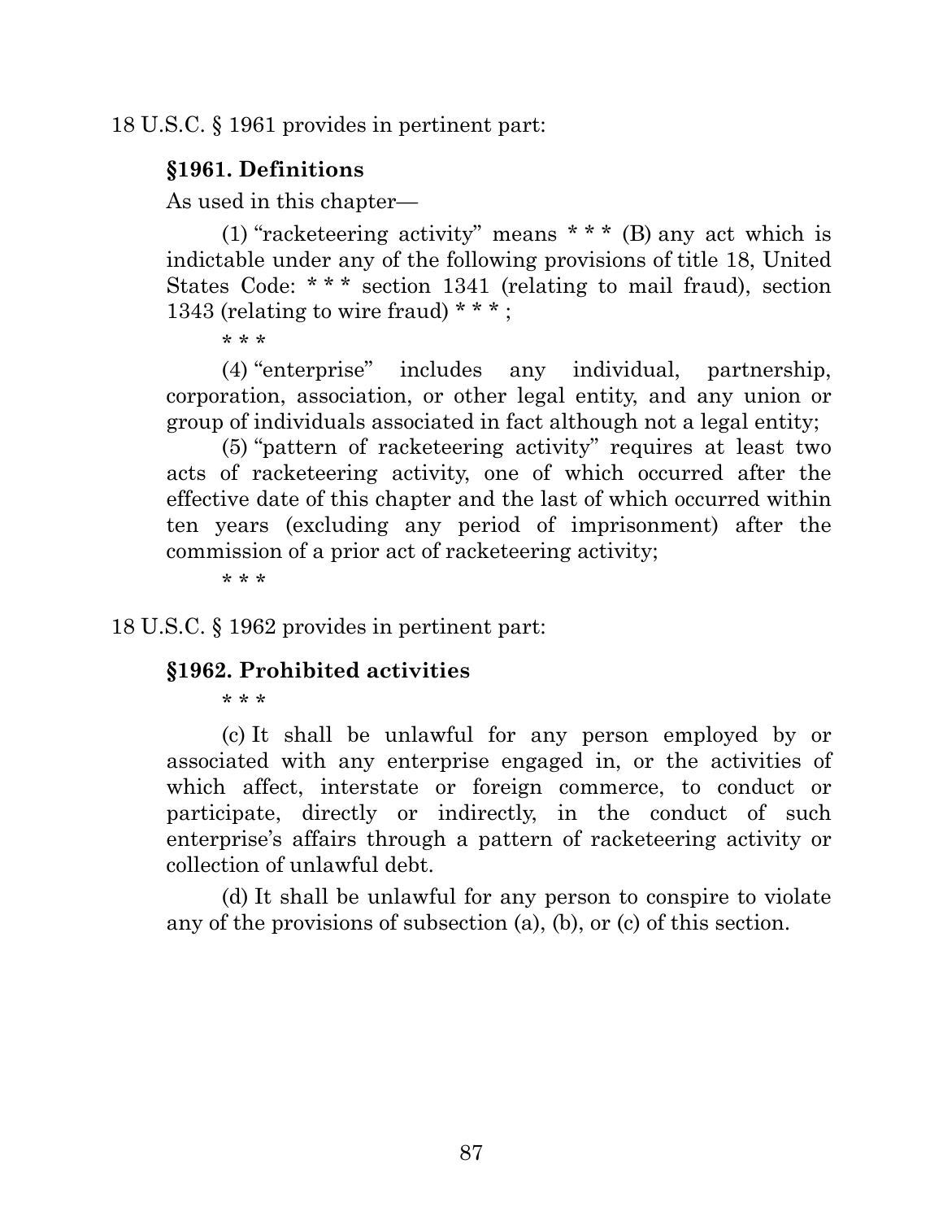18 U.S.C. § 1961 provides in pertinent part:

### §1961. Definitions

As used in this chapter—

(1) "racketeering activity" means * * * (B) any act which is indictable under any of the following provisions of title 18, United States Code: * * * section 1341 (relating to mail fraud), section 1343 (relating to wire fraud) * * * ;

* * *

(4) "enterprise" includes any individual, partnership, corporation, association, or other legal entity, and any union or group of individuals associated in fact although not a legal entity;

(5) "pattern of racketeering activity" requires at least two acts of racketeering activity, one of which occurred after the effective date of this chapter and the last of which occurred within ten years (excluding any period of imprisonment) after the commission of a prior act of racketeering activity;

* * *

18 U.S.C. § 1962 provides in pertinent part:

### §1962. Prohibited activities

* * *

(c) It shall be unlawful for any person employed by or associated with any enterprise engaged in, or the activities of which affect, interstate or foreign commerce, to conduct or participate, directly or indirectly, in the conduct of such enterprise's affairs through a pattern of racketeering activity or collection of unlawful debt.

(d) It shall be unlawful for any person to conspire to violate any of the provisions of subsection (a), (b), or (c) of this section.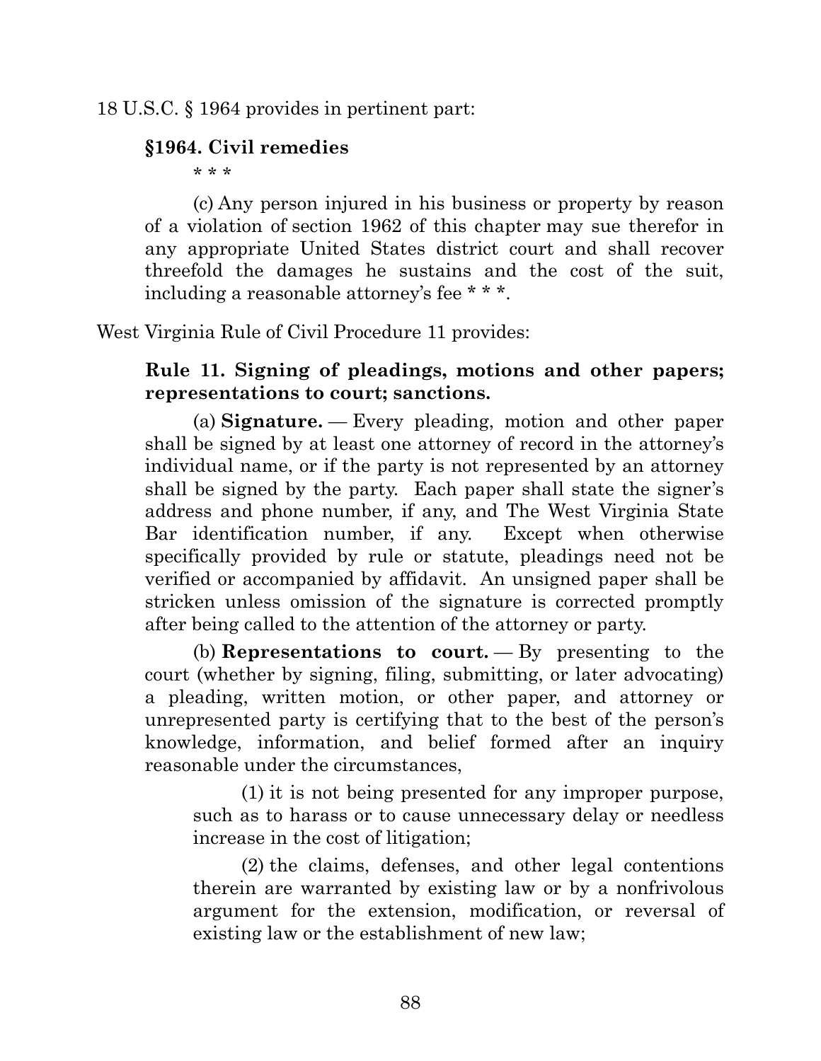18 U.S.C. § 1964 provides in pertinent part:

> **§1964. Civil remedies**
>
> \* \* \*
>
> (c) Any person injured in his business or property by reason of a violation of section 1962 of this chapter may sue therefor in any appropriate United States district court and shall recover threefold the damages he sustains and the cost of the suit, including a reasonable attorney's fee \* \* \*.

West Virginia Rule of Civil Procedure 11 provides:

> **Rule 11. Signing of pleadings, motions and other papers; representations to court; sanctions.**
>
> (a) **Signature.** — Every pleading, motion and other paper shall be signed by at least one attorney of record in the attorney's individual name, or if the party is not represented by an attorney shall be signed by the party. Each paper shall state the signer's address and phone number, if any, and The West Virginia State Bar identification number, if any. Except when otherwise specifically provided by rule or statute, pleadings need not be verified or accompanied by affidavit. An unsigned paper shall be stricken unless omission of the signature is corrected promptly after being called to the attention of the attorney or party.
>
> (b) **Representations to court.** — By presenting to the court (whether by signing, filing, submitting, or later advocating) a pleading, written motion, or other paper, and attorney or unrepresented party is certifying that to the best of the person's knowledge, information, and belief formed after an inquiry reasonable under the circumstances,
>
> > (1) it is not being presented for any improper purpose, such as to harass or to cause unnecessary delay or needless increase in the cost of litigation;
> >
> > (2) the claims, defenses, and other legal contentions therein are warranted by existing law or by a nonfrivolous argument for the extension, modification, or reversal of existing law or the establishment of new law;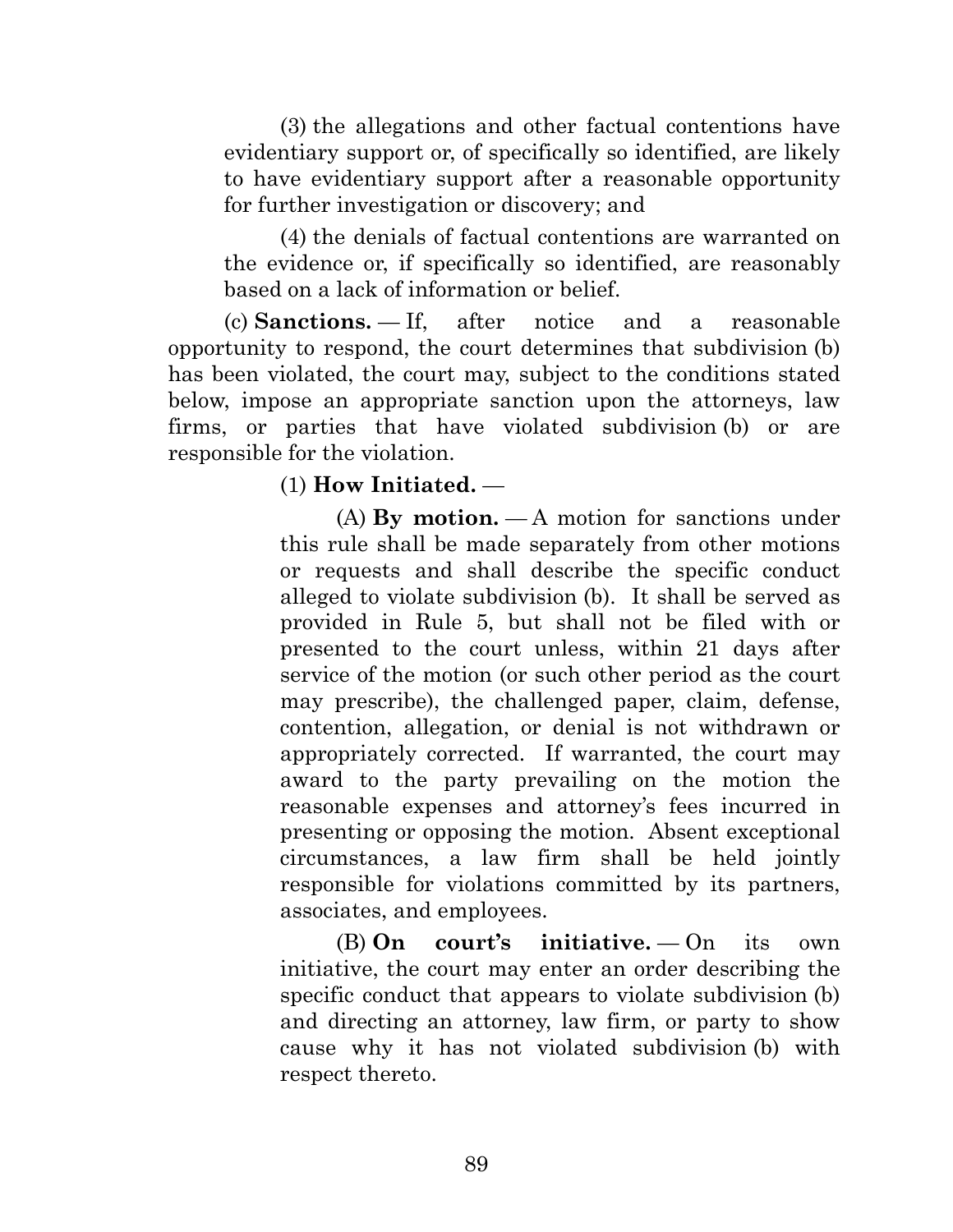(3) the allegations and other factual contentions have evidentiary support or, of specifically so identified, are likely to have evidentiary support after a reasonable opportunity for further investigation or discovery; and

(4) the denials of factual contentions are warranted on the evidence or, if specifically so identified, are reasonably based on a lack of information or belief.

(c) **Sanctions.** — If, after notice and a reasonable opportunity to respond, the court determines that subdivision (b) has been violated, the court may, subject to the conditions stated below, impose an appropriate sanction upon the attorneys, law firms, or parties that have violated subdivision (b) or are responsible for the violation.

(1) **How Initiated.** —

(A) **By motion.** — A motion for sanctions under this rule shall be made separately from other motions or requests and shall describe the specific conduct alleged to violate subdivision (b). It shall be served as provided in Rule 5, but shall not be filed with or presented to the court unless, within 21 days after service of the motion (or such other period as the court may prescribe), the challenged paper, claim, defense, contention, allegation, or denial is not withdrawn or appropriately corrected. If warranted, the court may award to the party prevailing on the motion the reasonable expenses and attorney's fees incurred in presenting or opposing the motion. Absent exceptional circumstances, a law firm shall be held jointly responsible for violations committed by its partners, associates, and employees.

(B) **On court's initiative.** — On its own initiative, the court may enter an order describing the specific conduct that appears to violate subdivision (b) and directing an attorney, law firm, or party to show cause why it has not violated subdivision (b) with respect thereto.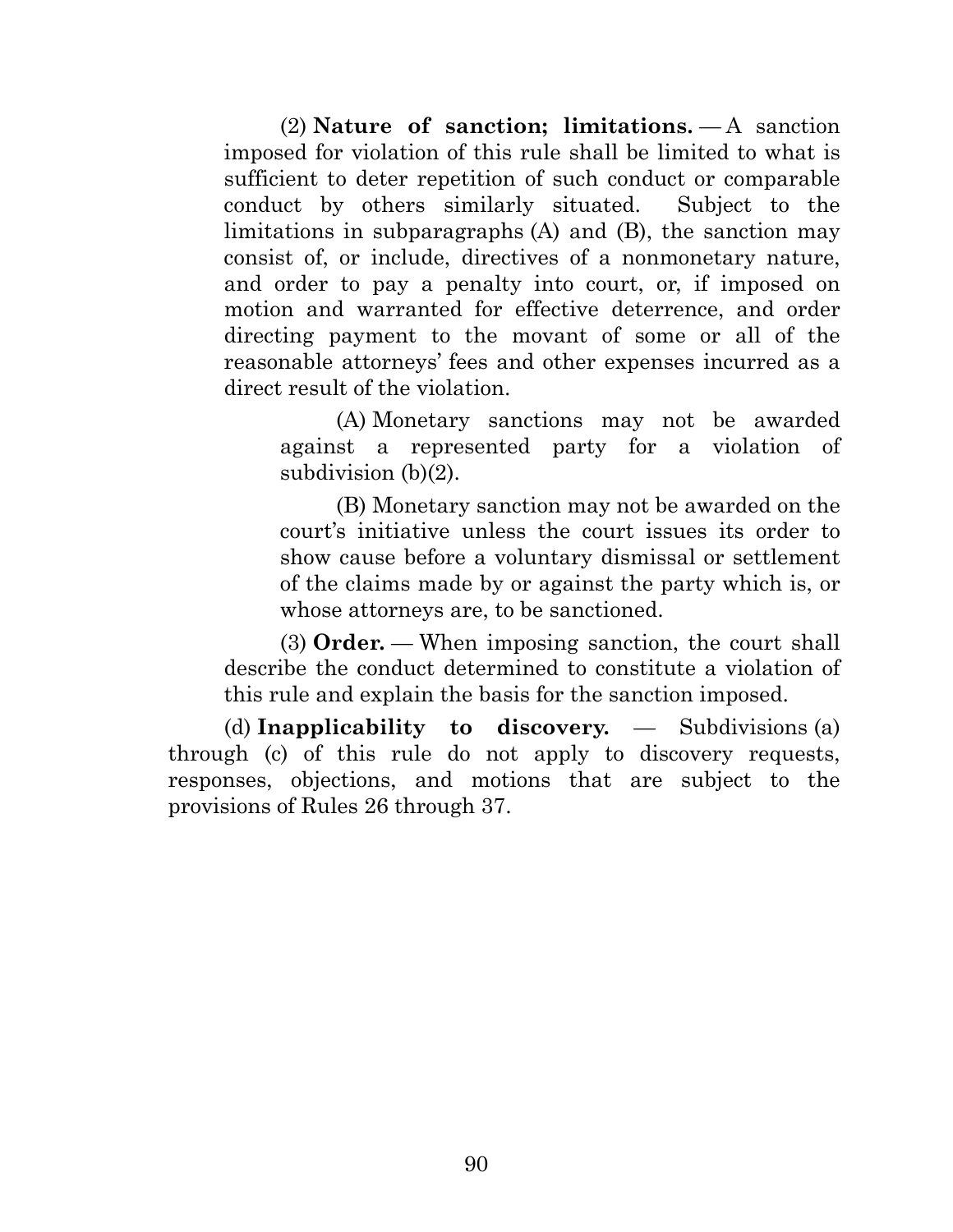(2) **Nature of sanction; limitations.** — A sanction imposed for violation of this rule shall be limited to what is sufficient to deter repetition of such conduct or comparable conduct by others similarly situated. Subject to the limitations in subparagraphs (A) and (B), the sanction may consist of, or include, directives of a nonmonetary nature, and order to pay a penalty into court, or, if imposed on motion and warranted for effective deterrence, and order directing payment to the movant of some or all of the reasonable attorneys' fees and other expenses incurred as a direct result of the violation.

(A) Monetary sanctions may not be awarded against a represented party for a violation of subdivision (b)(2).

(B) Monetary sanction may not be awarded on the court's initiative unless the court issues its order to show cause before a voluntary dismissal or settlement of the claims made by or against the party which is, or whose attorneys are, to be sanctioned.

(3) **Order.** — When imposing sanction, the court shall describe the conduct determined to constitute a violation of this rule and explain the basis for the sanction imposed.

(d) **Inapplicability to discovery.** — Subdivisions (a) through (c) of this rule do not apply to discovery requests, responses, objections, and motions that are subject to the provisions of Rules 26 through 37.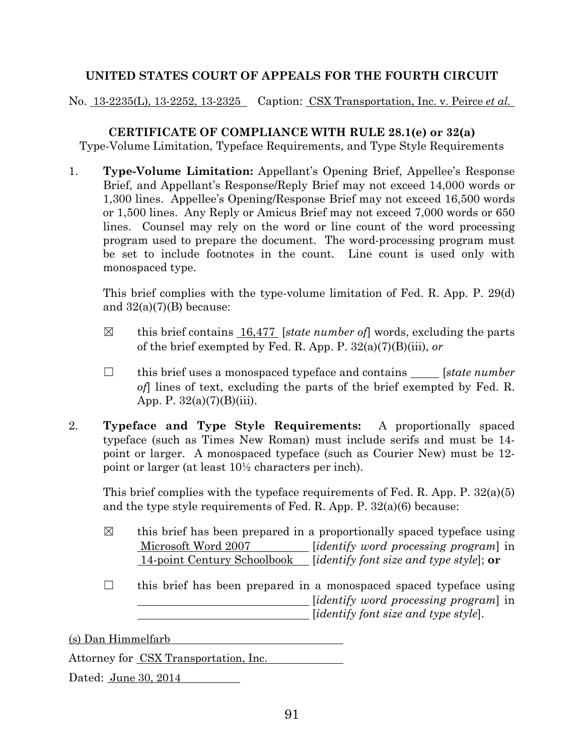**UNITED STATES COURT OF APPEALS FOR THE FOURTH CIRCUIT**

No. 13-2235(L), 13-2252, 13-2325 Caption: CSX Transportation, Inc. v. Peirce *et al.*

**CERTIFICATE OF COMPLIANCE WITH RULE 28.1(e) or 32(a)**

Type-Volume Limitation, Typeface Requirements, and Type Style Requirements

1. **Type-Volume Limitation:** Appellant's Opening Brief, Appellee's Response Brief, and Appellant's Response/Reply Brief may not exceed 14,000 words or 1,300 lines. Appellee's Opening/Response Brief may not exceed 16,500 words or 1,500 lines. Any Reply or Amicus Brief may not exceed 7,000 words or 650 lines. Counsel may rely on the word or line count of the word processing program used to prepare the document. The word-processing program must be set to include footnotes in the count. Line count is used only with monospaced type.

   This brief complies with the type-volume limitation of Fed. R. App. P. 29(d) and 32(a)(7)(B) because:

   ☒ this brief contains 16,477 [*state number of*] words, excluding the parts of the brief exempted by Fed. R. App. P. 32(a)(7)(B)(iii), *or*

   ☐ this brief uses a monospaced typeface and contains _____ [*state number of*] lines of text, excluding the parts of the brief exempted by Fed. R. App. P. 32(a)(7)(B)(iii).

2. **Typeface and Type Style Requirements:** A proportionally spaced typeface (such as Times New Roman) must include serifs and must be 14-point or larger. A monospaced typeface (such as Courier New) must be 12-point or larger (at least 10½ characters per inch).

   This brief complies with the typeface requirements of Fed. R. App. P. 32(a)(5) and the type style requirements of Fed. R. App. P. 32(a)(6) because:

   ☒ this brief has been prepared in a proportionally spaced typeface using Microsoft Word 2007 [*identify word processing program*] in 14-point Century Schoolbook [*identify font size and type style*]; **or**

   ☐ this brief has been prepared in a monospaced spaced typeface using _____________ [*identify word processing program*] in _____________ [*identify font size and type style*].

(s) Dan Himmelfarb

Attorney for CSX Transportation, Inc.

Dated: June 30, 2014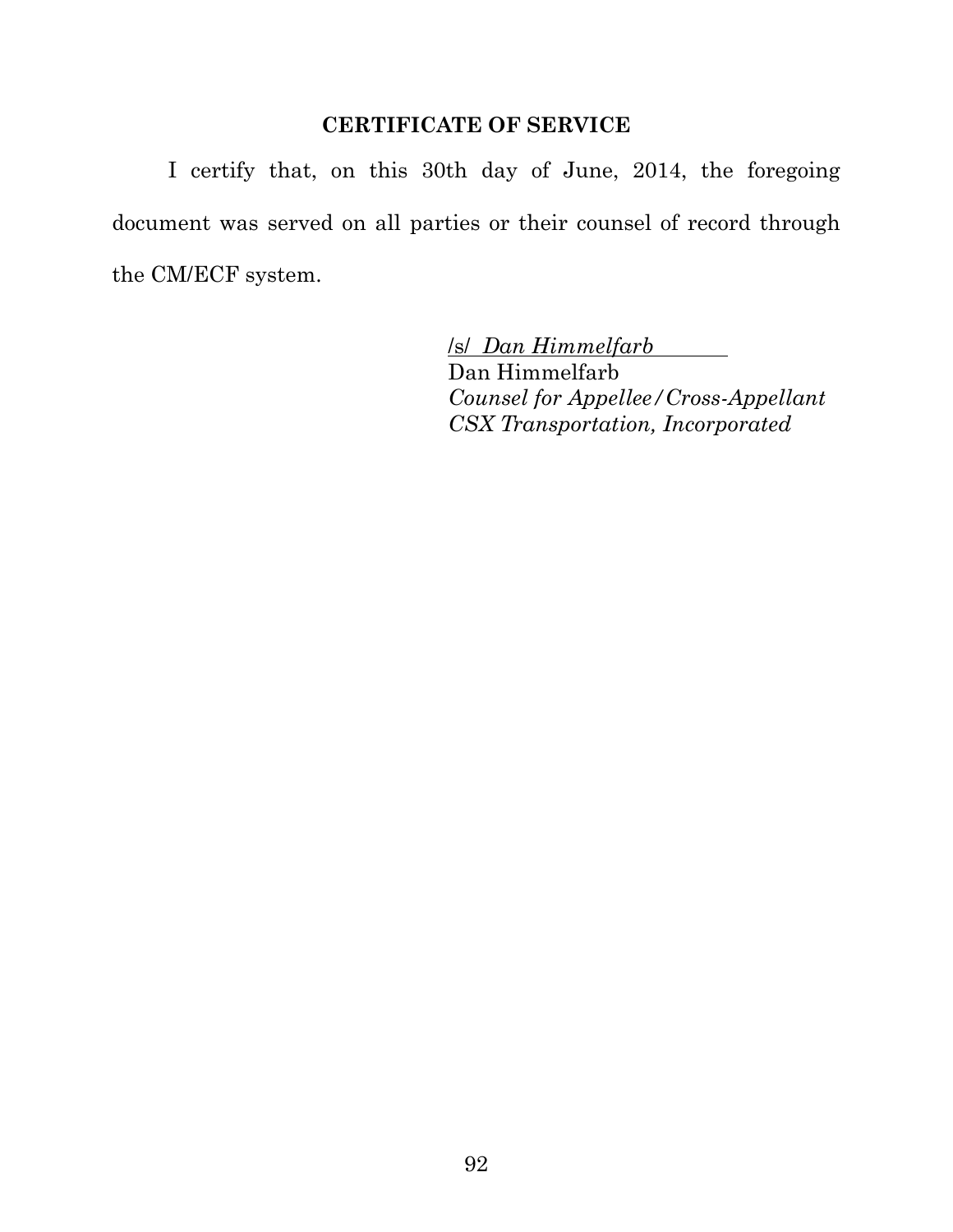## CERTIFICATE OF SERVICE

I certify that, on this 30th day of June, 2014, the foregoing document was served on all parties or their counsel of record through the CM/ECF system.

/s/ *Dan Himmelfarb*
Dan Himmelfarb
*Counsel for Appellee/Cross-Appellant*
*CSX Transportation, Incorporated*